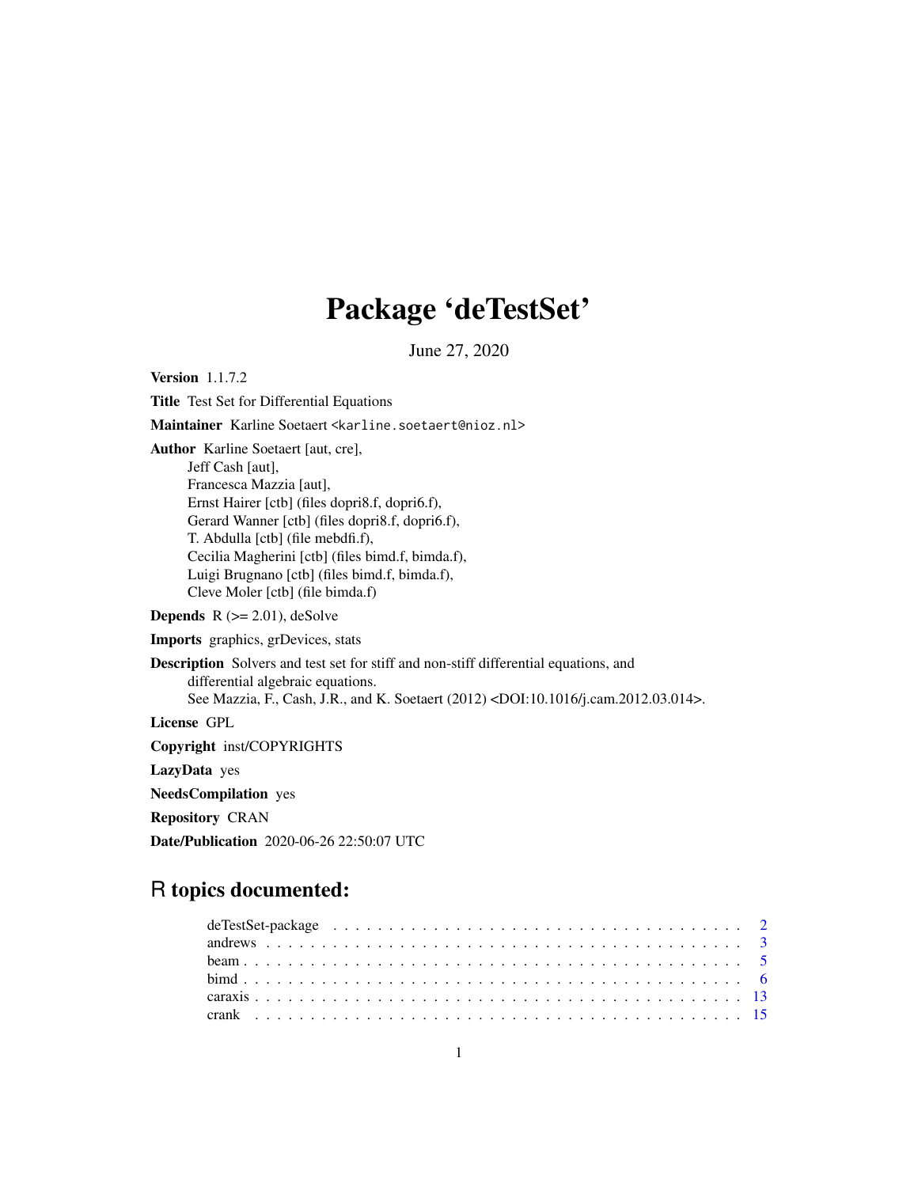# Package 'deTestSet'

June 27, 2020

**Version** 1.1.7.2

**Title** Test Set for Differential Equations

**Maintainer** Karline Soetaert <karline.soetaert@nioz.nl>

**Author** Karline Soetaert [aut, cre],
Jeff Cash [aut],
Francesca Mazzia [aut],
Ernst Hairer [ctb] (files dopri8.f, dopri6.f),
Gerard Wanner [ctb] (files dopri8.f, dopri6.f),
T. Abdulla [ctb] (file mebdfi.f),
Cecilia Magherini [ctb] (files bimd.f, bimda.f),
Luigi Brugnano [ctb] (files bimd.f, bimda.f),
Cleve Moler [ctb] (file bimda.f)

**Depends** R (>= 2.01), deSolve

**Imports** graphics, grDevices, stats

**Description** Solvers and test set for stiff and non-stiff differential equations, and differential algebraic equations.
See Mazzia, F., Cash, J.R., and K. Soetaert (2012) <DOI:10.1016/j.cam.2012.03.014>.

**License** GPL

**Copyright** inst/COPYRIGHTS

**LazyData** yes

**NeedsCompilation** yes

**Repository** CRAN

**Date/Publication** 2020-06-26 22:50:07 UTC

## R topics documented:

| | |
|---|---|
| deTestSet-package | 2 |
| andrews | 3 |
| beam | 5 |
| bimd | 6 |
| caraxis | 13 |
| crank | 15 |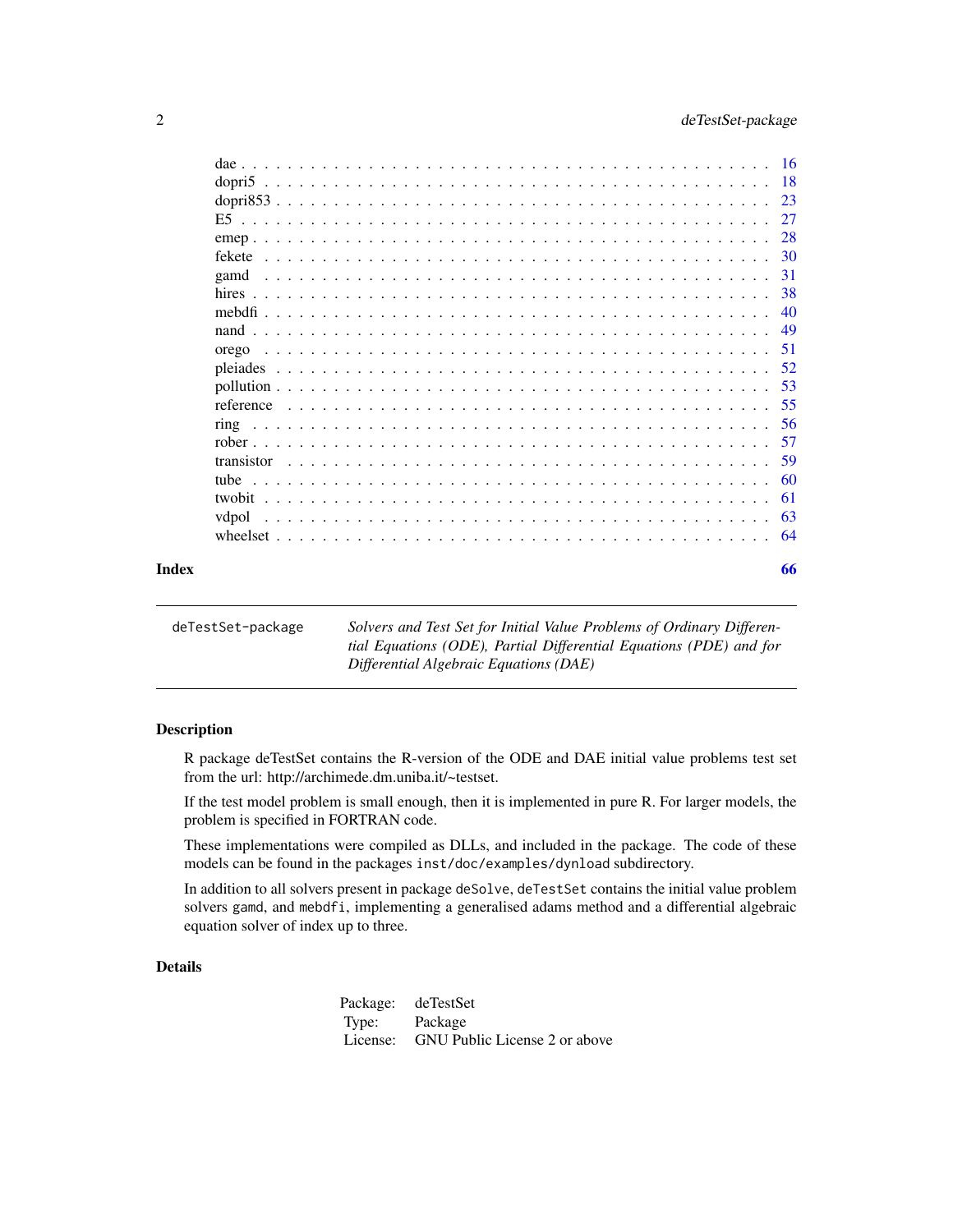dae . . . . . . . . . . . . . . . . . . . . . . . . . . . . . . . . . . . . . . . . 16
dopri5 . . . . . . . . . . . . . . . . . . . . . . . . . . . . . . . . . . . . . . . 18
dopri853 . . . . . . . . . . . . . . . . . . . . . . . . . . . . . . . . . . . . . 23
E5 . . . . . . . . . . . . . . . . . . . . . . . . . . . . . . . . . . . . . . . . . 27
emep . . . . . . . . . . . . . . . . . . . . . . . . . . . . . . . . . . . . . . . . 28
fekete . . . . . . . . . . . . . . . . . . . . . . . . . . . . . . . . . . . . . . . 30
gamd . . . . . . . . . . . . . . . . . . . . . . . . . . . . . . . . . . . . . . . . 31
hires . . . . . . . . . . . . . . . . . . . . . . . . . . . . . . . . . . . . . . . . 38
mebdfi . . . . . . . . . . . . . . . . . . . . . . . . . . . . . . . . . . . . . . . 40
nand . . . . . . . . . . . . . . . . . . . . . . . . . . . . . . . . . . . . . . . . 49
orego . . . . . . . . . . . . . . . . . . . . . . . . . . . . . . . . . . . . . . . . 51
pleiades . . . . . . . . . . . . . . . . . . . . . . . . . . . . . . . . . . . . . . 52
pollution . . . . . . . . . . . . . . . . . . . . . . . . . . . . . . . . . . . . . 53
reference . . . . . . . . . . . . . . . . . . . . . . . . . . . . . . . . . . . . . 55
ring . . . . . . . . . . . . . . . . . . . . . . . . . . . . . . . . . . . . . . . . . 56
rober . . . . . . . . . . . . . . . . . . . . . . . . . . . . . . . . . . . . . . . . 57
transistor . . . . . . . . . . . . . . . . . . . . . . . . . . . . . . . . . . . . . 59
tube . . . . . . . . . . . . . . . . . . . . . . . . . . . . . . . . . . . . . . . . . 60
twobit . . . . . . . . . . . . . . . . . . . . . . . . . . . . . . . . . . . . . . . . 61
vdpol . . . . . . . . . . . . . . . . . . . . . . . . . . . . . . . . . . . . . . . . 63
wheelset . . . . . . . . . . . . . . . . . . . . . . . . . . . . . . . . . . . . . . 64

**Index** **66**

---

`deTestSet-package` *Solvers and Test Set for Initial Value Problems of Ordinary Differential Equations (ODE), Partial Differential Equations (PDE) and for Differential Algebraic Equations (DAE)*

---

## Description

R package deTestSet contains the R-version of the ODE and DAE initial value problems test set from the url: http://archimede.dm.uniba.it/~testset.

If the test model problem is small enough, then it is implemented in pure R. For larger models, the problem is specified in FORTRAN code.

These implementations were compiled as DLLs, and included in the package. The code of these models can be found in the packages `inst/doc/examples/dynload` subdirectory.

In addition to all solvers present in package `deSolve`, `deTestSet` contains the initial value problem solvers `gamd`, and `mebdfi`, implementing a generalised adams method and a differential algebraic equation solver of index up to three.

## Details

| | |
|---|---|
| Package: | deTestSet |
| Type: | Package |
| License: | GNU Public License 2 or above |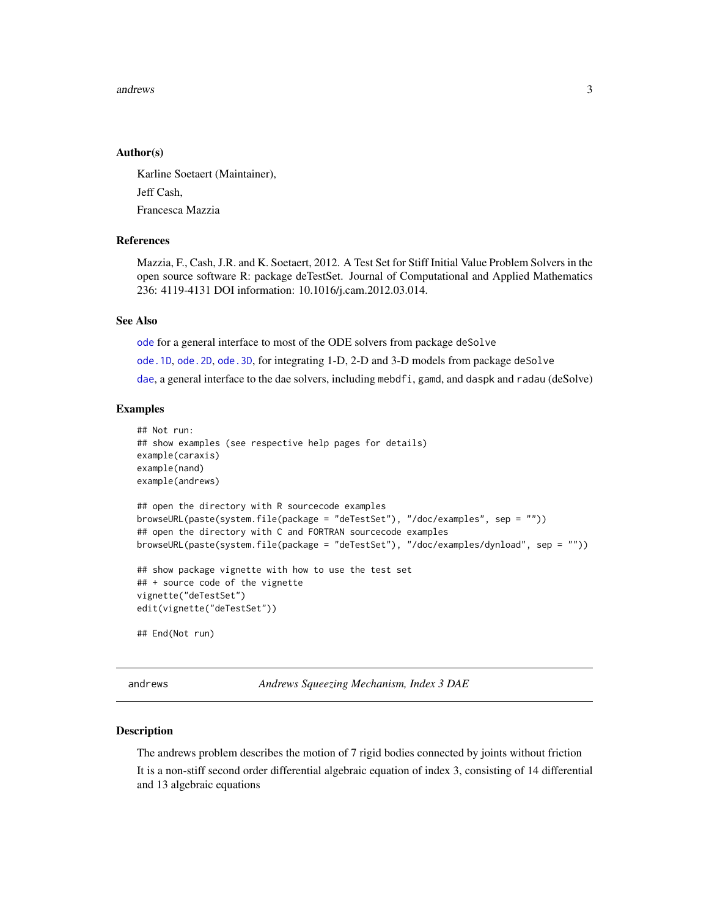### Author(s)

Karline Soetaert (Maintainer),

Jeff Cash,

Francesca Mazzia

### References

Mazzia, F., Cash, J.R. and K. Soetaert, 2012. A Test Set for Stiff Initial Value Problem Solvers in the open source software R: package deTestSet. Journal of Computational and Applied Mathematics 236: 4119-4131 DOI information: 10.1016/j.cam.2012.03.014.

### See Also

`ode` for a general interface to most of the ODE solvers from package `deSolve`

`ode.1D`, `ode.2D`, `ode.3D`, for integrating 1-D, 2-D and 3-D models from package `deSolve`

`dae`, a general interface to the dae solvers, including `mebdfi`, `gamd`, and `daspk` and `radau` (deSolve)

### Examples

```
## Not run:
## show examples (see respective help pages for details)
example(caraxis)
example(nand)
example(andrews)

## open the directory with R sourcecode examples
browseURL(paste(system.file(package = "deTestSet"), "/doc/examples", sep = ""))
## open the directory with C and FORTRAN sourcecode examples
browseURL(paste(system.file(package = "deTestSet"), "/doc/examples/dynload", sep = ""))

## show package vignette with how to use the test set
## + source code of the vignette
vignette("deTestSet")
edit(vignette("deTestSet"))

## End(Not run)
```

---

## andrews — *Andrews Squeezing Mechanism, Index 3 DAE*

### Description

The andrews problem describes the motion of 7 rigid bodies connected by joints without friction

It is a non-stiff second order differential algebraic equation of index 3, consisting of 14 differential and 13 algebraic equations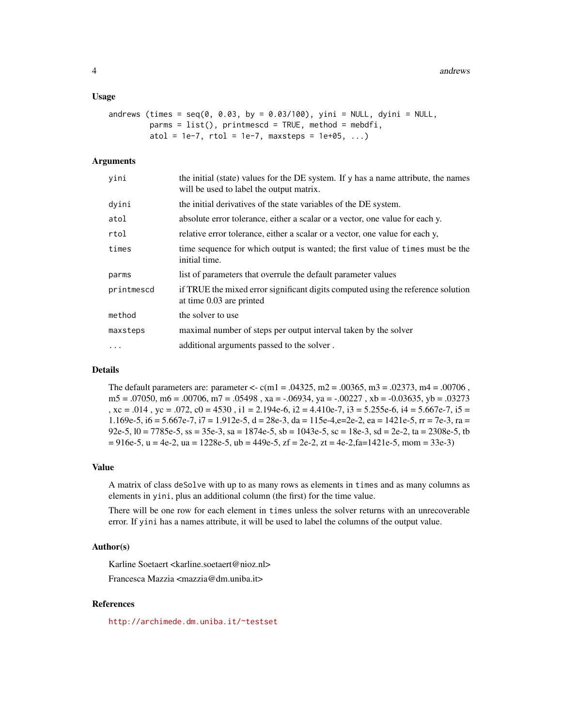### Usage

```
andrews (times = seq(0, 0.03, by = 0.03/100), yini = NULL, dyini = NULL,
        parms = list(), printmescd = TRUE, method = mebdfi,
        atol = 1e-7, rtol = 1e-7, maxsteps = 1e+05, ...)
```

### Arguments

| | |
|---|---|
| yini | the initial (state) values for the DE system. If y has a name attribute, the names will be used to label the output matrix. |
| dyini | the initial derivatives of the state variables of the DE system. |
| atol | absolute error tolerance, either a scalar or a vector, one value for each y. |
| rtol | relative error tolerance, either a scalar or a vector, one value for each y, |
| times | time sequence for which output is wanted; the first value of `times` must be the initial time. |
| parms | list of parameters that overrule the default parameter values |
| printmescd | if TRUE the mixed error significant digits computed using the reference solution at time 0.03 are printed |
| method | the solver to use |
| maxsteps | maximal number of steps per output interval taken by the solver |
| ... | additional arguments passed to the solver . |

### Details

The default parameters are: parameter <- c(m1 = .04325, m2 = .00365, m3 = .02373, m4 = .00706 , m5 = .07050, m6 = .00706, m7 = .05498 , xa = -.06934, ya = -.00227 , xb = -0.03635, yb = .03273 , xc = .014 , yc = .072, c0 = 4530 , i1 = 2.194e-6, i2 = 4.410e-7, i3 = 5.255e-6, i4 = 5.667e-7, i5 = 1.169e-5, i6 = 5.667e-7, i7 = 1.912e-5, d = 28e-3, da = 115e-4,e=2e-2, ea = 1421e-5, rr = 7e-3, ra = 92e-5, l0 = 7785e-5, ss = 35e-3, sa = 1874e-5, sb = 1043e-5, sc = 18e-3, sd = 2e-2, ta = 2308e-5, tb = 916e-5, u = 4e-2, ua = 1228e-5, ub = 449e-5, zf = 2e-2, zt = 4e-2,fa=1421e-5, mom = 33e-3)

### Value

A matrix of class `deSolve` with up to as many rows as elements in `times` and as many columns as elements in `yini`, plus an additional column (the first) for the time value.

There will be one row for each element in `times` unless the solver returns with an unrecoverable error. If `yini` has a names attribute, it will be used to label the columns of the output value.

### Author(s)

Karline Soetaert <karline.soetaert@nioz.nl>

Francesca Mazzia <mazzia@dm.uniba.it>

### References

http://archimede.dm.uniba.it/~testset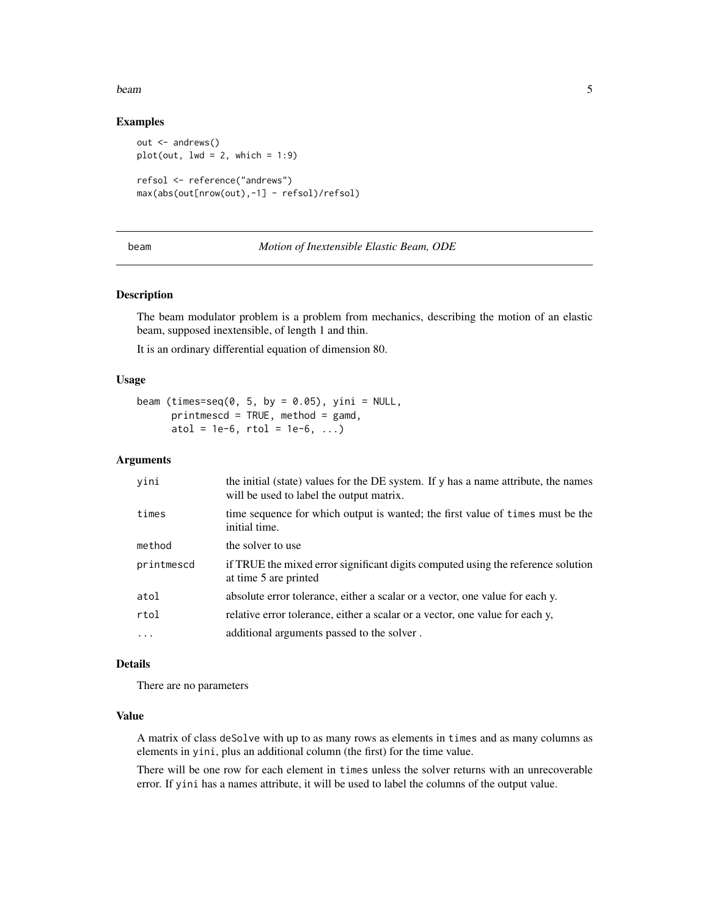### Examples

```
out <- andrews()
plot(out, lwd = 2, which = 1:9)

refsol <- reference("andrews")
max(abs(out[nrow(out),-1] - refsol)/refsol)
```

---

## beam — *Motion of Inextensible Elastic Beam, ODE*

---

### Description

The beam modulator problem is a problem from mechanics, describing the motion of an elastic beam, supposed inextensible, of length 1 and thin.

It is an ordinary differential equation of dimension 80.

### Usage

```
beam (times=seq(0, 5, by = 0.05), yini = NULL,
      printmescd = TRUE, method = gamd,
      atol = 1e-6, rtol = 1e-6, ...)
```

### Arguments

| | |
|---|---|
| yini | the initial (state) values for the DE system. If y has a name attribute, the names will be used to label the output matrix. |
| times | time sequence for which output is wanted; the first value of times must be the initial time. |
| method | the solver to use |
| printmescd | if TRUE the mixed error significant digits computed using the reference solution at time 5 are printed |
| atol | absolute error tolerance, either a scalar or a vector, one value for each y. |
| rtol | relative error tolerance, either a scalar or a vector, one value for each y, |
| ... | additional arguments passed to the solver . |

### Details

There are no parameters

### Value

A matrix of class deSolve with up to as many rows as elements in times and as many columns as elements in yini, plus an additional column (the first) for the time value.

There will be one row for each element in times unless the solver returns with an unrecoverable error. If yini has a names attribute, it will be used to label the columns of the output value.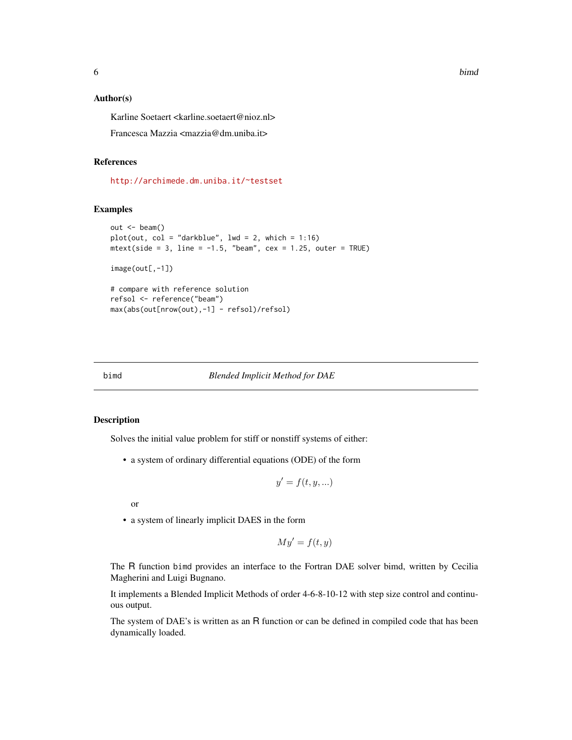### Author(s)

Karline Soetaert <karline.soetaert@nioz.nl>

Francesca Mazzia <mazzia@dm.uniba.it>

### References

http://archimede.dm.uniba.it/~testset

### Examples

```
out <- beam()
plot(out, col = "darkblue", lwd = 2, which = 1:16)
mtext(side = 3, line = -1.5, "beam", cex = 1.25, outer = TRUE)

image(out[,-1])

# compare with reference solution
refsol <- reference("beam")
max(abs(out[nrow(out),-1] - refsol)/refsol)
```

---

## bimd &nbsp;&nbsp;&nbsp; *Blended Implicit Method for DAE*

---

### Description

Solves the initial value problem for stiff or nonstiff systems of either:

- a system of ordinary differential equations (ODE) of the form

$$y' = f(t, y, ...)$$

or

- a system of linearly implicit DAES in the form

$$My' = f(t, y)$$

The R function `bimd` provides an interface to the Fortran DAE solver bimd, written by Cecilia Magherini and Luigi Bugnano.

It implements a Blended Implicit Methods of order 4-6-8-10-12 with step size control and continuous output.

The system of DAE's is written as an R function or can be defined in compiled code that has been dynamically loaded.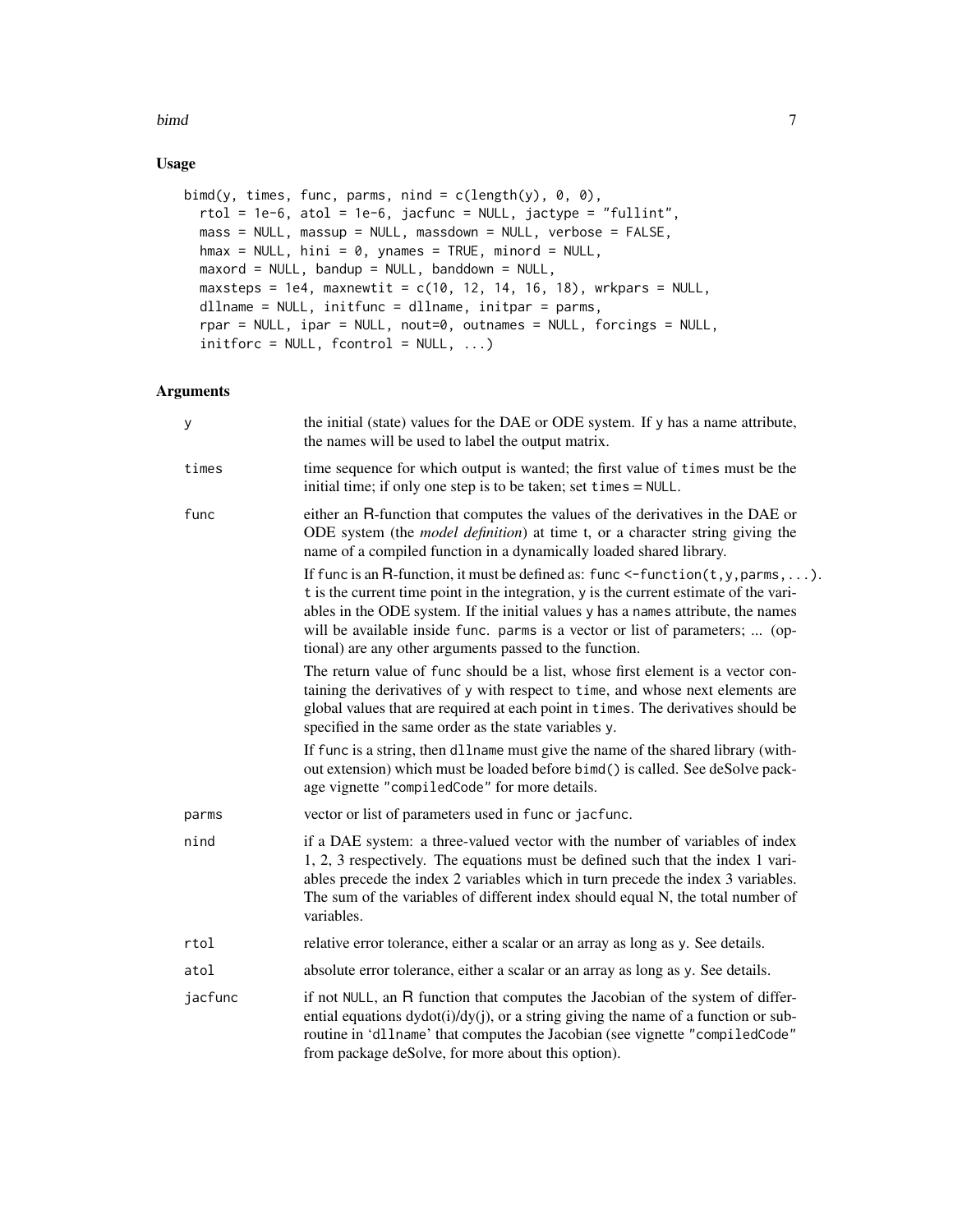## Usage

```
bimd(y, times, func, parms, nind = c(length(y), 0, 0),
  rtol = 1e-6, atol = 1e-6, jacfunc = NULL, jactype = "fullint",
  mass = NULL, massup = NULL, massdown = NULL, verbose = FALSE,
  hmax = NULL, hini = 0, ynames = TRUE, minord = NULL,
  maxord = NULL, bandup = NULL, banddown = NULL,
  maxsteps = 1e4, maxnewtit = c(10, 12, 14, 16, 18), wrkpars = NULL,
  dllname = NULL, initfunc = dllname, initpar = parms,
  rpar = NULL, ipar = NULL, nout=0, outnames = NULL, forcings = NULL,
  initforc = NULL, fcontrol = NULL, ...)
```

## Arguments

| | |
|---|---|
| `y` | the initial (state) values for the DAE or ODE system. If `y` has a name attribute, the names will be used to label the output matrix. |
| `times` | time sequence for which output is wanted; the first value of `times` must be the initial time; if only one step is to be taken; set `times` = `NULL`. |
| `func` | either an R-function that computes the values of the derivatives in the DAE or ODE system (the *model definition*) at time t, or a character string giving the name of a compiled function in a dynamically loaded shared library.<br><br>If `func` is an R-function, it must be defined as: `func <-function(t,y,parms,...)`. `t` is the current time point in the integration, `y` is the current estimate of the variables in the ODE system. If the initial values `y` has a `names` attribute, the names will be available inside `func`. `parms` is a vector or list of parameters; ... (optional) are any other arguments passed to the function.<br><br>The return value of `func` should be a list, whose first element is a vector containing the derivatives of `y` with respect to `time`, and whose next elements are global values that are required at each point in `times`. The derivatives should be specified in the same order as the state variables `y`.<br><br>If `func` is a string, then `dllname` must give the name of the shared library (without extension) which must be loaded before `bimd()` is called. See deSolve package vignette `"compiledCode"` for more details. |
| `parms` | vector or list of parameters used in `func` or `jacfunc`. |
| `nind` | if a DAE system: a three-valued vector with the number of variables of index 1, 2, 3 respectively. The equations must be defined such that the index 1 variables precede the index 2 variables which in turn precede the index 3 variables. The sum of the variables of different index should equal N, the total number of variables. |
| `rtol` | relative error tolerance, either a scalar or an array as long as `y`. See details. |
| `atol` | absolute error tolerance, either a scalar or an array as long as `y`. See details. |
| `jacfunc` | if not `NULL`, an R function that computes the Jacobian of the system of differential equations dydot(i)/dy(j), or a string giving the name of a function or subroutine in '`dllname`' that computes the Jacobian (see vignette `"compiledCode"` from package deSolve, for more about this option). |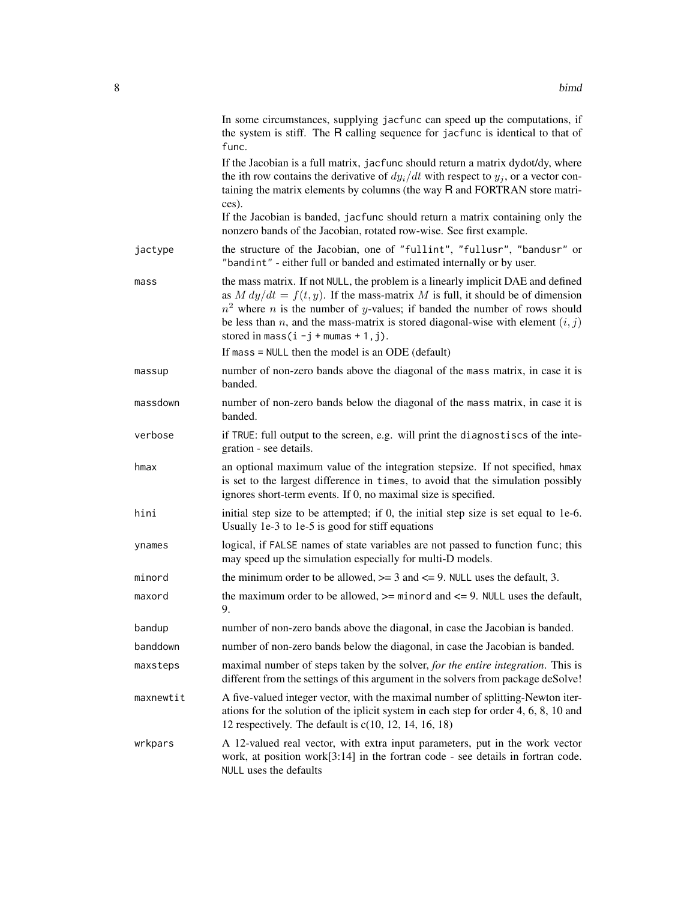In some circumstances, supplying `jacfunc` can speed up the computations, if the system is stiff. The R calling sequence for `jacfunc` is identical to that of `func`.

If the Jacobian is a full matrix, `jacfunc` should return a matrix dydot/dy, where the ith row contains the derivative of $dy_i/dt$ with respect to $y_j$, or a vector containing the matrix elements by columns (the way R and FORTRAN store matrices).

If the Jacobian is banded, `jacfunc` should return a matrix containing only the nonzero bands of the Jacobian, rotated row-wise. See first example.

`jactype`
: the structure of the Jacobian, one of `"fullint"`, `"fullusr"`, `"bandusr"` or `"bandint"` - either full or banded and estimated internally or by user.

`mass`
: the mass matrix. If not `NULL`, the problem is a linearly implicit DAE and defined as $M\,dy/dt = f(t, y)$. If the mass-matrix $M$ is full, it should be of dimension $n^2$ where $n$ is the number of $y$-values; if banded the number of rows should be less than $n$, and the mass-matrix is stored diagonal-wise with element $(i, j)$ stored in `mass(i -j + mumas + 1,j)`.

  If `mass = NULL` then the model is an ODE (default)

`massup`
: number of non-zero bands above the diagonal of the `mass` matrix, in case it is banded.

`massdown`
: number of non-zero bands below the diagonal of the `mass` matrix, in case it is banded.

`verbose`
: if `TRUE`: full output to the screen, e.g. will print the `diagnostiscs` of the integration - see details.

`hmax`
: an optional maximum value of the integration stepsize. If not specified, `hmax` is set to the largest difference in `times`, to avoid that the simulation possibly ignores short-term events. If 0, no maximal size is specified.

`hini`
: initial step size to be attempted; if 0, the initial step size is set equal to 1e-6. Usually 1e-3 to 1e-5 is good for stiff equations

`ynames`
: logical, if `FALSE` names of state variables are not passed to function `func`; this may speed up the simulation especially for multi-D models.

`minord`
: the minimum order to be allowed, >= 3 and <= 9. `NULL` uses the default, 3.

`maxord`
: the maximum order to be allowed, >= `minord` and <= 9. `NULL` uses the default, 9.

`bandup`
: number of non-zero bands above the diagonal, in case the Jacobian is banded.

`banddown`
: number of non-zero bands below the diagonal, in case the Jacobian is banded.

`maxsteps`
: maximal number of steps taken by the solver, *for the entire integration*. This is different from the settings of this argument in the solvers from package deSolve!

`maxnewtit`
: A five-valued integer vector, with the maximal number of splitting-Newton iterations for the solution of the iplicit system in each step for order 4, 6, 8, 10 and 12 respectively. The default is c(10, 12, 14, 16, 18)

`wrkpars`
: A 12-valued real vector, with extra input parameters, put in the work vector work, at position work[3:14] in the fortran code - see details in fortran code. `NULL` uses the defaults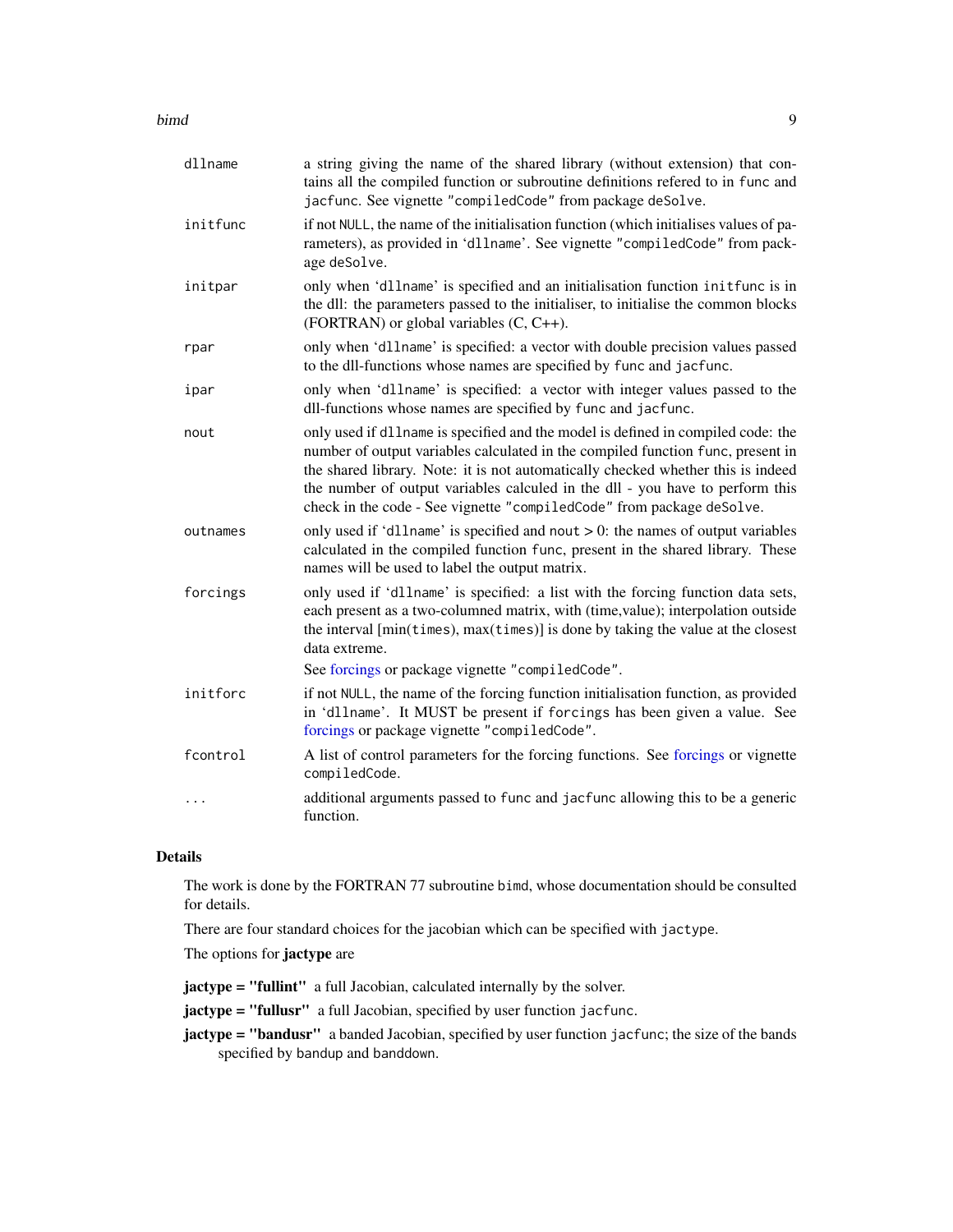| | |
|---|---|
| `dllname` | a string giving the name of the shared library (without extension) that contains all the compiled function or subroutine definitions refered to in `func` and `jacfunc`. See vignette "`compiledCode`" from package `deSolve`. |
| `initfunc` | if not `NULL`, the name of the initialisation function (which initialises values of parameters), as provided in '`dllname`'. See vignette "`compiledCode`" from package `deSolve`. |
| `initpar` | only when '`dllname`' is specified and an initialisation function `initfunc` is in the dll: the parameters passed to the initialiser, to initialise the common blocks (FORTRAN) or global variables (C, C++). |
| `rpar` | only when '`dllname`' is specified: a vector with double precision values passed to the dll-functions whose names are specified by `func` and `jacfunc`. |
| `ipar` | only when '`dllname`' is specified: a vector with integer values passed to the dll-functions whose names are specified by `func` and `jacfunc`. |
| `nout` | only used if `dllname` is specified and the model is defined in compiled code: the number of output variables calculated in the compiled function `func`, present in the shared library. Note: it is not automatically checked whether this is indeed the number of output variables calculed in the dll - you have to perform this check in the code - See vignette "`compiledCode`" from package `deSolve`. |
| `outnames` | only used if '`dllname`' is specified and `nout` > 0: the names of output variables calculated in the compiled function `func`, present in the shared library. These names will be used to label the output matrix. |
| `forcings` | only used if '`dllname`' is specified: a list with the forcing function data sets, each present as a two-columned matrix, with (time,value); interpolation outside the interval [min(`times`), max(`times`)] is done by taking the value at the closest data extreme. See forcings or package vignette "`compiledCode`". |
| `initforc` | if not `NULL`, the name of the forcing function initialisation function, as provided in '`dllname`'. It MUST be present if `forcings` has been given a value. See forcings or package vignette "`compiledCode`". |
| `fcontrol` | A list of control parameters for the forcing functions. See forcings or vignette `compiledCode`. |
| `...` | additional arguments passed to `func` and `jacfunc` allowing this to be a generic function. |

## Details

The work is done by the FORTRAN 77 subroutine `bimd`, whose documentation should be consulted for details.

There are four standard choices for the jacobian which can be specified with `jactype`.

The options for **jactype** are

**jactype = "fullint"** a full Jacobian, calculated internally by the solver.

**jactype = "fullusr"** a full Jacobian, specified by user function `jacfunc`.

**jactype = "bandusr"** a banded Jacobian, specified by user function `jacfunc`; the size of the bands specified by `bandup` and `banddown`.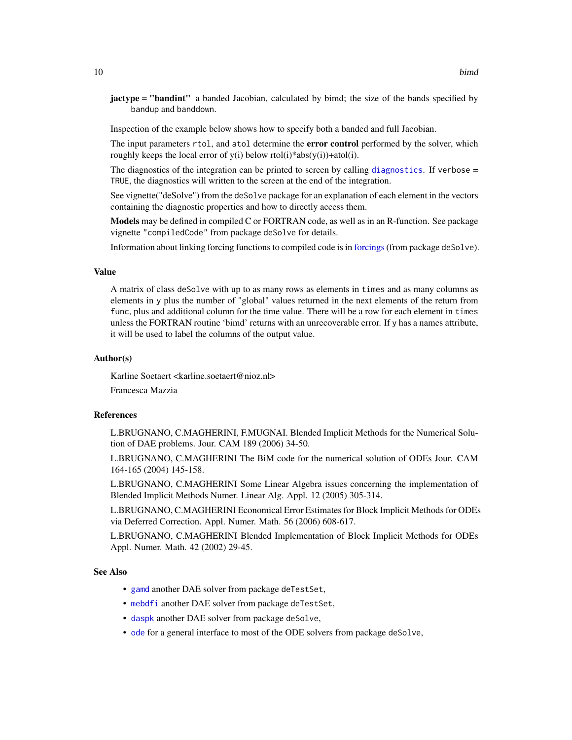**jactype = "bandint"** a banded Jacobian, calculated by bimd; the size of the bands specified by `bandup` and `banddown`.

Inspection of the example below shows how to specify both a banded and full Jacobian.

The input parameters `rtol`, and `atol` determine the **error control** performed by the solver, which roughly keeps the local error of y(i) below rtol(i)*abs(y(i))+atol(i).

The diagnostics of the integration can be printed to screen by calling `diagnostics`. If `verbose = TRUE`, the diagnostics will written to the screen at the end of the integration.

See vignette("deSolve") from the `deSolve` package for an explanation of each element in the vectors containing the diagnostic properties and how to directly access them.

**Models** may be defined in compiled C or FORTRAN code, as well as in an R-function. See package vignette `"compiledCode"` from package `deSolve` for details.

Information about linking forcing functions to compiled code is in forcings (from package `deSolve`).

## Value

A matrix of class `deSolve` with up to as many rows as elements in `times` and as many columns as elements in `y` plus the number of "global" values returned in the next elements of the return from `func`, plus and additional column for the time value. There will be a row for each element in `times` unless the FORTRAN routine 'bimd' returns with an unrecoverable error. If `y` has a names attribute, it will be used to label the columns of the output value.

## Author(s)

Karline Soetaert <karline.soetaert@nioz.nl>

Francesca Mazzia

## References

L.BRUGNANO, C.MAGHERINI, F.MUGNAI. Blended Implicit Methods for the Numerical Solution of DAE problems. Jour. CAM 189 (2006) 34-50.

L.BRUGNANO, C.MAGHERINI The BiM code for the numerical solution of ODEs Jour. CAM 164-165 (2004) 145-158.

L.BRUGNANO, C.MAGHERINI Some Linear Algebra issues concerning the implementation of Blended Implicit Methods Numer. Linear Alg. Appl. 12 (2005) 305-314.

L.BRUGNANO, C.MAGHERINI Economical Error Estimates for Block Implicit Methods for ODEs via Deferred Correction. Appl. Numer. Math. 56 (2006) 608-617.

L.BRUGNANO, C.MAGHERINI Blended Implementation of Block Implicit Methods for ODEs Appl. Numer. Math. 42 (2002) 29-45.

## See Also

- `gamd` another DAE solver from package `deTestSet`,
- `mebdfi` another DAE solver from package `deTestSet`,
- `daspk` another DAE solver from package `deSolve`,
- `ode` for a general interface to most of the ODE solvers from package `deSolve`,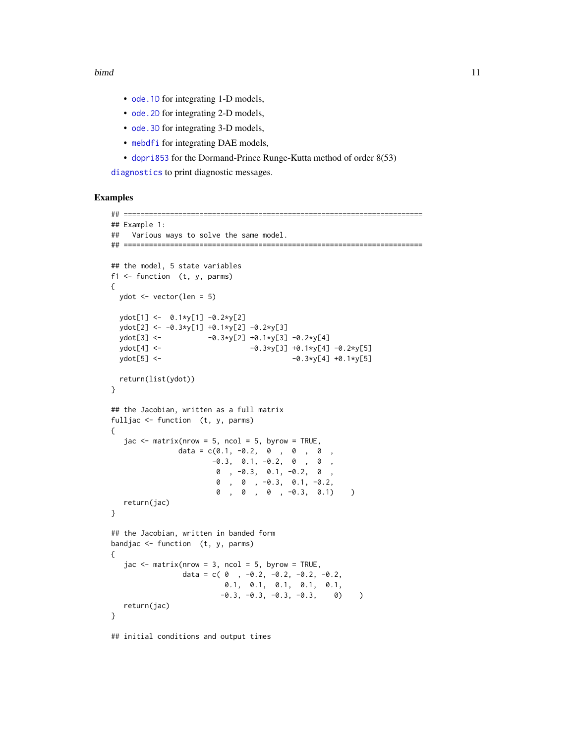- `ode.1D` for integrating 1-D models,
- `ode.2D` for integrating 2-D models,
- `ode.3D` for integrating 3-D models,
- `mebdfi` for integrating DAE models,
- `dopri853` for the Dormand-Prince Runge-Kutta method of order 8(53)

`diagnostics` to print diagnostic messages.

## Examples

```
## =======================================================================
## Example 1:
##   Various ways to solve the same model.
## =======================================================================

## the model, 5 state variables
f1 <- function  (t, y, parms)
{
  ydot <- vector(len = 5)

  ydot[1] <-  0.1*y[1] -0.2*y[2]
  ydot[2] <- -0.3*y[1] +0.1*y[2] -0.2*y[3]
  ydot[3] <-           -0.3*y[2] +0.1*y[3] -0.2*y[4]
  ydot[4] <-                     -0.3*y[3] +0.1*y[4] -0.2*y[5]
  ydot[5] <-                               -0.3*y[4] +0.1*y[5]

  return(list(ydot))
}

## the Jacobian, written as a full matrix
fulljac <- function  (t, y, parms)
{
   jac <- matrix(nrow = 5, ncol = 5, byrow = TRUE,
                data = c(0.1, -0.2,  0  ,  0  ,  0  ,
                        -0.3,  0.1, -0.2,  0  ,  0  ,
                         0  , -0.3,  0.1, -0.2,  0  ,
                         0  ,  0  , -0.3,  0.1, -0.2,
                         0  ,  0  ,  0  , -0.3,  0.1)    )
   return(jac)
}

## the Jacobian, written in banded form
bandjac <- function  (t, y, parms)
{
   jac <- matrix(nrow = 3, ncol = 5, byrow = TRUE,
                 data = c( 0  , -0.2, -0.2, -0.2, -0.2,
                          0.1,  0.1,  0.1,  0.1,  0.1,
                         -0.3, -0.3, -0.3, -0.3,    0)    )
   return(jac)
}

## initial conditions and output times
```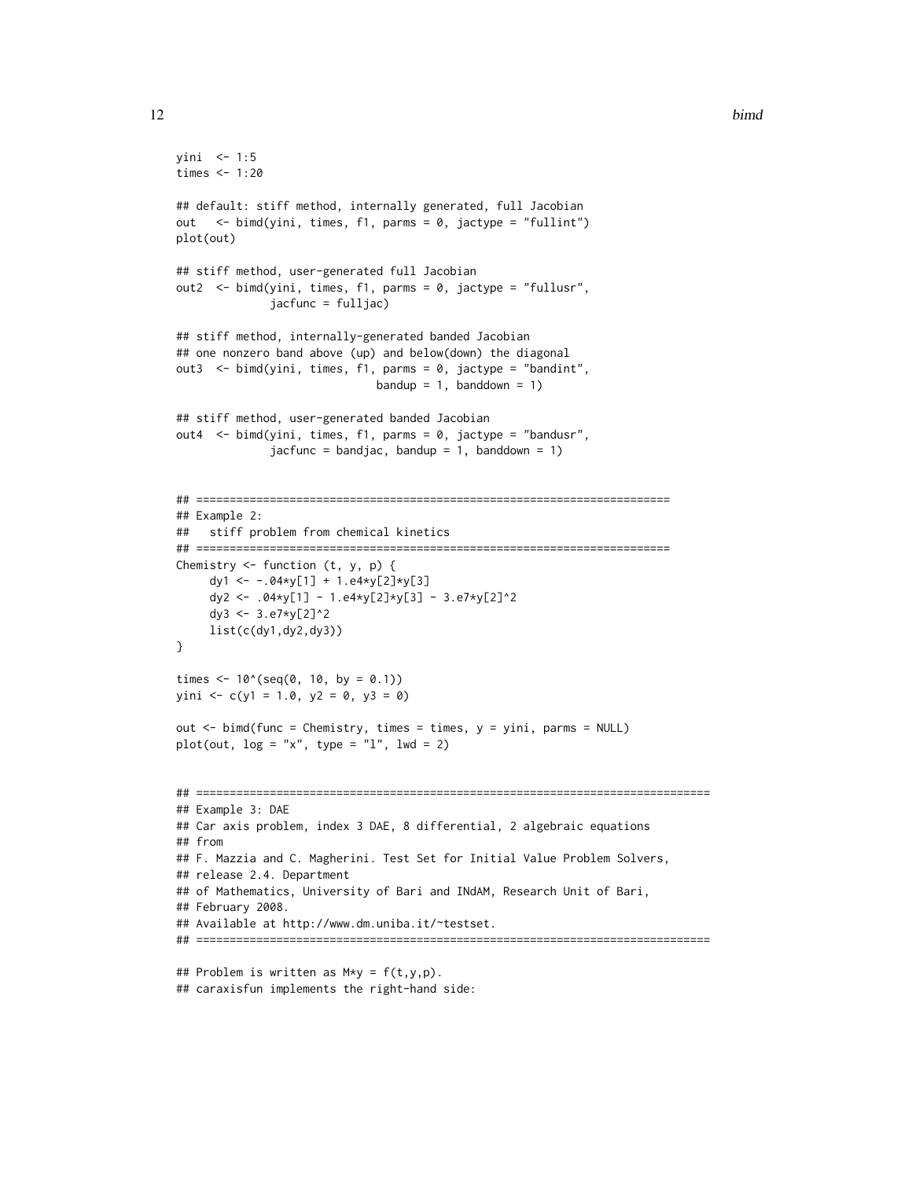```
yini  <- 1:5
times <- 1:20

## default: stiff method, internally generated, full Jacobian
out   <- bimd(yini, times, f1, parms = 0, jactype = "fullint")
plot(out)

## stiff method, user-generated full Jacobian
out2  <- bimd(yini, times, f1, parms = 0, jactype = "fullusr",
              jacfunc = fulljac)

## stiff method, internally-generated banded Jacobian
## one nonzero band above (up) and below(down) the diagonal
out3  <- bimd(yini, times, f1, parms = 0, jactype = "bandint",
                              bandup = 1, banddown = 1)

## stiff method, user-generated banded Jacobian
out4  <- bimd(yini, times, f1, parms = 0, jactype = "bandusr",
              jacfunc = bandjac, bandup = 1, banddown = 1)


## =======================================================================
## Example 2:
##   stiff problem from chemical kinetics
## =======================================================================
Chemistry <- function (t, y, p) {
     dy1 <- -.04*y[1] + 1.e4*y[2]*y[3]
     dy2 <- .04*y[1] - 1.e4*y[2]*y[3] - 3.e7*y[2]^2
     dy3 <- 3.e7*y[2]^2
     list(c(dy1,dy2,dy3))
}

times <- 10^(seq(0, 10, by = 0.1))
yini <- c(y1 = 1.0, y2 = 0, y3 = 0)

out <- bimd(func = Chemistry, times = times, y = yini, parms = NULL)
plot(out, log = "x", type = "l", lwd = 2)


## =============================================================================
## Example 3: DAE
## Car axis problem, index 3 DAE, 8 differential, 2 algebraic equations
## from
## F. Mazzia and C. Magherini. Test Set for Initial Value Problem Solvers,
## release 2.4. Department
## of Mathematics, University of Bari and INdAM, Research Unit of Bari,
## February 2008.
## Available at http://www.dm.uniba.it/~testset.
## =============================================================================

## Problem is written as M*y = f(t,y,p).
## caraxisfun implements the right-hand side:
```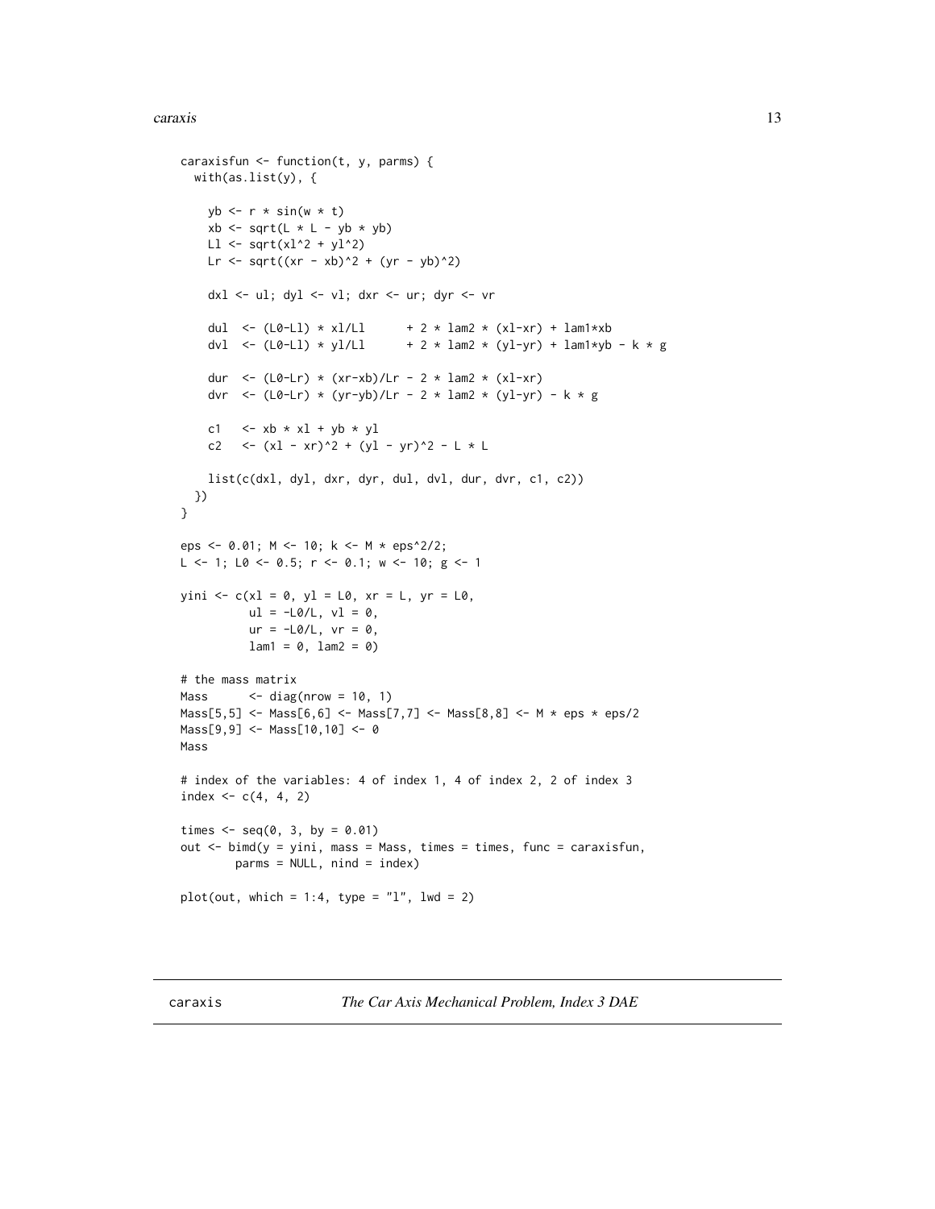```
caraxisfun <- function(t, y, parms) {
  with(as.list(y), {

    yb <- r * sin(w * t)
    xb <- sqrt(L * L - yb * yb)
    Ll <- sqrt(xl^2 + yl^2)
    Lr <- sqrt((xr - xb)^2 + (yr - yb)^2)

    dxl <- ul; dyl <- vl; dxr <- ur; dyr <- vr

    dul  <- (L0-Ll) * xl/Ll      + 2 * lam2 * (xl-xr) + lam1*xb
    dvl  <- (L0-Ll) * yl/Ll      + 2 * lam2 * (yl-yr) + lam1*yb - k * g

    dur  <- (L0-Lr) * (xr-xb)/Lr - 2 * lam2 * (xl-xr)
    dvr  <- (L0-Lr) * (yr-yb)/Lr - 2 * lam2 * (yl-yr) - k * g

    c1   <- xb * xl + yb * yl
    c2   <- (xl - xr)^2 + (yl - yr)^2 - L * L

    list(c(dxl, dyl, dxr, dyr, dul, dvl, dur, dvr, c1, c2))
  })
}

eps <- 0.01; M <- 10; k <- M * eps^2/2;
L <- 1; L0 <- 0.5; r <- 0.1; w <- 10; g <- 1

yini <- c(xl = 0, yl = L0, xr = L, yr = L0,
          ul = -L0/L, vl = 0,
          ur = -L0/L, vr = 0,
          lam1 = 0, lam2 = 0)

# the mass matrix
Mass      <- diag(nrow = 10, 1)
Mass[5,5] <- Mass[6,6] <- Mass[7,7] <- Mass[8,8] <- M * eps * eps/2
Mass[9,9] <- Mass[10,10] <- 0
Mass

# index of the variables: 4 of index 1, 4 of index 2, 2 of index 3
index <- c(4, 4, 2)

times <- seq(0, 3, by = 0.01)
out <- bimd(y = yini, mass = Mass, times = times, func = caraxisfun,
        parms = NULL, nind = index)

plot(out, which = 1:4, type = "l", lwd = 2)
```

---

caraxis    *The Car Axis Mechanical Problem, Index 3 DAE*

---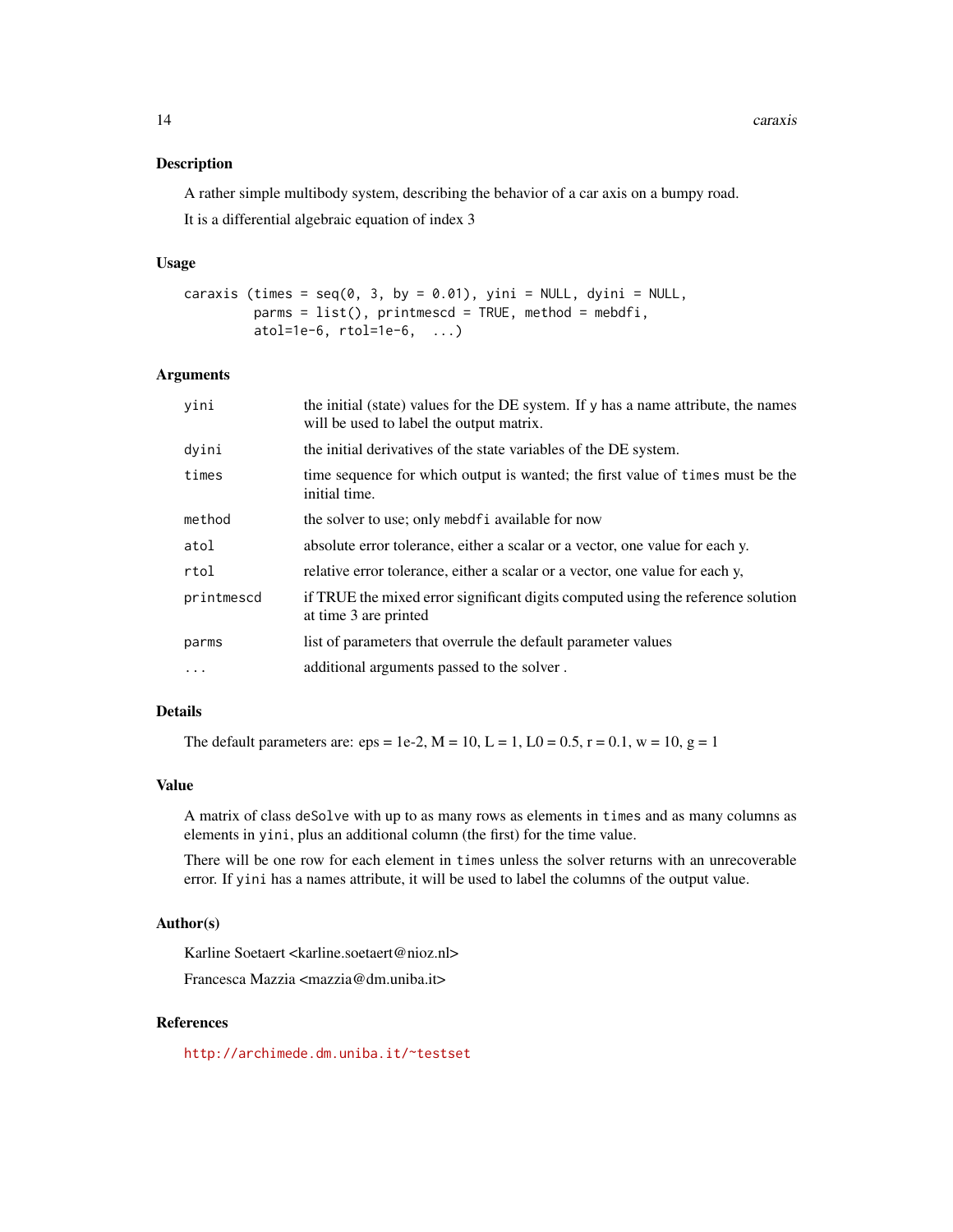### Description

A rather simple multibody system, describing the behavior of a car axis on a bumpy road.

It is a differential algebraic equation of index 3

### Usage

```
caraxis (times = seq(0, 3, by = 0.01), yini = NULL, dyini = NULL,
        parms = list(), printmescd = TRUE, method = mebdfi,
        atol=1e-6, rtol=1e-6,  ...)
```

### Arguments

| | |
|---|---|
| `yini` | the initial (state) values for the DE system. If `y` has a name attribute, the names will be used to label the output matrix. |
| `dyini` | the initial derivatives of the state variables of the DE system. |
| `times` | time sequence for which output is wanted; the first value of `times` must be the initial time. |
| `method` | the solver to use; only `mebdfi` available for now |
| `atol` | absolute error tolerance, either a scalar or a vector, one value for each y. |
| `rtol` | relative error tolerance, either a scalar or a vector, one value for each y, |
| `printmescd` | if TRUE the mixed error significant digits computed using the reference solution at time 3 are printed |
| `parms` | list of parameters that overrule the default parameter values |
| `...` | additional arguments passed to the solver . |

### Details

The default parameters are: eps = 1e-2, M = 10, L = 1, L0 = 0.5, r = 0.1, w = 10, g = 1

### Value

A matrix of class `deSolve` with up to as many rows as elements in `times` and as many columns as elements in `yini`, plus an additional column (the first) for the time value.

There will be one row for each element in `times` unless the solver returns with an unrecoverable error. If `yini` has a names attribute, it will be used to label the columns of the output value.

### Author(s)

Karline Soetaert <karline.soetaert@nioz.nl>

Francesca Mazzia <mazzia@dm.uniba.it>

### References

http://archimede.dm.uniba.it/~testset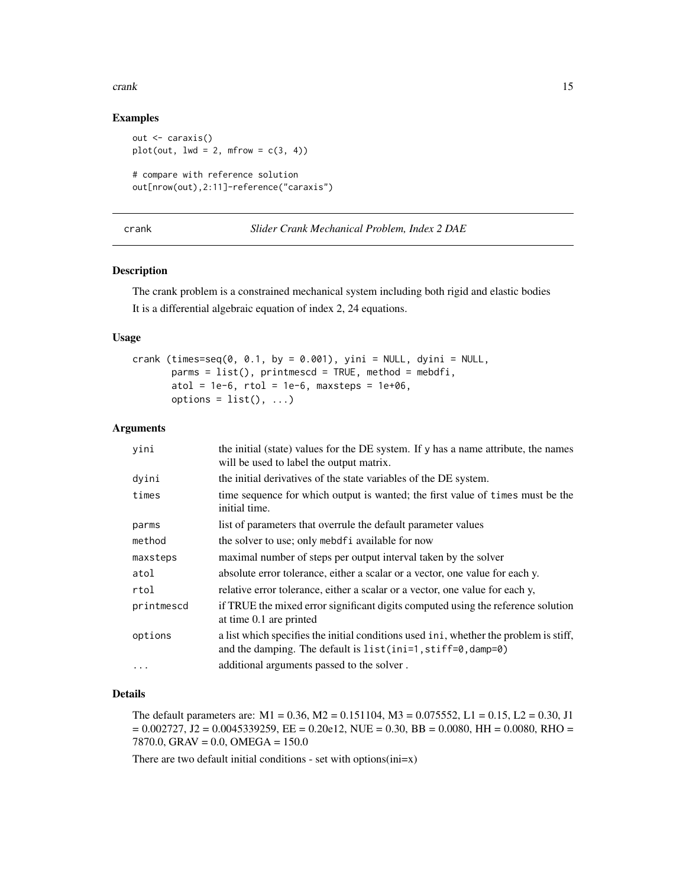## Examples

```
out <- caraxis()
plot(out, lwd = 2, mfrow = c(3, 4))

# compare with reference solution
out[nrow(out),2:11]-reference("caraxis")
```

---

# crank — *Slider Crank Mechanical Problem, Index 2 DAE*

## Description

The crank problem is a constrained mechanical system including both rigid and elastic bodies

It is a differential algebraic equation of index 2, 24 equations.

## Usage

```
crank (times=seq(0, 0.1, by = 0.001), yini = NULL, dyini = NULL,
       parms = list(), printmescd = TRUE, method = mebdfi,
       atol = 1e-6, rtol = 1e-6, maxsteps = 1e+06,
       options = list(), ...)
```

## Arguments

| | |
|---|---|
| yini | the initial (state) values for the DE system. If y has a name attribute, the names will be used to label the output matrix. |
| dyini | the initial derivatives of the state variables of the DE system. |
| times | time sequence for which output is wanted; the first value of times must be the initial time. |
| parms | list of parameters that overrule the default parameter values |
| method | the solver to use; only mebdfi available for now |
| maxsteps | maximal number of steps per output interval taken by the solver |
| atol | absolute error tolerance, either a scalar or a vector, one value for each y. |
| rtol | relative error tolerance, either a scalar or a vector, one value for each y, |
| printmescd | if TRUE the mixed error significant digits computed using the reference solution at time 0.1 are printed |
| options | a list which specifies the initial conditions used ini, whether the problem is stiff, and the damping. The default is list(ini=1,stiff=0,damp=0) |
| ... | additional arguments passed to the solver . |

## Details

The default parameters are: M1 = 0.36, M2 = 0.151104, M3 = 0.075552, L1 = 0.15, L2 = 0.30, J1 = 0.002727, J2 = 0.0045339259, EE = 0.20e12, NUE = 0.30, BB = 0.0080, HH = 0.0080, RHO = 7870.0, GRAV = 0.0, OMEGA = 150.0

There are two default initial conditions - set with options(ini=x)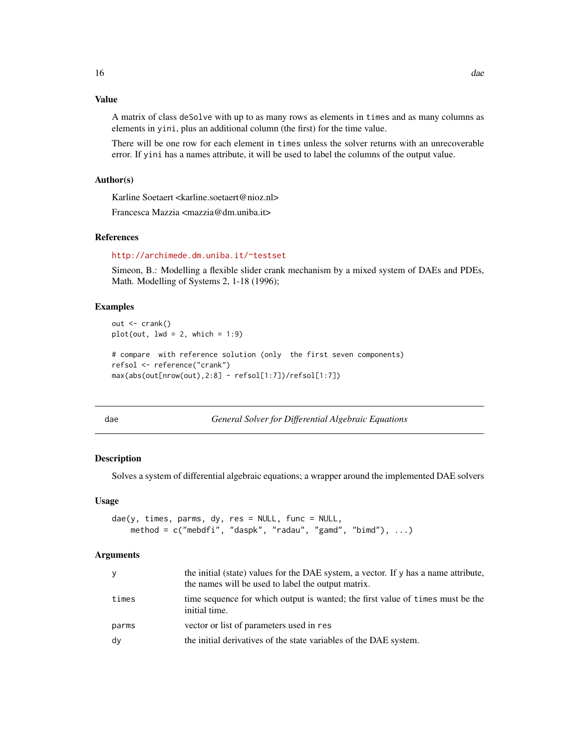### Value

A matrix of class deSolve with up to as many rows as elements in times and as many columns as elements in yini, plus an additional column (the first) for the time value.

There will be one row for each element in times unless the solver returns with an unrecoverable error. If yini has a names attribute, it will be used to label the columns of the output value.

### Author(s)

Karline Soetaert <karline.soetaert@nioz.nl>

Francesca Mazzia <mazzia@dm.uniba.it>

### References

http://archimede.dm.uniba.it/~testset

Simeon, B.: Modelling a flexible slider crank mechanism by a mixed system of DAEs and PDEs, Math. Modelling of Systems 2, 1-18 (1996);

### Examples

```
out <- crank()
plot(out, lwd = 2, which = 1:9)

# compare  with reference solution (only  the first seven components)
refsol <- reference("crank")
max(abs(out[nrow(out),2:8] - refsol[1:7])/refsol[1:7])
```

---

## dae — *General Solver for Differential Algebraic Equations*

### Description

Solves a system of differential algebraic equations; a wrapper around the implemented DAE solvers

### Usage

```
dae(y, times, parms, dy, res = NULL, func = NULL,
    method = c("mebdfi", "daspk", "radau", "gamd", "bimd"), ...)
```

### Arguments

| | |
|---|---|
| y | the initial (state) values for the DAE system, a vector. If y has a name attribute, the names will be used to label the output matrix. |
| times | time sequence for which output is wanted; the first value of times must be the initial time. |
| parms | vector or list of parameters used in res |
| dy | the initial derivatives of the state variables of the DAE system. |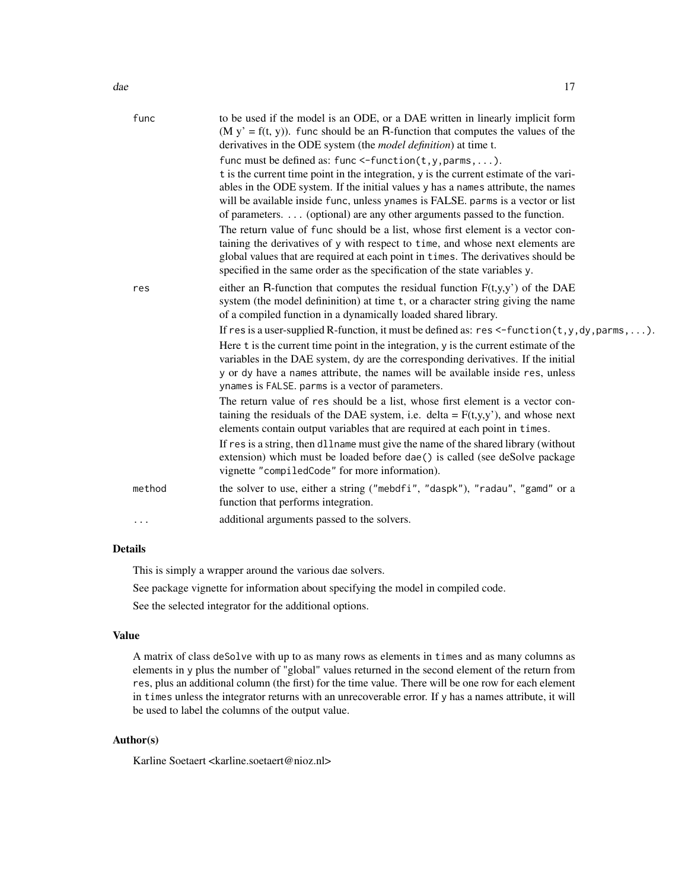| | |
|---|---|
| func | to be used if the model is an ODE, or a DAE written in linearly implicit form (M y' = f(t, y)). `func` should be an R-function that computes the values of the derivatives in the ODE system (the *model definition*) at time t. `func` must be defined as: `func <-function(t,y,parms,...)`. `t` is the current time point in the integration, `y` is the current estimate of the variables in the ODE system. If the initial values `y` has a `names` attribute, the names will be available inside `func`, unless `ynames` is FALSE. `parms` is a vector or list of parameters. `...` (optional) are any other arguments passed to the function. The return value of `func` should be a list, whose first element is a vector containing the derivatives of `y` with respect to `time`, and whose next elements are global values that are required at each point in `times`. The derivatives should be specified in the same order as the specification of the state variables `y`. |
| res | either an R-function that computes the residual function F(t,y,y') of the DAE system (the model defininition) at time `t`, or a character string giving the name of a compiled function in a dynamically loaded shared library. If `res` is a user-supplied R-function, it must be defined as: `res <-function(t,y,dy,parms,...)`. Here `t` is the current time point in the integration, `y` is the current estimate of the variables in the DAE system, `dy` are the corresponding derivatives. If the initial `y` or `dy` have a `names` attribute, the names will be available inside `res`, unless `ynames` is `FALSE`. `parms` is a vector of parameters. The return value of `res` should be a list, whose first element is a vector containing the residuals of the DAE system, i.e. delta = F(t,y,y'), and whose next elements contain output variables that are required at each point in `times`. If `res` is a string, then `dllname` must give the name of the shared library (without extension) which must be loaded before `dae()` is called (see deSolve package vignette `"compiledCode"` for more information). |
| method | the solver to use, either a string (`"mebdfi"`, `"daspk"`), `"radau"`, `"gamd"` or a function that performs integration. |
| ... | additional arguments passed to the solvers. |

## Details

This is simply a wrapper around the various dae solvers.

See package vignette for information about specifying the model in compiled code.

See the selected integrator for the additional options.

## Value

A matrix of class `deSolve` with up to as many rows as elements in `times` and as many columns as elements in `y` plus the number of "global" values returned in the second element of the return from `res`, plus an additional column (the first) for the time value. There will be one row for each element in `times` unless the integrator returns with an unrecoverable error. If `y` has a names attribute, it will be used to label the columns of the output value.

## Author(s)

Karline Soetaert <karline.soetaert@nioz.nl>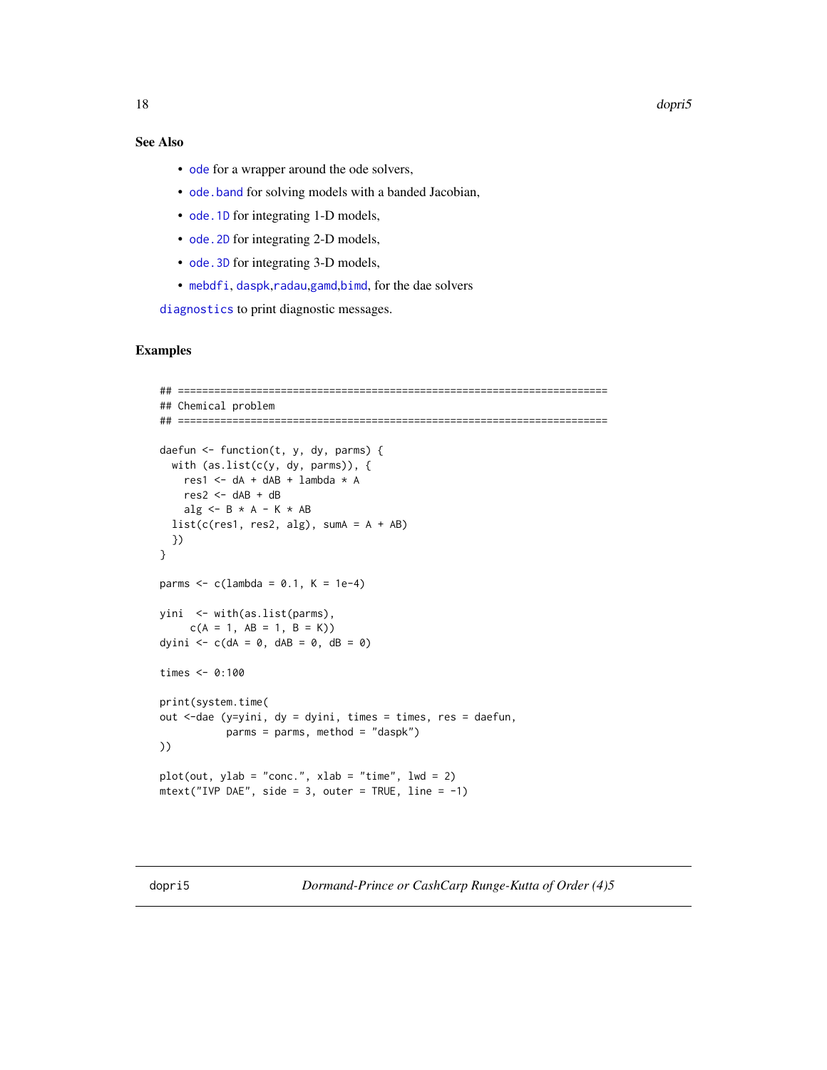### See Also

- `ode` for a wrapper around the ode solvers,
- `ode.band` for solving models with a banded Jacobian,
- `ode.1D` for integrating 1-D models,
- `ode.2D` for integrating 2-D models,
- `ode.3D` for integrating 3-D models,
- `mebdfi`, `daspk`,`radau`,`gamd`,`bimd`, for the dae solvers

`diagnostics` to print diagnostic messages.

### Examples

```
## =======================================================================
## Chemical problem
## =======================================================================

daefun <- function(t, y, dy, parms) {
  with (as.list(c(y, dy, parms)), {
    res1 <- dA + dAB + lambda * A
    res2 <- dAB + dB
    alg <- B * A - K * AB
  list(c(res1, res2, alg), sumA = A + AB)
  })
}

parms <- c(lambda = 0.1, K = 1e-4)

yini  <- with(as.list(parms),
     c(A = 1, AB = 1, B = K))
dyini <- c(dA = 0, dAB = 0, dB = 0)

times <- 0:100

print(system.time(
out <-dae (y=yini, dy = dyini, times = times, res = daefun,
           parms = parms, method = "daspk")
))

plot(out, ylab = "conc.", xlab = "time", lwd = 2)
mtext("IVP DAE", side = 3, outer = TRUE, line = -1)
```

---

`dopri5` *Dormand-Prince or CashCarp Runge-Kutta of Order (4)5*

---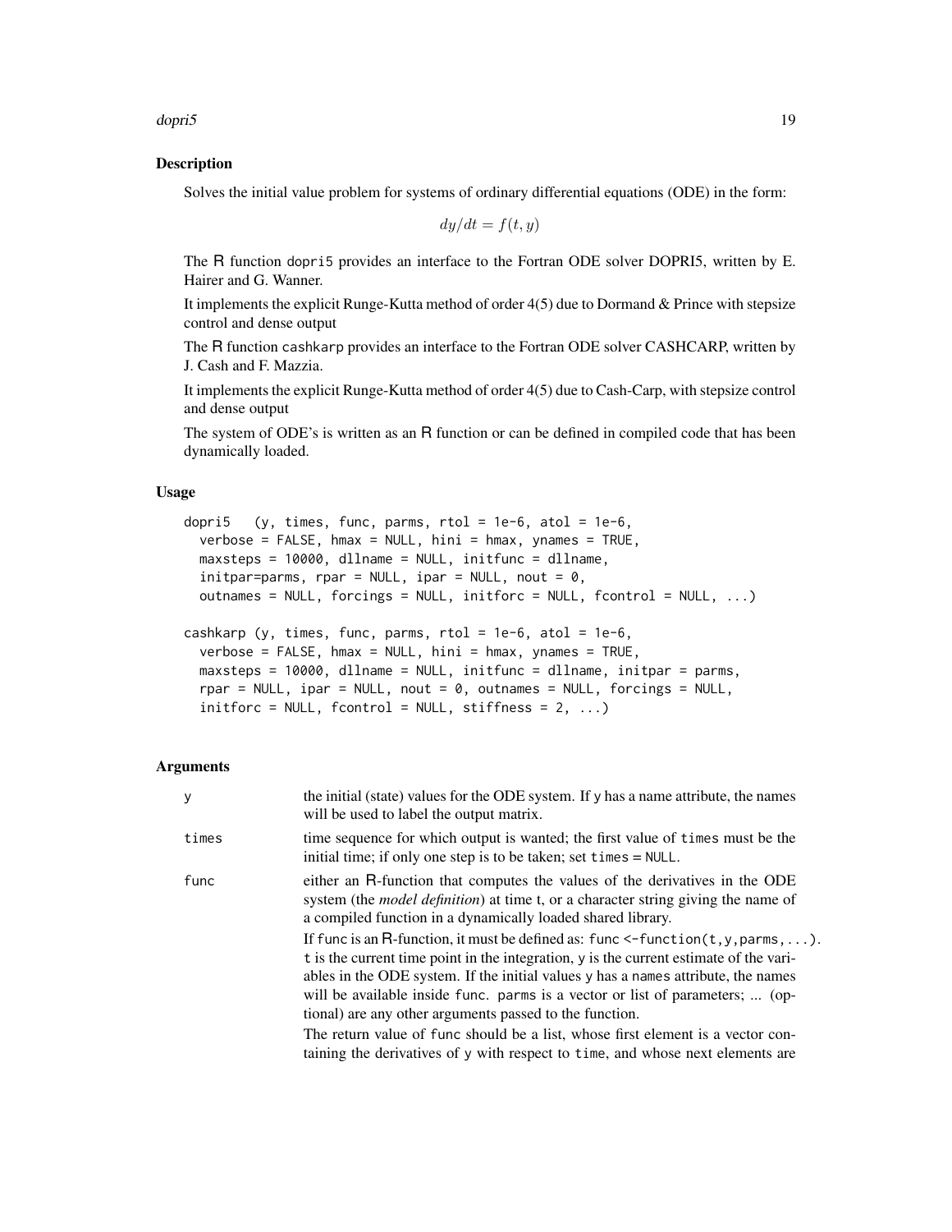## Description

Solves the initial value problem for systems of ordinary differential equations (ODE) in the form:

$$dy/dt = f(t, y)$$

The R function dopri5 provides an interface to the Fortran ODE solver DOPRI5, written by E. Hairer and G. Wanner.

It implements the explicit Runge-Kutta method of order 4(5) due to Dormand & Prince with stepsize control and dense output

The R function cashkarp provides an interface to the Fortran ODE solver CASHCARP, written by J. Cash and F. Mazzia.

It implements the explicit Runge-Kutta method of order 4(5) due to Cash-Carp, with stepsize control and dense output

The system of ODE's is written as an R function or can be defined in compiled code that has been dynamically loaded.

## Usage

```
dopri5   (y, times, func, parms, rtol = 1e-6, atol = 1e-6,
  verbose = FALSE, hmax = NULL, hini = hmax, ynames = TRUE,
  maxsteps = 10000, dllname = NULL, initfunc = dllname,
  initpar=parms, rpar = NULL, ipar = NULL, nout = 0,
  outnames = NULL, forcings = NULL, initforc = NULL, fcontrol = NULL, ...)

cashkarp (y, times, func, parms, rtol = 1e-6, atol = 1e-6,
  verbose = FALSE, hmax = NULL, hini = hmax, ynames = TRUE,
  maxsteps = 10000, dllname = NULL, initfunc = dllname, initpar = parms,
  rpar = NULL, ipar = NULL, nout = 0, outnames = NULL, forcings = NULL,
  initforc = NULL, fcontrol = NULL, stiffness = 2, ...)
```

## Arguments

`y` — the initial (state) values for the ODE system. If `y` has a name attribute, the names will be used to label the output matrix.

`times` — time sequence for which output is wanted; the first value of `times` must be the initial time; if only one step is to be taken; set `times = NULL`.

`func` — either an R-function that computes the values of the derivatives in the ODE system (the *model definition*) at time t, or a character string giving the name of a compiled function in a dynamically loaded shared library.

If `func` is an R-function, it must be defined as: `func <-function(t,y,parms,...)`. `t` is the current time point in the integration, `y` is the current estimate of the variables in the ODE system. If the initial values `y` has a `names` attribute, the names will be available inside `func`. `parms` is a vector or list of parameters; ... (optional) are any other arguments passed to the function.

The return value of `func` should be a list, whose first element is a vector containing the derivatives of `y` with respect to `time`, and whose next elements are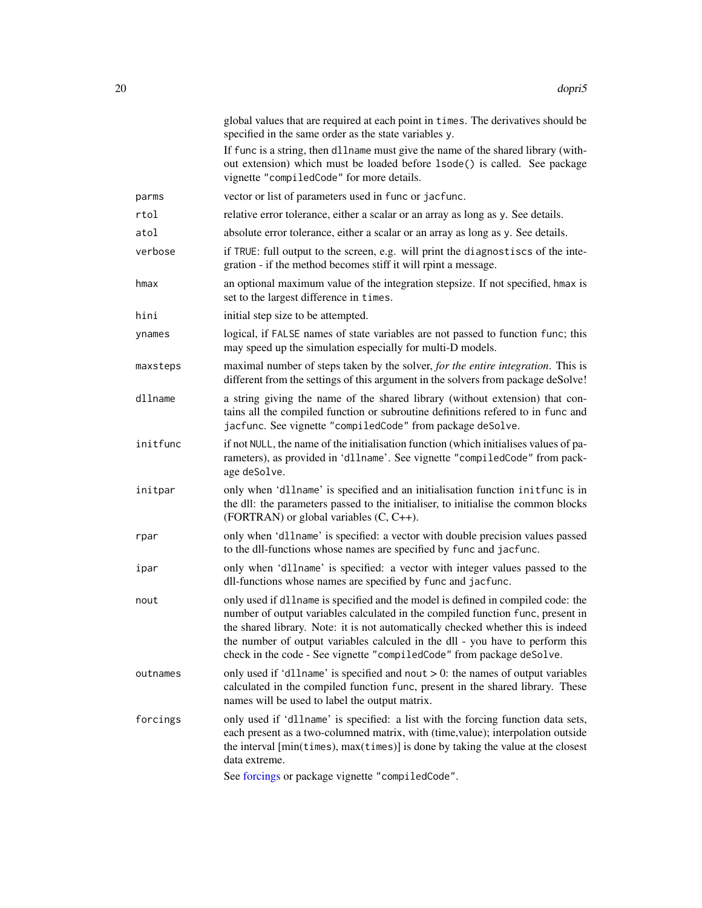global values that are required at each point in `times`. The derivatives should be specified in the same order as the state variables `y`.

If `func` is a string, then `dllname` must give the name of the shared library (without extension) which must be loaded before `lsode()` is called. See package vignette `"compiledCode"` for more details.

| | |
|---|---|
| `parms` | vector or list of parameters used in `func` or `jacfunc`. |
| `rtol` | relative error tolerance, either a scalar or an array as long as `y`. See details. |
| `atol` | absolute error tolerance, either a scalar or an array as long as `y`. See details. |
| `verbose` | if `TRUE`: full output to the screen, e.g. will print the `diagnostiscs` of the integration - if the method becomes stiff it will rpint a message. |
| `hmax` | an optional maximum value of the integration stepsize. If not specified, `hmax` is set to the largest difference in `times`. |
| `hini` | initial step size to be attempted. |
| `ynames` | logical, if `FALSE` names of state variables are not passed to function `func`; this may speed up the simulation especially for multi-D models. |
| `maxsteps` | maximal number of steps taken by the solver, *for the entire integration*. This is different from the settings of this argument in the solvers from package deSolve! |
| `dllname` | a string giving the name of the shared library (without extension) that contains all the compiled function or subroutine definitions refered to in `func` and `jacfunc`. See vignette `"compiledCode"` from package `deSolve`. |
| `initfunc` | if not `NULL`, the name of the initialisation function (which initialises values of parameters), as provided in '`dllname`'. See vignette `"compiledCode"` from package `deSolve`. |
| `initpar` | only when '`dllname`' is specified and an initialisation function `initfunc` is in the dll: the parameters passed to the initialiser, to initialise the common blocks (FORTRAN) or global variables (C, C++). |
| `rpar` | only when '`dllname`' is specified: a vector with double precision values passed to the dll-functions whose names are specified by `func` and `jacfunc`. |
| `ipar` | only when '`dllname`' is specified: a vector with integer values passed to the dll-functions whose names are specified by `func` and `jacfunc`. |
| `nout` | only used if `dllname` is specified and the model is defined in compiled code: the number of output variables calculated in the compiled function `func`, present in the shared library. Note: it is not automatically checked whether this is indeed the number of output variables calculed in the dll - you have to perform this check in the code - See vignette `"compiledCode"` from package `deSolve`. |
| `outnames` | only used if '`dllname`' is specified and `nout` > 0: the names of output variables calculated in the compiled function `func`, present in the shared library. These names will be used to label the output matrix. |
| `forcings` | only used if '`dllname`' is specified: a list with the forcing function data sets, each present as a two-columned matrix, with (time,value); interpolation outside the interval [min(`times`), max(`times`)] is done by taking the value at the closest data extreme. See forcings or package vignette `"compiledCode"`. |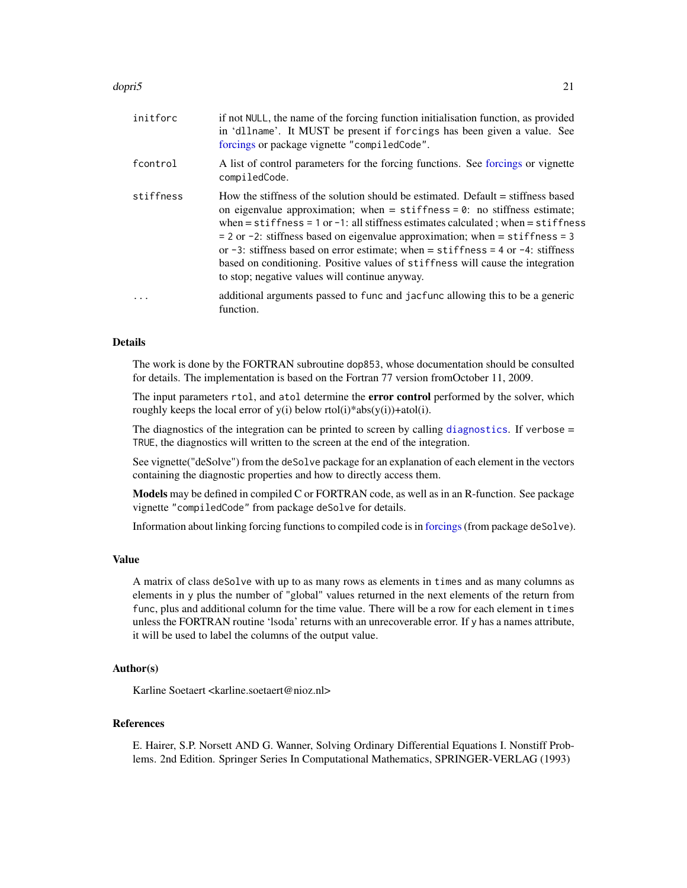| | |
|---|---|
| `initforc` | if not `NULL`, the name of the forcing function initialisation function, as provided in 'dllname'. It MUST be present if `forcings` has been given a value. See forcings or package vignette `"compiledCode"`. |
| `fcontrol` | A list of control parameters for the forcing functions. See forcings or vignette `compiledCode`. |
| `stiffness` | How the stiffness of the solution should be estimated. Default = stiffness based on eigenvalue approximation; when = `stiffness = 0`: no stiffness estimate; when = `stiffness = 1` or `-1`: all stiffness estimates calculated ; when = `stiffness = 2` or `-2`: stiffness based on eigenvalue approximation; when = `stiffness = 3` or `-3`: stiffness based on error estimate; when = `stiffness = 4` or `-4`: stiffness based on conditioning. Positive values of `stiffness` will cause the integration to stop; negative values will continue anyway. |
| `...` | additional arguments passed to `func` and `jacfunc` allowing this to be a generic function. |

## Details

The work is done by the FORTRAN subroutine `dop853`, whose documentation should be consulted for details. The implementation is based on the Fortran 77 version fromOctober 11, 2009.

The input parameters `rtol`, and `atol` determine the **error control** performed by the solver, which roughly keeps the local error of y(i) below rtol(i)*abs(y(i))+atol(i).

The diagnostics of the integration can be printed to screen by calling `diagnostics`. If `verbose = TRUE`, the diagnostics will written to the screen at the end of the integration.

See vignette("deSolve") from the `deSolve` package for an explanation of each element in the vectors containing the diagnostic properties and how to directly access them.

**Models** may be defined in compiled C or FORTRAN code, as well as in an R-function. See package vignette `"compiledCode"` from package `deSolve` for details.

Information about linking forcing functions to compiled code is in forcings (from package `deSolve`).

## Value

A matrix of class `deSolve` with up to as many rows as elements in `times` and as many columns as elements in `y` plus the number of "global" values returned in the next elements of the return from `func`, plus and additional column for the time value. There will be a row for each element in `times` unless the FORTRAN routine 'lsoda' returns with an unrecoverable error. If `y` has a names attribute, it will be used to label the columns of the output value.

## Author(s)

Karline Soetaert <karline.soetaert@nioz.nl>

## References

E. Hairer, S.P. Norsett AND G. Wanner, Solving Ordinary Differential Equations I. Nonstiff Problems. 2nd Edition. Springer Series In Computational Mathematics, SPRINGER-VERLAG (1993)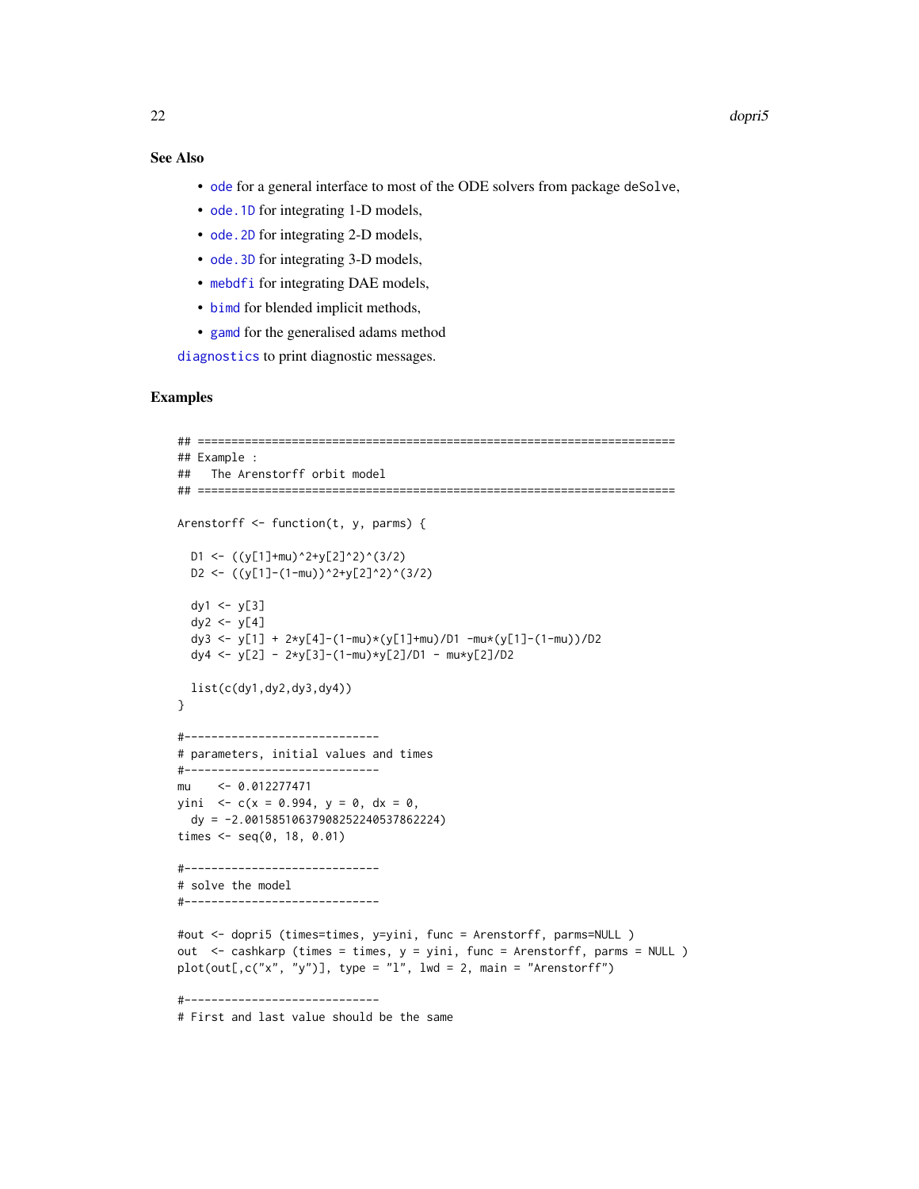### See Also

- ode for a general interface to most of the ODE solvers from package deSolve,
- ode.1D for integrating 1-D models,
- ode.2D for integrating 2-D models,
- ode.3D for integrating 3-D models,
- mebdfi for integrating DAE models,
- bimd for blended implicit methods,
- gamd for the generalised adams method

diagnostics to print diagnostic messages.

### Examples

```
## =======================================================================
## Example :
##   The Arenstorff orbit model
## =======================================================================

Arenstorff <- function(t, y, parms) {

  D1 <- ((y[1]+mu)^2+y[2]^2)^(3/2)
  D2 <- ((y[1]-(1-mu))^2+y[2]^2)^(3/2)

  dy1 <- y[3]
  dy2 <- y[4]
  dy3 <- y[1] + 2*y[4]-(1-mu)*(y[1]+mu)/D1 -mu*(y[1]-(1-mu))/D2
  dy4 <- y[2] - 2*y[3]-(1-mu)*y[2]/D1 - mu*y[2]/D2

  list(c(dy1,dy2,dy3,dy4))
}

#-----------------------------
# parameters, initial values and times
#-----------------------------
mu    <- 0.012277471
yini  <- c(x = 0.994, y = 0, dx = 0,
  dy = -2.00158510637908252240537862224)
times <- seq(0, 18, 0.01)

#-----------------------------
# solve the model
#-----------------------------

#out <- dopri5 (times=times, y=yini, func = Arenstorff, parms=NULL )
out  <- cashkarp (times = times, y = yini, func = Arenstorff, parms = NULL )
plot(out[,c("x", "y")], type = "l", lwd = 2, main = "Arenstorff")

#-----------------------------
# First and last value should be the same
```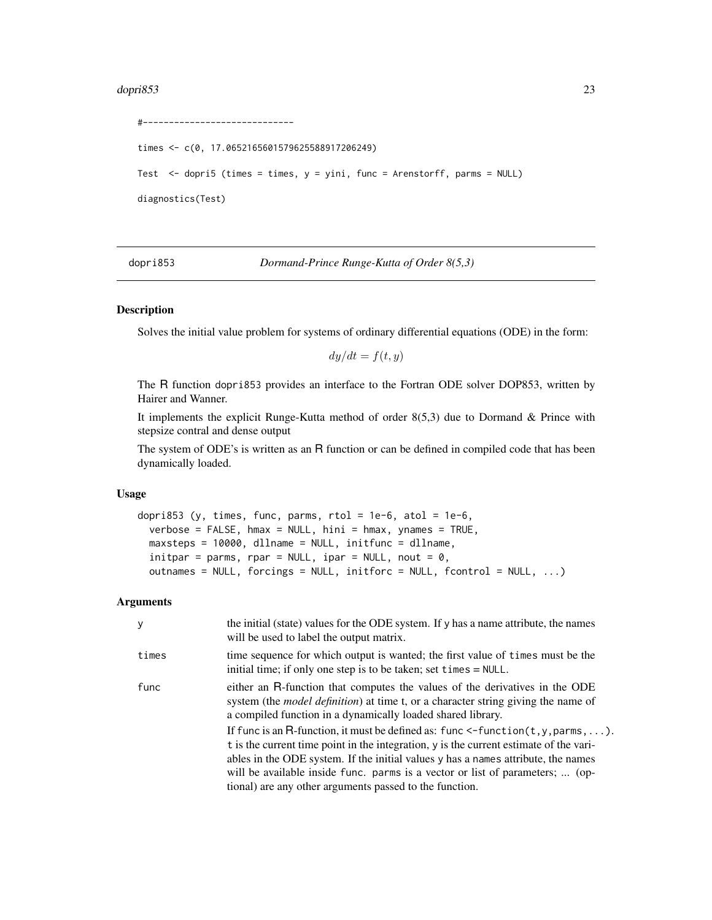```
#-----------------------------

times <- c(0, 17.0652165601579625588917206249)

Test  <- dopri5 (times = times, y = yini, func = Arenstorff, parms = NULL)

diagnostics(Test)
```

## dopri853 — *Dormand-Prince Runge-Kutta of Order 8(5,3)*

### Description

Solves the initial value problem for systems of ordinary differential equations (ODE) in the form:

$$dy/dt = f(t, y)$$

The R function `dopri853` provides an interface to the Fortran ODE solver DOP853, written by Hairer and Wanner.

It implements the explicit Runge-Kutta method of order 8(5,3) due to Dormand & Prince with stepsize contral and dense output

The system of ODE's is written as an R function or can be defined in compiled code that has been dynamically loaded.

### Usage

```
dopri853 (y, times, func, parms, rtol = 1e-6, atol = 1e-6,
  verbose = FALSE, hmax = NULL, hini = hmax, ynames = TRUE,
  maxsteps = 10000, dllname = NULL, initfunc = dllname,
  initpar = parms, rpar = NULL, ipar = NULL, nout = 0,
  outnames = NULL, forcings = NULL, initforc = NULL, fcontrol = NULL, ...)
```

### Arguments

| | |
|---|---|
| `y` | the initial (state) values for the ODE system. If `y` has a name attribute, the names will be used to label the output matrix. |
| `times` | time sequence for which output is wanted; the first value of `times` must be the initial time; if only one step is to be taken; set `times = NULL`. |
| `func` | either an R-function that computes the values of the derivatives in the ODE system (the *model definition*) at time t, or a character string giving the name of a compiled function in a dynamically loaded shared library.<br>If `func` is an R-function, it must be defined as: `func <-function(t,y,parms,...)`. `t` is the current time point in the integration, `y` is the current estimate of the variables in the ODE system. If the initial values `y` has a `names` attribute, the names will be available inside `func`. `parms` is a vector or list of parameters; ... (optional) are any other arguments passed to the function. |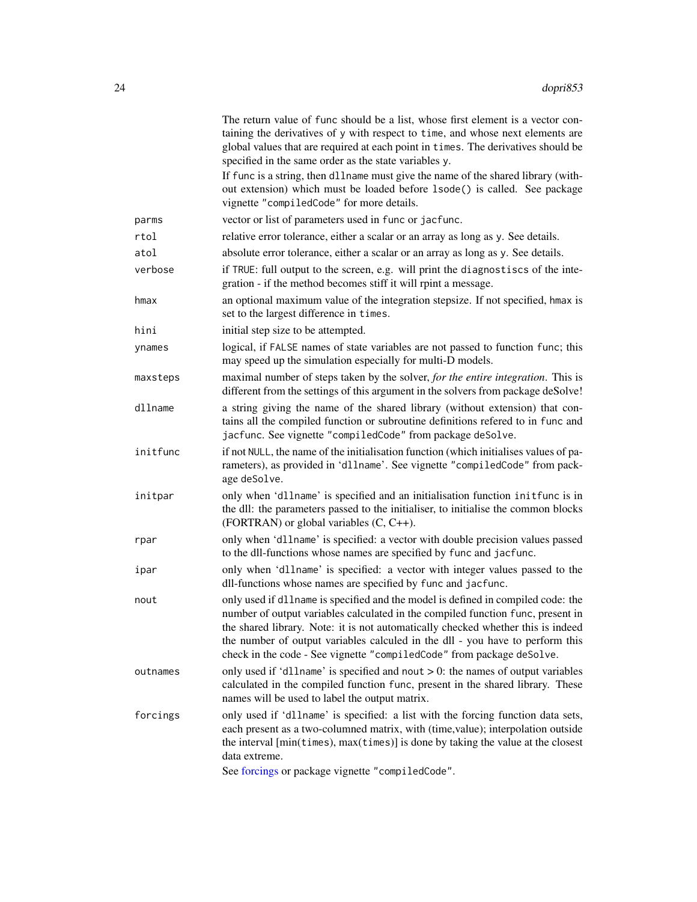The return value of `func` should be a list, whose first element is a vector containing the derivatives of `y` with respect to `time`, and whose next elements are global values that are required at each point in `times`. The derivatives should be specified in the same order as the state variables `y`.

If `func` is a string, then `dllname` must give the name of the shared library (without extension) which must be loaded before `lsode()` is called. See package vignette `"compiledCode"` for more details.

| Argument | Description |
|---|---|
| `parms` | vector or list of parameters used in `func` or `jacfunc`. |
| `rtol` | relative error tolerance, either a scalar or an array as long as `y`. See details. |
| `atol` | absolute error tolerance, either a scalar or an array as long as `y`. See details. |
| `verbose` | if `TRUE`: full output to the screen, e.g. will print the `diagnostiscs` of the integration - if the method becomes stiff it will rpint a message. |
| `hmax` | an optional maximum value of the integration stepsize. If not specified, `hmax` is set to the largest difference in `times`. |
| `hini` | initial step size to be attempted. |
| `ynames` | logical, if `FALSE` names of state variables are not passed to function `func`; this may speed up the simulation especially for multi-D models. |
| `maxsteps` | maximal number of steps taken by the solver, *for the entire integration*. This is different from the settings of this argument in the solvers from package deSolve! |
| `dllname` | a string giving the name of the shared library (without extension) that contains all the compiled function or subroutine definitions refered to in `func` and `jacfunc`. See vignette `"compiledCode"` from package `deSolve`. |
| `initfunc` | if not `NULL`, the name of the initialisation function (which initialises values of parameters), as provided in '`dllname`'. See vignette `"compiledCode"` from package `deSolve`. |
| `initpar` | only when '`dllname`' is specified and an initialisation function `initfunc` is in the dll: the parameters passed to the initialiser, to initialise the common blocks (FORTRAN) or global variables (C, C++). |
| `rpar` | only when '`dllname`' is specified: a vector with double precision values passed to the dll-functions whose names are specified by `func` and `jacfunc`. |
| `ipar` | only when '`dllname`' is specified: a vector with integer values passed to the dll-functions whose names are specified by `func` and `jacfunc`. |
| `nout` | only used if `dllname` is specified and the model is defined in compiled code: the number of output variables calculated in the compiled function `func`, present in the shared library. Note: it is not automatically checked whether this is indeed the number of output variables calculed in the dll - you have to perform this check in the code - See vignette `"compiledCode"` from package `deSolve`. |
| `outnames` | only used if '`dllname`' is specified and `nout` > 0: the names of output variables calculated in the compiled function `func`, present in the shared library. These names will be used to label the output matrix. |
| `forcings` | only used if '`dllname`' is specified: a list with the forcing function data sets, each present as a two-columned matrix, with (time,value); interpolation outside the interval [min(`times`), max(`times`)] is done by taking the value at the closest data extreme. See forcings or package vignette `"compiledCode"`. |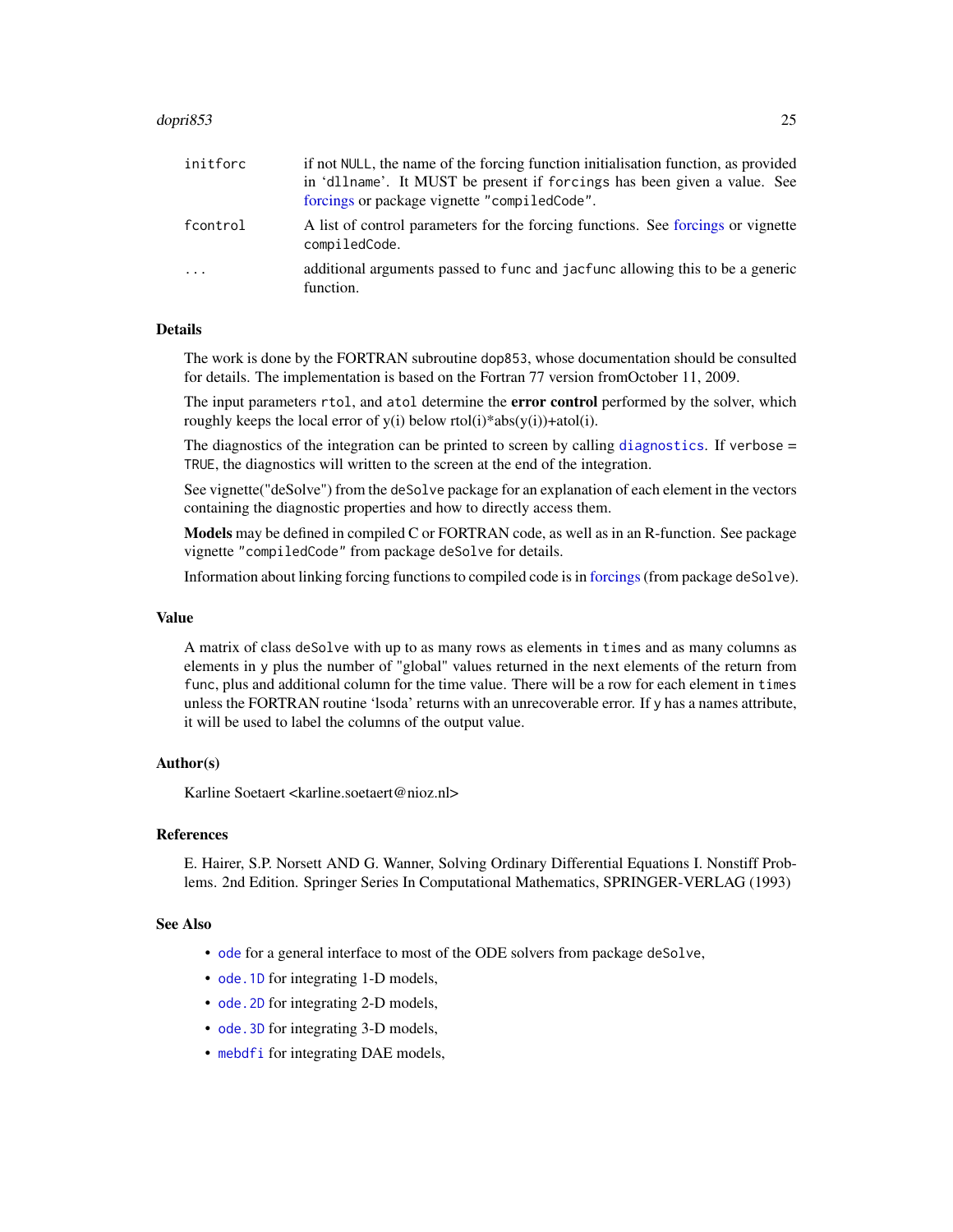| | |
|---|---|
| initforc | if not NULL, the name of the forcing function initialisation function, as provided in 'dllname'. It MUST be present if forcings has been given a value. See forcings or package vignette "compiledCode". |
| fcontrol | A list of control parameters for the forcing functions. See forcings or vignette compiledCode. |
| ... | additional arguments passed to func and jacfunc allowing this to be a generic function. |

## Details

The work is done by the FORTRAN subroutine dop853, whose documentation should be consulted for details. The implementation is based on the Fortran 77 version fromOctober 11, 2009.

The input parameters rtol, and atol determine the **error control** performed by the solver, which roughly keeps the local error of y(i) below rtol(i)*abs(y(i))+atol(i).

The diagnostics of the integration can be printed to screen by calling diagnostics. If verbose = TRUE, the diagnostics will written to the screen at the end of the integration.

See vignette("deSolve") from the deSolve package for an explanation of each element in the vectors containing the diagnostic properties and how to directly access them.

**Models** may be defined in compiled C or FORTRAN code, as well as in an R-function. See package vignette "compiledCode" from package deSolve for details.

Information about linking forcing functions to compiled code is in forcings (from package deSolve).

## Value

A matrix of class deSolve with up to as many rows as elements in times and as many columns as elements in y plus the number of "global" values returned in the next elements of the return from func, plus and additional column for the time value. There will be a row for each element in times unless the FORTRAN routine 'lsoda' returns with an unrecoverable error. If y has a names attribute, it will be used to label the columns of the output value.

## Author(s)

Karline Soetaert <karline.soetaert@nioz.nl>

## References

E. Hairer, S.P. Norsett AND G. Wanner, Solving Ordinary Differential Equations I. Nonstiff Problems. 2nd Edition. Springer Series In Computational Mathematics, SPRINGER-VERLAG (1993)

## See Also

- ode for a general interface to most of the ODE solvers from package deSolve,
- ode.1D for integrating 1-D models,
- ode.2D for integrating 2-D models,
- ode.3D for integrating 3-D models,
- mebdfi for integrating DAE models,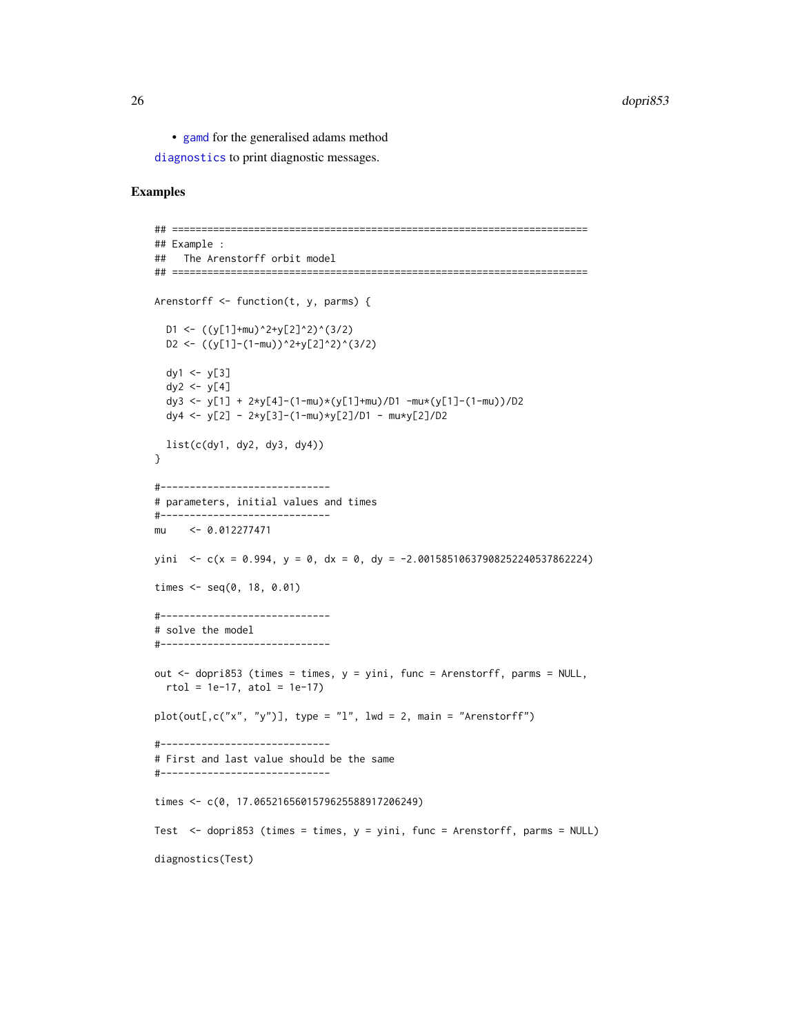- gamd for the generalised adams method

diagnostics to print diagnostic messages.

## Examples

```
## =======================================================================
## Example :
##   The Arenstorff orbit model
## =======================================================================

Arenstorff <- function(t, y, parms) {

  D1 <- ((y[1]+mu)^2+y[2]^2)^(3/2)
  D2 <- ((y[1]-(1-mu))^2+y[2]^2)^(3/2)

  dy1 <- y[3]
  dy2 <- y[4]
  dy3 <- y[1] + 2*y[4]-(1-mu)*(y[1]+mu)/D1 -mu*(y[1]-(1-mu))/D2
  dy4 <- y[2] - 2*y[3]-(1-mu)*y[2]/D1 - mu*y[2]/D2

  list(c(dy1, dy2, dy3, dy4))
}

#-----------------------------
# parameters, initial values and times
#-----------------------------
mu    <- 0.012277471

yini  <- c(x = 0.994, y = 0, dx = 0, dy = -2.00158510637908252240537862224)

times <- seq(0, 18, 0.01)

#-----------------------------
# solve the model
#-----------------------------

out <- dopri853 (times = times, y = yini, func = Arenstorff, parms = NULL,
  rtol = 1e-17, atol = 1e-17)

plot(out[,c("x", "y")], type = "l", lwd = 2, main = "Arenstorff")

#-----------------------------
# First and last value should be the same
#-----------------------------

times <- c(0, 17.0652165601579625588917206249)

Test  <- dopri853 (times = times, y = yini, func = Arenstorff, parms = NULL)

diagnostics(Test)
```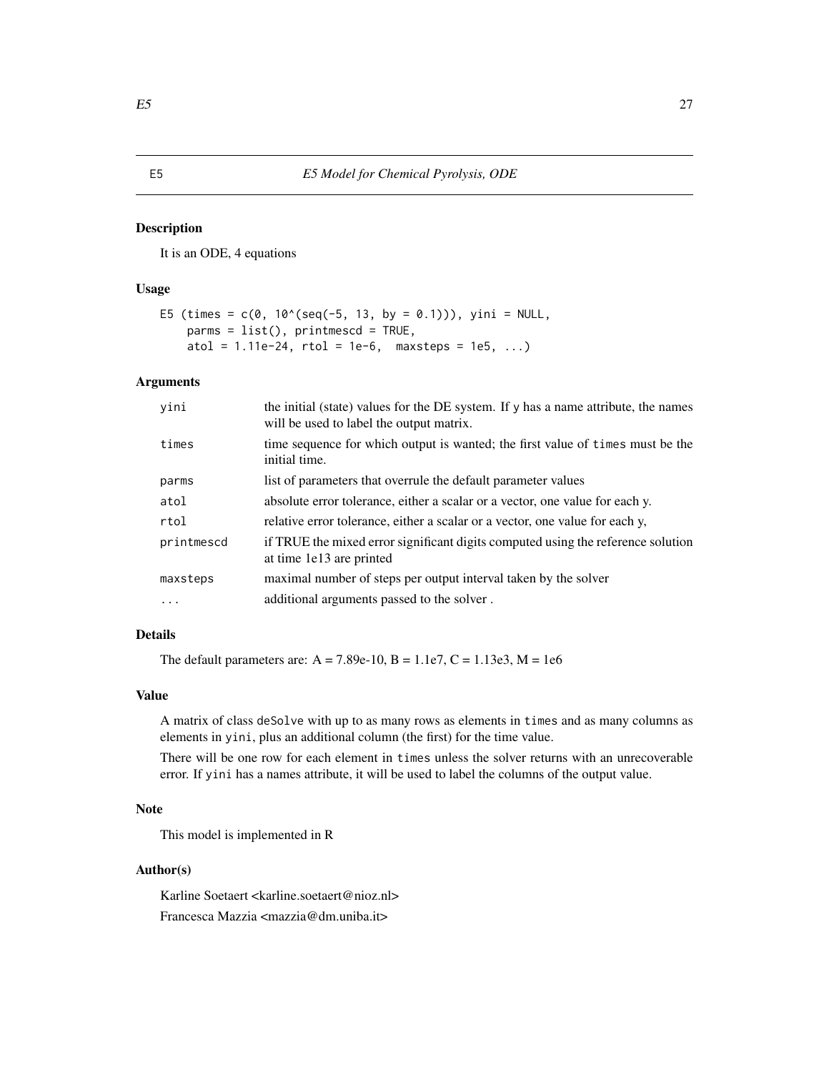# E5 — E5 Model for Chemical Pyrolysis, ODE

## Description

It is an ODE, 4 equations

## Usage

```
E5 (times = c(0, 10^(seq(-5, 13, by = 0.1))), yini = NULL,
    parms = list(), printmescd = TRUE,
    atol = 1.11e-24, rtol = 1e-6,  maxsteps = 1e5, ...)
```

## Arguments

| | |
|---|---|
| yini | the initial (state) values for the DE system. If y has a name attribute, the names will be used to label the output matrix. |
| times | time sequence for which output is wanted; the first value of times must be the initial time. |
| parms | list of parameters that overrule the default parameter values |
| atol | absolute error tolerance, either a scalar or a vector, one value for each y. |
| rtol | relative error tolerance, either a scalar or a vector, one value for each y, |
| printmescd | if TRUE the mixed error significant digits computed using the reference solution at time 1e13 are printed |
| maxsteps | maximal number of steps per output interval taken by the solver |
| ... | additional arguments passed to the solver . |

## Details

The default parameters are: A = 7.89e-10, B = 1.1e7, C = 1.13e3, M = 1e6

## Value

A matrix of class deSolve with up to as many rows as elements in times and as many columns as elements in yini, plus an additional column (the first) for the time value.

There will be one row for each element in times unless the solver returns with an unrecoverable error. If yini has a names attribute, it will be used to label the columns of the output value.

## Note

This model is implemented in R

## Author(s)

Karline Soetaert <karline.soetaert@nioz.nl>

Francesca Mazzia <mazzia@dm.uniba.it>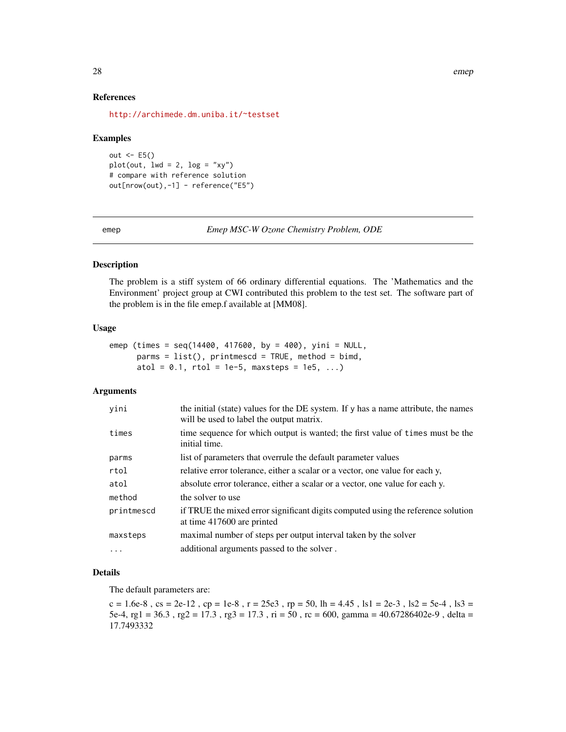### References

http://archimede.dm.uniba.it/~testset

### Examples

```
out <- E5()
plot(out, lwd = 2, log = "xy")
# compare with reference solution
out[nrow(out),-1] - reference("E5")
```

---

## emep — *Emep MSC-W Ozone Chemistry Problem, ODE*

---

### Description

The problem is a stiff system of 66 ordinary differential equations. The 'Mathematics and the Environment' project group at CWI contributed this problem to the test set. The software part of the problem is in the file emep.f available at [MM08].

### Usage

```
emep (times = seq(14400, 417600, by = 400), yini = NULL,
      parms = list(), printmescd = TRUE, method = bimd,
      atol = 0.1, rtol = 1e-5, maxsteps = 1e5, ...)
```

### Arguments

| | |
|---|---|
| yini | the initial (state) values for the DE system. If y has a name attribute, the names will be used to label the output matrix. |
| times | time sequence for which output is wanted; the first value of times must be the initial time. |
| parms | list of parameters that overrule the default parameter values |
| rtol | relative error tolerance, either a scalar or a vector, one value for each y, |
| atol | absolute error tolerance, either a scalar or a vector, one value for each y. |
| method | the solver to use |
| printmescd | if TRUE the mixed error significant digits computed using the reference solution at time 417600 are printed |
| maxsteps | maximal number of steps per output interval taken by the solver |
| ... | additional arguments passed to the solver . |

### Details

The default parameters are:

c = 1.6e-8 , cs = 2e-12 , cp = 1e-8 , r = 25e3 , rp = 50, lh = 4.45 , ls1 = 2e-3 , ls2 = 5e-4 , ls3 = 5e-4, rg1 = 36.3 , rg2 = 17.3 , rg3 = 17.3 , ri = 50 , rc = 600, gamma = 40.67286402e-9 , delta = 17.7493332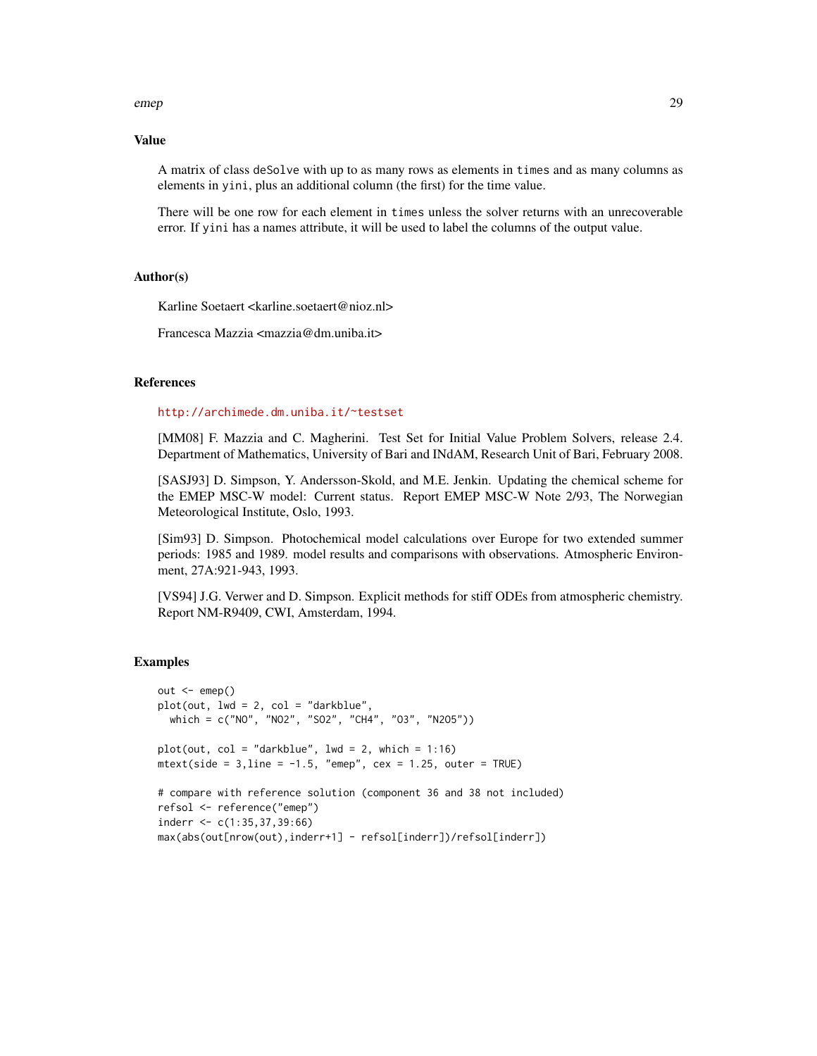## Value

A matrix of class deSolve with up to as many rows as elements in times and as many columns as elements in yini, plus an additional column (the first) for the time value.

There will be one row for each element in times unless the solver returns with an unrecoverable error. If yini has a names attribute, it will be used to label the columns of the output value.

## Author(s)

Karline Soetaert <karline.soetaert@nioz.nl>

Francesca Mazzia <mazzia@dm.uniba.it>

## References

http://archimede.dm.uniba.it/~testset

[MM08] F. Mazzia and C. Magherini. Test Set for Initial Value Problem Solvers, release 2.4. Department of Mathematics, University of Bari and INdAM, Research Unit of Bari, February 2008.

[SASJ93] D. Simpson, Y. Andersson-Skold, and M.E. Jenkin. Updating the chemical scheme for the EMEP MSC-W model: Current status. Report EMEP MSC-W Note 2/93, The Norwegian Meteorological Institute, Oslo, 1993.

[Sim93] D. Simpson. Photochemical model calculations over Europe for two extended summer periods: 1985 and 1989. model results and comparisons with observations. Atmospheric Environment, 27A:921-943, 1993.

[VS94] J.G. Verwer and D. Simpson. Explicit methods for stiff ODEs from atmospheric chemistry. Report NM-R9409, CWI, Amsterdam, 1994.

## Examples

```
out <- emep()
plot(out, lwd = 2, col = "darkblue",
  which = c("NO", "NO2", "SO2", "CH4", "O3", "N2O5"))

plot(out, col = "darkblue", lwd = 2, which = 1:16)
mtext(side = 3,line = -1.5, "emep", cex = 1.25, outer = TRUE)

# compare with reference solution (component 36 and 38 not included)
refsol <- reference("emep")
inderr <- c(1:35,37,39:66)
max(abs(out[nrow(out),inderr+1] - refsol[inderr])/refsol[inderr])
```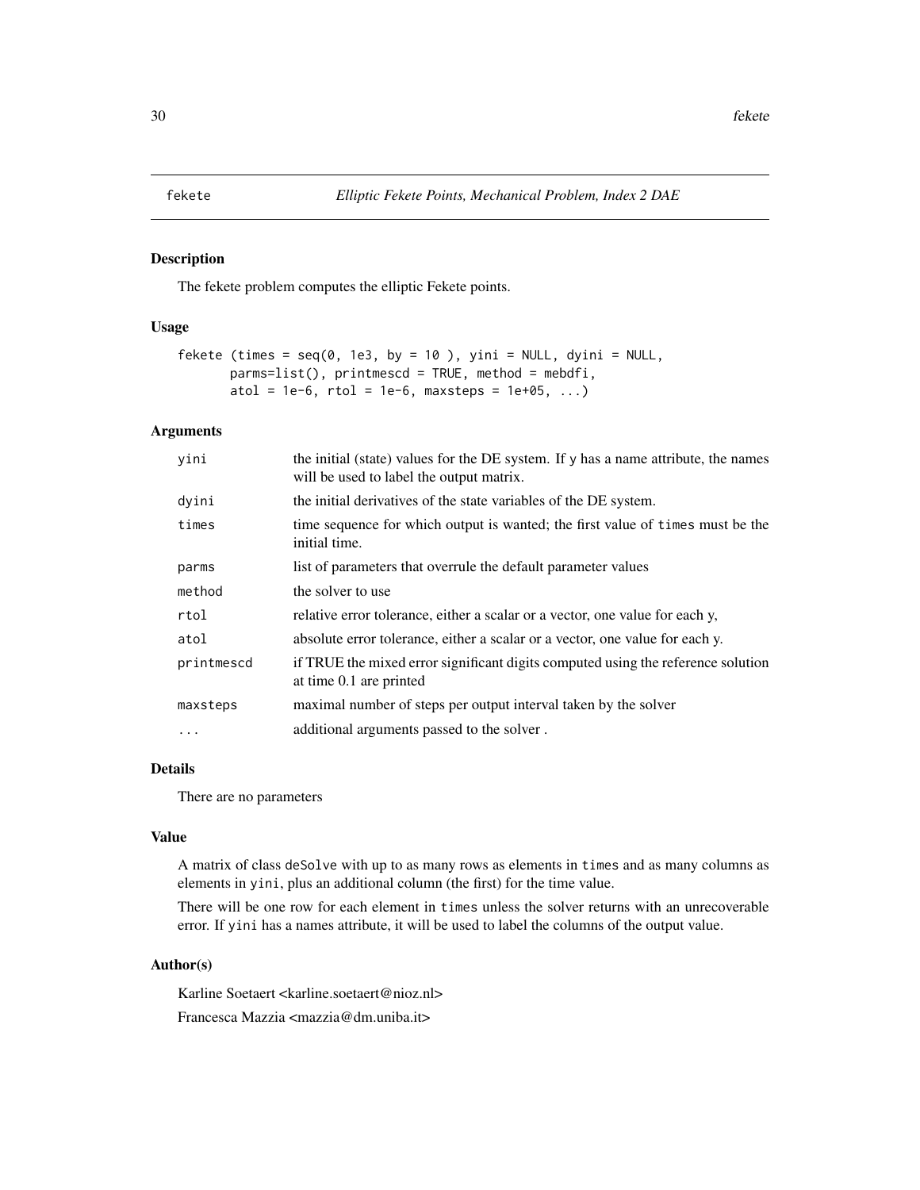# fekete — *Elliptic Fekete Points, Mechanical Problem, Index 2 DAE*

## Description

The fekete problem computes the elliptic Fekete points.

## Usage

```
fekete (times = seq(0, 1e3, by = 10 ), yini = NULL, dyini = NULL,
       parms=list(), printmescd = TRUE, method = mebdfi,
       atol = 1e-6, rtol = 1e-6, maxsteps = 1e+05, ...)
```

## Arguments

| | |
|---|---|
| `yini` | the initial (state) values for the DE system. If `y` has a name attribute, the names will be used to label the output matrix. |
| `dyini` | the initial derivatives of the state variables of the DE system. |
| `times` | time sequence for which output is wanted; the first value of `times` must be the initial time. |
| `parms` | list of parameters that overrule the default parameter values |
| `method` | the solver to use |
| `rtol` | relative error tolerance, either a scalar or a vector, one value for each y, |
| `atol` | absolute error tolerance, either a scalar or a vector, one value for each y. |
| `printmescd` | if TRUE the mixed error significant digits computed using the reference solution at time 0.1 are printed |
| `maxsteps` | maximal number of steps per output interval taken by the solver |
| `...` | additional arguments passed to the solver . |

## Details

There are no parameters

## Value

A matrix of class `deSolve` with up to as many rows as elements in `times` and as many columns as elements in `yini`, plus an additional column (the first) for the time value.

There will be one row for each element in `times` unless the solver returns with an unrecoverable error. If `yini` has a names attribute, it will be used to label the columns of the output value.

## Author(s)

Karline Soetaert <karline.soetaert@nioz.nl>

Francesca Mazzia <mazzia@dm.uniba.it>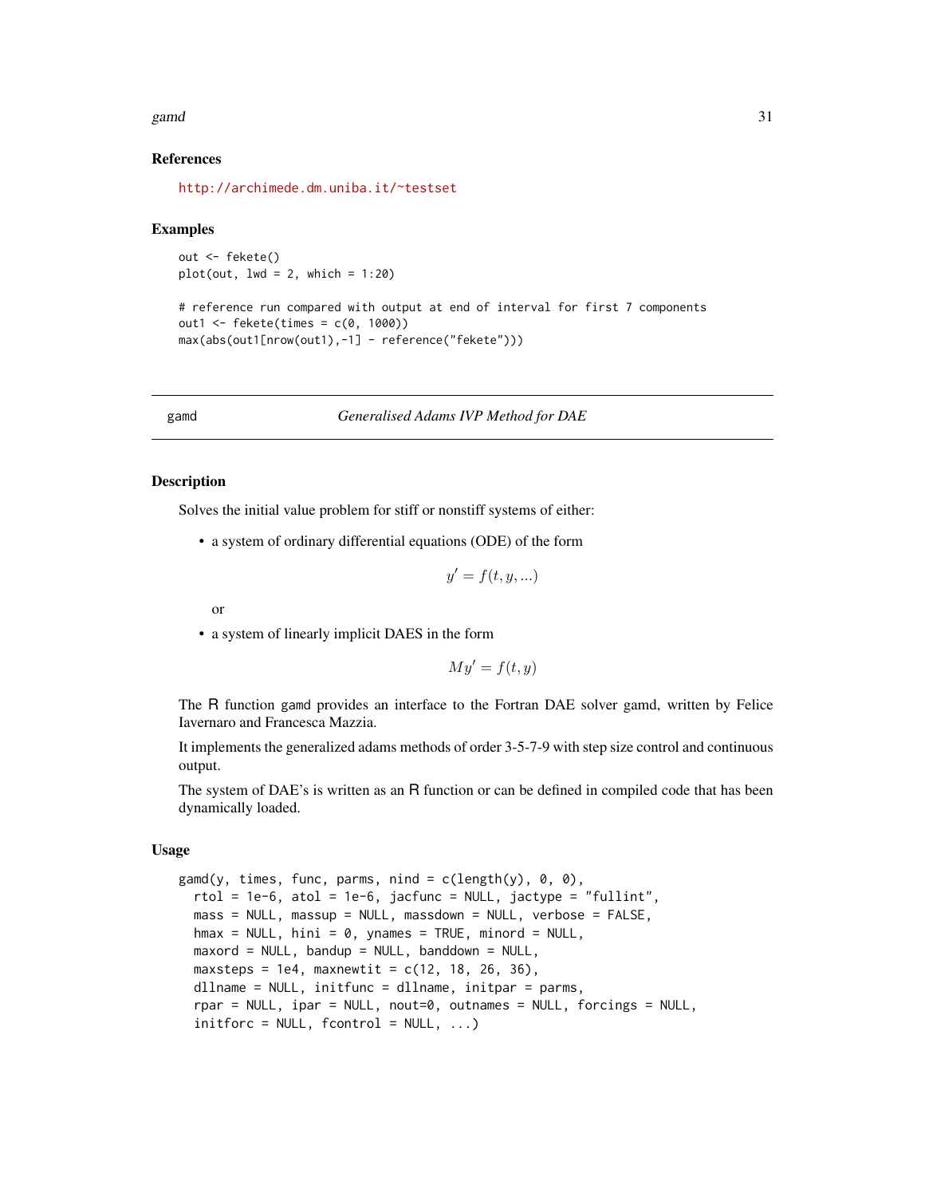### References

http://archimede.dm.uniba.it/~testset

### Examples

```
out <- fekete()
plot(out, lwd = 2, which = 1:20)

# reference run compared with output at end of interval for first 7 components
out1 <- fekete(times = c(0, 1000))
max(abs(out1[nrow(out1),-1] - reference("fekete")))
```

---

## gamd — *Generalised Adams IVP Method for DAE*

### Description

Solves the initial value problem for stiff or nonstiff systems of either:

- a system of ordinary differential equations (ODE) of the form

$$y' = f(t, y, ...)$$

  or

- a system of linearly implicit DAES in the form

$$My' = f(t, y)$$

The R function gamd provides an interface to the Fortran DAE solver gamd, written by Felice Iavernaro and Francesca Mazzia.

It implements the generalized adams methods of order 3-5-7-9 with step size control and continuous output.

The system of DAE's is written as an R function or can be defined in compiled code that has been dynamically loaded.

### Usage

```
gamd(y, times, func, parms, nind = c(length(y), 0, 0),
  rtol = 1e-6, atol = 1e-6, jacfunc = NULL, jactype = "fullint",
  mass = NULL, massup = NULL, massdown = NULL, verbose = FALSE,
  hmax = NULL, hini = 0, ynames = TRUE, minord = NULL,
  maxord = NULL, bandup = NULL, banddown = NULL,
  maxsteps = 1e4, maxnewtit = c(12, 18, 26, 36),
  dllname = NULL, initfunc = dllname, initpar = parms,
  rpar = NULL, ipar = NULL, nout=0, outnames = NULL, forcings = NULL,
  initforc = NULL, fcontrol = NULL, ...)
```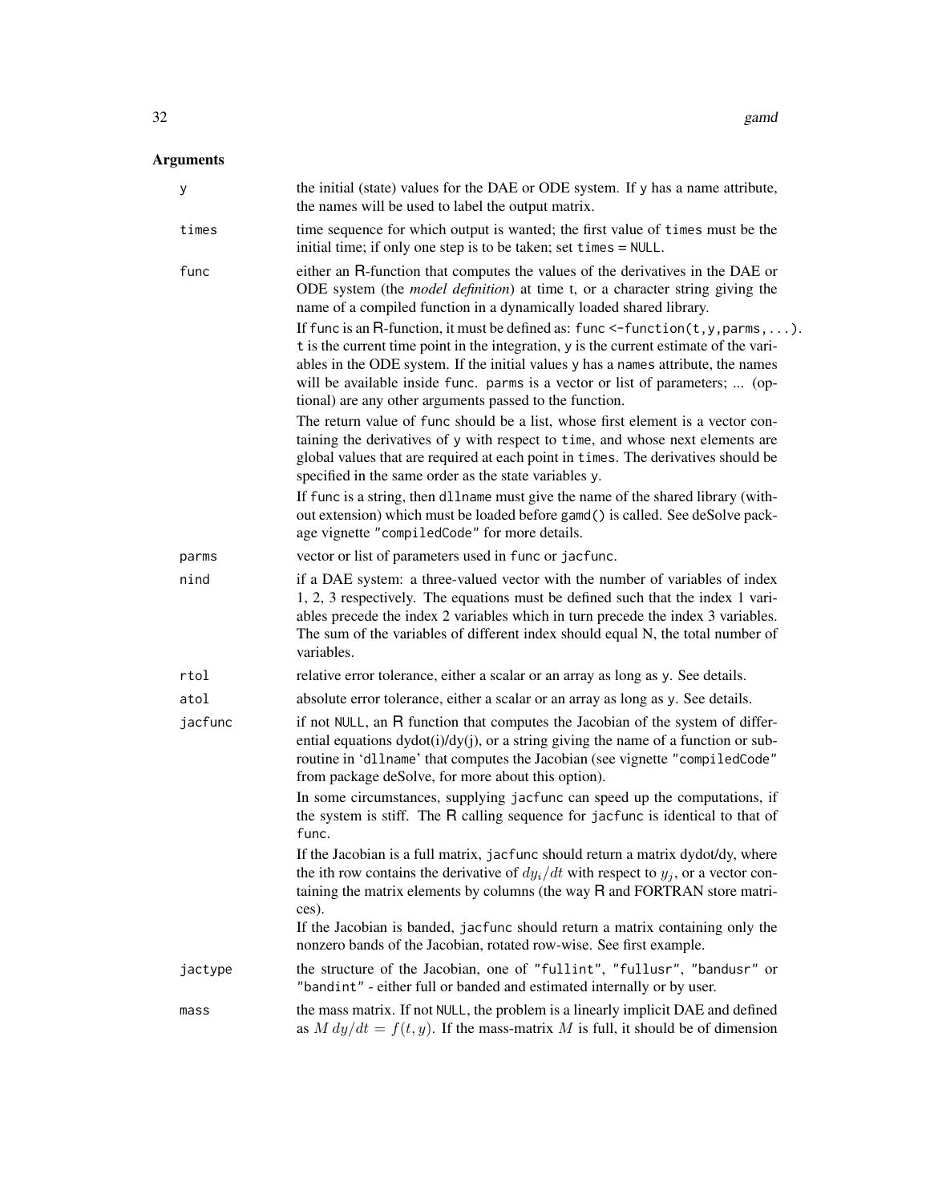## Arguments

**y**
the initial (state) values for the DAE or ODE system. If y has a name attribute, the names will be used to label the output matrix.

**times**
time sequence for which output is wanted; the first value of times must be the initial time; if only one step is to be taken; set times = NULL.

**func**
either an R-function that computes the values of the derivatives in the DAE or ODE system (the *model definition*) at time t, or a character string giving the name of a compiled function in a dynamically loaded shared library.

If func is an R-function, it must be defined as: `func <-function(t,y,parms,...)`. t is the current time point in the integration, y is the current estimate of the variables in the ODE system. If the initial values y has a names attribute, the names will be available inside func. parms is a vector or list of parameters; ... (optional) are any other arguments passed to the function.

The return value of func should be a list, whose first element is a vector containing the derivatives of y with respect to time, and whose next elements are global values that are required at each point in times. The derivatives should be specified in the same order as the state variables y.

If func is a string, then dllname must give the name of the shared library (without extension) which must be loaded before gamd() is called. See deSolve package vignette "compiledCode" for more details.

**parms**
vector or list of parameters used in func or jacfunc.

**nind**
if a DAE system: a three-valued vector with the number of variables of index 1, 2, 3 respectively. The equations must be defined such that the index 1 variables precede the index 2 variables which in turn precede the index 3 variables. The sum of the variables of different index should equal N, the total number of variables.

**rtol**
relative error tolerance, either a scalar or an array as long as y. See details.

**atol**
absolute error tolerance, either a scalar or an array as long as y. See details.

**jacfunc**
if not NULL, an R function that computes the Jacobian of the system of differential equations dydot(i)/dy(j), or a string giving the name of a function or subroutine in 'dllname' that computes the Jacobian (see vignette "compiledCode" from package deSolve, for more about this option).

In some circumstances, supplying jacfunc can speed up the computations, if the system is stiff. The R calling sequence for jacfunc is identical to that of func.

If the Jacobian is a full matrix, jacfunc should return a matrix dydot/dy, where the ith row contains the derivative of $dy_i/dt$ with respect to $y_j$, or a vector containing the matrix elements by columns (the way R and FORTRAN store matrices).

If the Jacobian is banded, jacfunc should return a matrix containing only the nonzero bands of the Jacobian, rotated row-wise. See first example.

**jactype**
the structure of the Jacobian, one of "fullint", "fullusr", "bandusr" or "bandint" - either full or banded and estimated internally or by user.

**mass**
the mass matrix. If not NULL, the problem is a linearly implicit DAE and defined as $M\, dy/dt = f(t, y)$. If the mass-matrix $M$ is full, it should be of dimension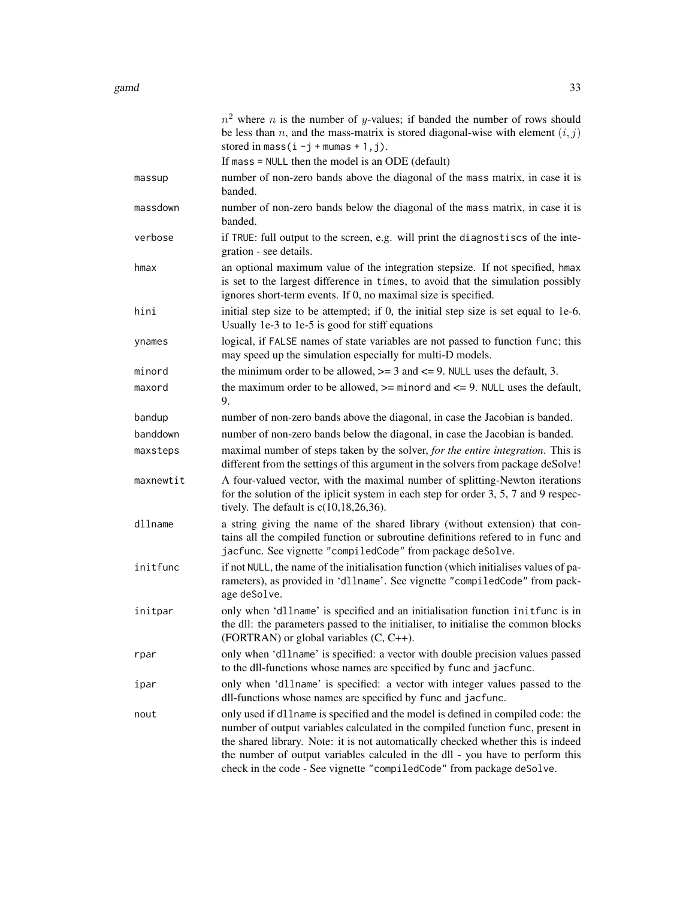$n^2$ where $n$ is the number of $y$-values; if banded the number of rows should be less than $n$, and the mass-matrix is stored diagonal-wise with element $(i, j)$ stored in `mass(i -j + mumas + 1,j)`.

If `mass = NULL` then the model is an ODE (default)

| | |
|---|---|
| massup | number of non-zero bands above the diagonal of the `mass` matrix, in case it is banded. |
| massdown | number of non-zero bands below the diagonal of the `mass` matrix, in case it is banded. |
| verbose | if `TRUE`: full output to the screen, e.g. will print the `diagnostiscs` of the integration - see details. |
| hmax | an optional maximum value of the integration stepsize. If not specified, `hmax` is set to the largest difference in `times`, to avoid that the simulation possibly ignores short-term events. If 0, no maximal size is specified. |
| hini | initial step size to be attempted; if 0, the initial step size is set equal to 1e-6. Usually 1e-3 to 1e-5 is good for stiff equations |
| ynames | logical, if `FALSE` names of state variables are not passed to function `func`; this may speed up the simulation especially for multi-D models. |
| minord | the minimum order to be allowed, >= 3 and <= 9. `NULL` uses the default, 3. |
| maxord | the maximum order to be allowed, >= `minord` and <= 9. `NULL` uses the default, 9. |
| bandup | number of non-zero bands above the diagonal, in case the Jacobian is banded. |
| banddown | number of non-zero bands below the diagonal, in case the Jacobian is banded. |
| maxsteps | maximal number of steps taken by the solver, *for the entire integration*. This is different from the settings of this argument in the solvers from package deSolve! |
| maxnewtit | A four-valued vector, with the maximal number of splitting-Newton iterations for the solution of the iplicit system in each step for order 3, 5, 7 and 9 respectively. The default is c(10,18,26,36). |
| dllname | a string giving the name of the shared library (without extension) that contains all the compiled function or subroutine definitions refered to in `func` and `jacfunc`. See vignette `"compiledCode"` from package `deSolve`. |
| initfunc | if not `NULL`, the name of the initialisation function (which initialises values of parameters), as provided in '`dllname`'. See vignette `"compiledCode"` from package `deSolve`. |
| initpar | only when '`dllname`' is specified and an initialisation function `initfunc` is in the dll: the parameters passed to the initialiser, to initialise the common blocks (FORTRAN) or global variables (C, C++). |
| rpar | only when '`dllname`' is specified: a vector with double precision values passed to the dll-functions whose names are specified by `func` and `jacfunc`. |
| ipar | only when '`dllname`' is specified: a vector with integer values passed to the dll-functions whose names are specified by `func` and `jacfunc`. |
| nout | only used if `dllname` is specified and the model is defined in compiled code: the number of output variables calculated in the compiled function `func`, present in the shared library. Note: it is not automatically checked whether this is indeed the number of output variables calculed in the dll - you have to perform this check in the code - See vignette `"compiledCode"` from package `deSolve`. |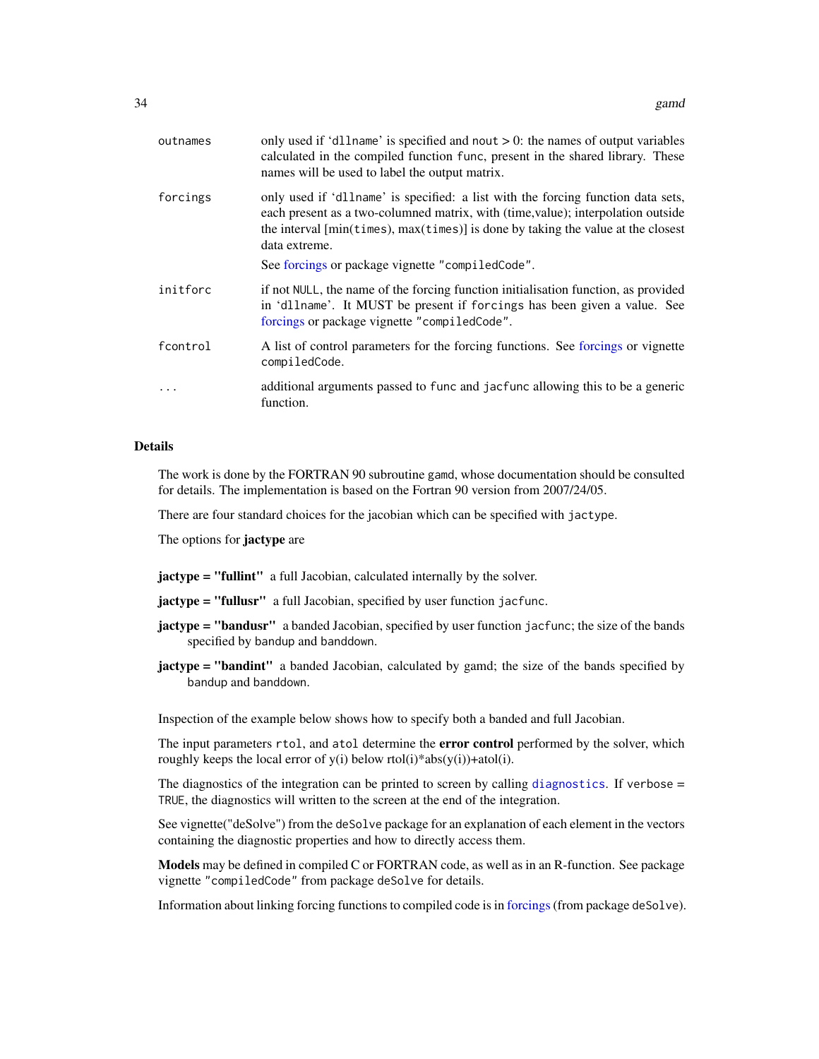| | |
|---|---|
| outnames | only used if 'dllname' is specified and nout > 0: the names of output variables calculated in the compiled function func, present in the shared library. These names will be used to label the output matrix. |
| forcings | only used if 'dllname' is specified: a list with the forcing function data sets, each present as a two-columned matrix, with (time,value); interpolation outside the interval [min(times), max(times)] is done by taking the value at the closest data extreme. See forcings or package vignette "compiledCode". |
| initforc | if not NULL, the name of the forcing function initialisation function, as provided in 'dllname'. It MUST be present if forcings has been given a value. See forcings or package vignette "compiledCode". |
| fcontrol | A list of control parameters for the forcing functions. See forcings or vignette compiledCode. |
| ... | additional arguments passed to func and jacfunc allowing this to be a generic function. |

## Details

The work is done by the FORTRAN 90 subroutine gamd, whose documentation should be consulted for details. The implementation is based on the Fortran 90 version from 2007/24/05.

There are four standard choices for the jacobian which can be specified with jactype.

The options for **jactype** are

**jactype = "fullint"** a full Jacobian, calculated internally by the solver.

**jactype = "fullusr"** a full Jacobian, specified by user function jacfunc.

**jactype = "bandusr"** a banded Jacobian, specified by user function jacfunc; the size of the bands specified by bandup and banddown.

**jactype = "bandint"** a banded Jacobian, calculated by gamd; the size of the bands specified by bandup and banddown.

Inspection of the example below shows how to specify both a banded and full Jacobian.

The input parameters rtol, and atol determine the **error control** performed by the solver, which roughly keeps the local error of y(i) below rtol(i)*abs(y(i))+atol(i).

The diagnostics of the integration can be printed to screen by calling diagnostics. If verbose = TRUE, the diagnostics will written to the screen at the end of the integration.

See vignette("deSolve") from the deSolve package for an explanation of each element in the vectors containing the diagnostic properties and how to directly access them.

**Models** may be defined in compiled C or FORTRAN code, as well as in an R-function. See package vignette "compiledCode" from package deSolve for details.

Information about linking forcing functions to compiled code is in forcings (from package deSolve).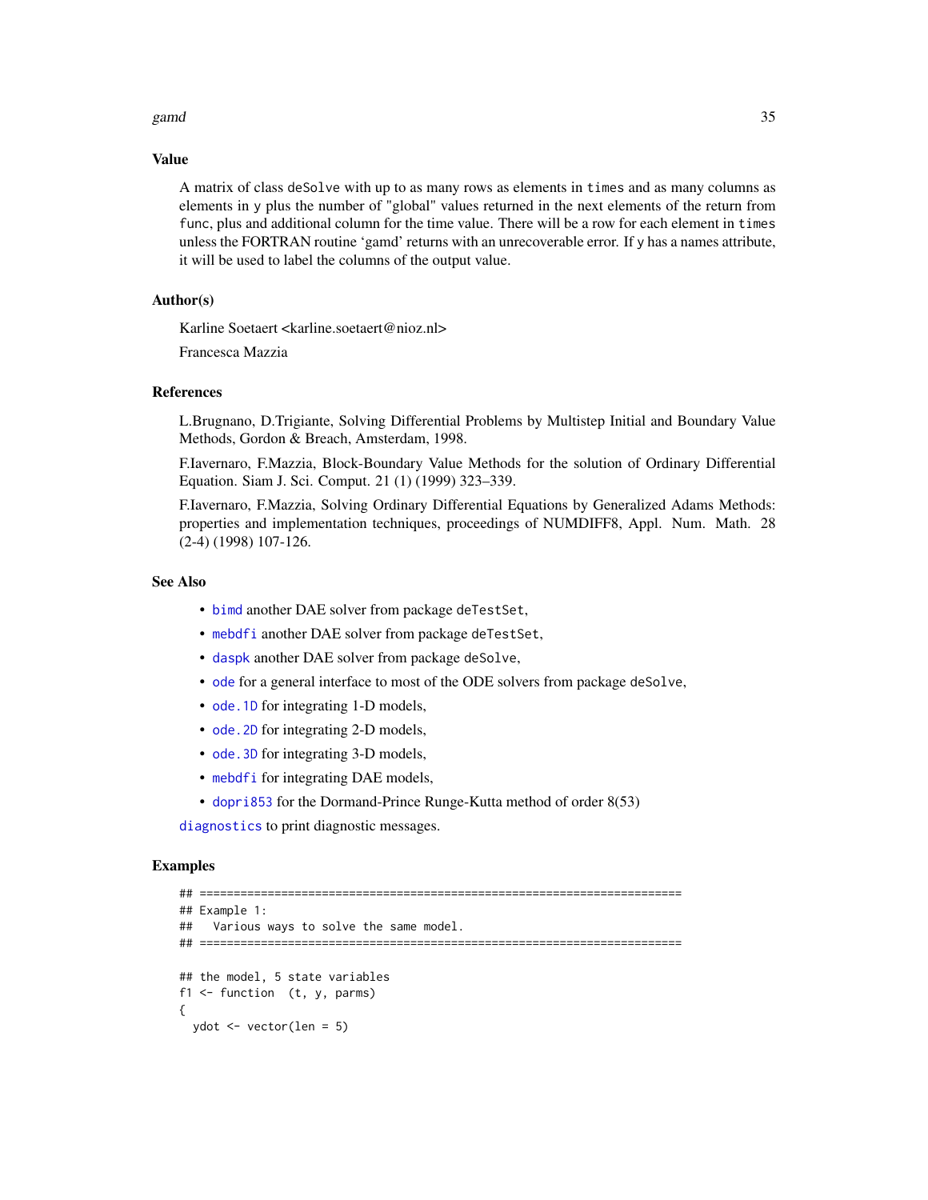### Value

A matrix of class deSolve with up to as many rows as elements in times and as many columns as elements in y plus the number of "global" values returned in the next elements of the return from func, plus and additional column for the time value. There will be a row for each element in times unless the FORTRAN routine 'gamd' returns with an unrecoverable error. If y has a names attribute, it will be used to label the columns of the output value.

### Author(s)

Karline Soetaert <karline.soetaert@nioz.nl>

Francesca Mazzia

### References

L.Brugnano, D.Trigiante, Solving Differential Problems by Multistep Initial and Boundary Value Methods, Gordon & Breach, Amsterdam, 1998.

F.Iavernaro, F.Mazzia, Block-Boundary Value Methods for the solution of Ordinary Differential Equation. Siam J. Sci. Comput. 21 (1) (1999) 323–339.

F.Iavernaro, F.Mazzia, Solving Ordinary Differential Equations by Generalized Adams Methods: properties and implementation techniques, proceedings of NUMDIFF8, Appl. Num. Math. 28 (2-4) (1998) 107-126.

### See Also

- bimd another DAE solver from package deTestSet,
- mebdfi another DAE solver from package deTestSet,
- daspk another DAE solver from package deSolve,
- ode for a general interface to most of the ODE solvers from package deSolve,
- ode.1D for integrating 1-D models,
- ode.2D for integrating 2-D models,
- ode.3D for integrating 3-D models,
- mebdfi for integrating DAE models,
- dopri853 for the Dormand-Prince Runge-Kutta method of order 8(53)

diagnostics to print diagnostic messages.

### Examples

```
## =======================================================================
## Example 1:
##   Various ways to solve the same model.
## =======================================================================

## the model, 5 state variables
f1 <- function  (t, y, parms)
{
  ydot <- vector(len = 5)
```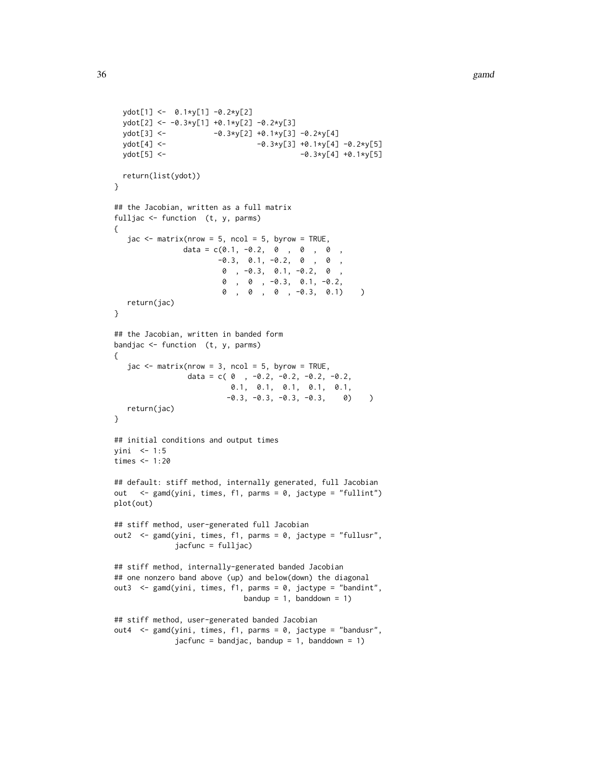```
  ydot[1] <-  0.1*y[1] -0.2*y[2]
  ydot[2] <- -0.3*y[1] +0.1*y[2] -0.2*y[3]
  ydot[3] <-           -0.3*y[2] +0.1*y[3] -0.2*y[4]
  ydot[4] <-                     -0.3*y[3] +0.1*y[4] -0.2*y[5]
  ydot[5] <-                               -0.3*y[4] +0.1*y[5]

  return(list(ydot))
}

## the Jacobian, written as a full matrix
fulljac <- function  (t, y, parms)
{
   jac <- matrix(nrow = 5, ncol = 5, byrow = TRUE,
               data = c(0.1, -0.2,  0  ,  0  ,  0  ,
                       -0.3,  0.1, -0.2,  0  ,  0  ,
                        0  , -0.3,  0.1, -0.2,  0  ,
                        0  ,  0  , -0.3,  0.1, -0.2,
                        0  ,  0  ,  0  , -0.3,  0.1)    )
   return(jac)
}

## the Jacobian, written in banded form
bandjac <- function  (t, y, parms)
{
   jac <- matrix(nrow = 3, ncol = 5, byrow = TRUE,
                data = c( 0  , -0.2, -0.2, -0.2, -0.2,
                          0.1,  0.1,  0.1,  0.1,  0.1,
                         -0.3, -0.3, -0.3, -0.3,    0)    )
   return(jac)
}

## initial conditions and output times
yini  <- 1:5
times <- 1:20

## default: stiff method, internally generated, full Jacobian
out   <- gamd(yini, times, f1, parms = 0, jactype = "fullint")
plot(out)

## stiff method, user-generated full Jacobian
out2  <- gamd(yini, times, f1, parms = 0, jactype = "fullusr",
              jacfunc = fulljac)

## stiff method, internally-generated banded Jacobian
## one nonzero band above (up) and below(down) the diagonal
out3  <- gamd(yini, times, f1, parms = 0, jactype = "bandint",
                              bandup = 1, banddown = 1)

## stiff method, user-generated banded Jacobian
out4  <- gamd(yini, times, f1, parms = 0, jactype = "bandusr",
              jacfunc = bandjac, bandup = 1, banddown = 1)
```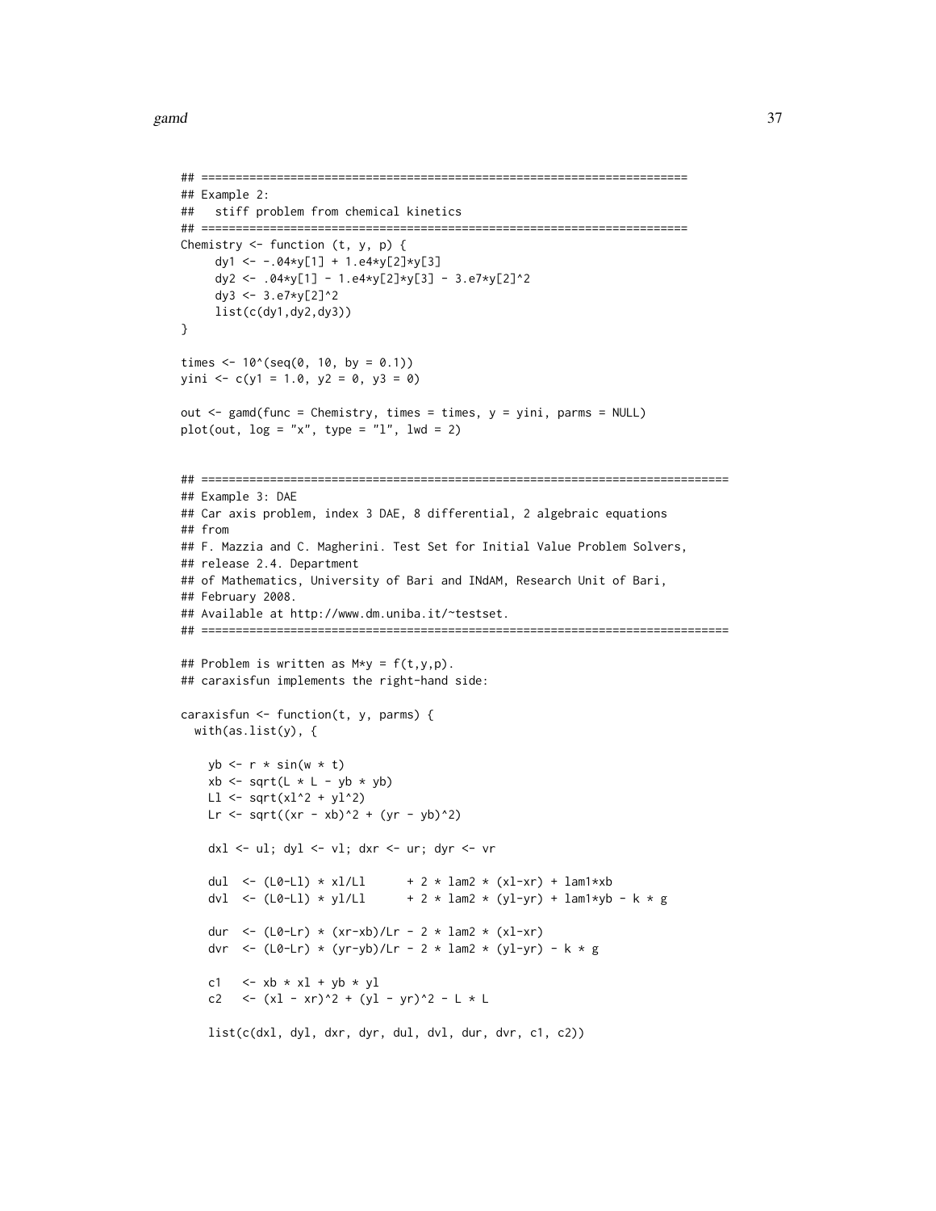```
## =======================================================================
## Example 2:
##   stiff problem from chemical kinetics
## =======================================================================
Chemistry <- function (t, y, p) {
     dy1 <- -.04*y[1] + 1.e4*y[2]*y[3]
     dy2 <- .04*y[1] - 1.e4*y[2]*y[3] - 3.e7*y[2]^2
     dy3 <- 3.e7*y[2]^2
     list(c(dy1,dy2,dy3))
}

times <- 10^(seq(0, 10, by = 0.1))
yini <- c(y1 = 1.0, y2 = 0, y3 = 0)

out <- gamd(func = Chemistry, times = times, y = yini, parms = NULL)
plot(out, log = "x", type = "l", lwd = 2)


## =============================================================================
## Example 3: DAE
## Car axis problem, index 3 DAE, 8 differential, 2 algebraic equations
## from
## F. Mazzia and C. Magherini. Test Set for Initial Value Problem Solvers,
## release 2.4. Department
## of Mathematics, University of Bari and INdAM, Research Unit of Bari,
## February 2008.
## Available at http://www.dm.uniba.it/~testset.
## =============================================================================

## Problem is written as M*y = f(t,y,p).
## caraxisfun implements the right-hand side:

caraxisfun <- function(t, y, parms) {
  with(as.list(y), {

    yb <- r * sin(w * t)
    xb <- sqrt(L * L - yb * yb)
    Ll <- sqrt(xl^2 + yl^2)
    Lr <- sqrt((xr - xb)^2 + (yr - yb)^2)

    dxl <- ul; dyl <- vl; dxr <- ur; dyr <- vr

    dul  <- (L0-Ll) * xl/Ll      + 2 * lam2 * (xl-xr) + lam1*xb
    dvl  <- (L0-Ll) * yl/Ll      + 2 * lam2 * (yl-yr) + lam1*yb - k * g

    dur  <- (L0-Lr) * (xr-xb)/Lr - 2 * lam2 * (xl-xr)
    dvr  <- (L0-Lr) * (yr-yb)/Lr - 2 * lam2 * (yl-yr) - k * g

    c1   <- xb * xl + yb * yl
    c2   <- (xl - xr)^2 + (yl - yr)^2 - L * L

    list(c(dxl, dyl, dxr, dyr, dul, dvl, dur, dvr, c1, c2))
```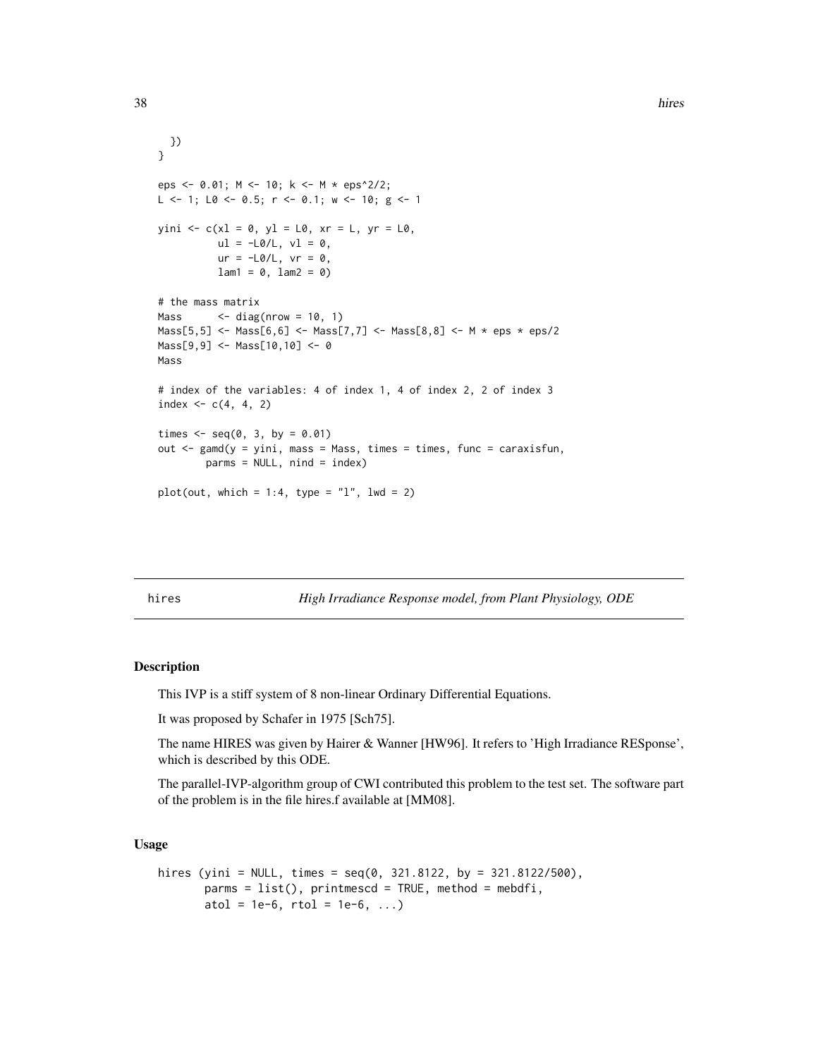```
  })
}

eps <- 0.01; M <- 10; k <- M * eps^2/2;
L <- 1; L0 <- 0.5; r <- 0.1; w <- 10; g <- 1

yini <- c(xl = 0, yl = L0, xr = L, yr = L0,
          ul = -L0/L, vl = 0,
          ur = -L0/L, vr = 0,
          lam1 = 0, lam2 = 0)

# the mass matrix
Mass      <- diag(nrow = 10, 1)
Mass[5,5] <- Mass[6,6] <- Mass[7,7] <- Mass[8,8] <- M * eps * eps/2
Mass[9,9] <- Mass[10,10] <- 0
Mass

# index of the variables: 4 of index 1, 4 of index 2, 2 of index 3
index <- c(4, 4, 2)

times <- seq(0, 3, by = 0.01)
out <- gamd(y = yini, mass = Mass, times = times, func = caraxisfun,
        parms = NULL, nind = index)

plot(out, which = 1:4, type = "l", lwd = 2)
```

---

## hires — *High Irradiance Response model, from Plant Physiology, ODE*

### Description

This IVP is a stiff system of 8 non-linear Ordinary Differential Equations.

It was proposed by Schafer in 1975 [Sch75].

The name HIRES was given by Hairer & Wanner [HW96]. It refers to 'High Irradiance RESponse', which is described by this ODE.

The parallel-IVP-algorithm group of CWI contributed this problem to the test set. The software part of the problem is in the file hires.f available at [MM08].

### Usage

```
hires (yini = NULL, times = seq(0, 321.8122, by = 321.8122/500),
       parms = list(), printmescd = TRUE, method = mebdfi,
       atol = 1e-6, rtol = 1e-6, ...)
```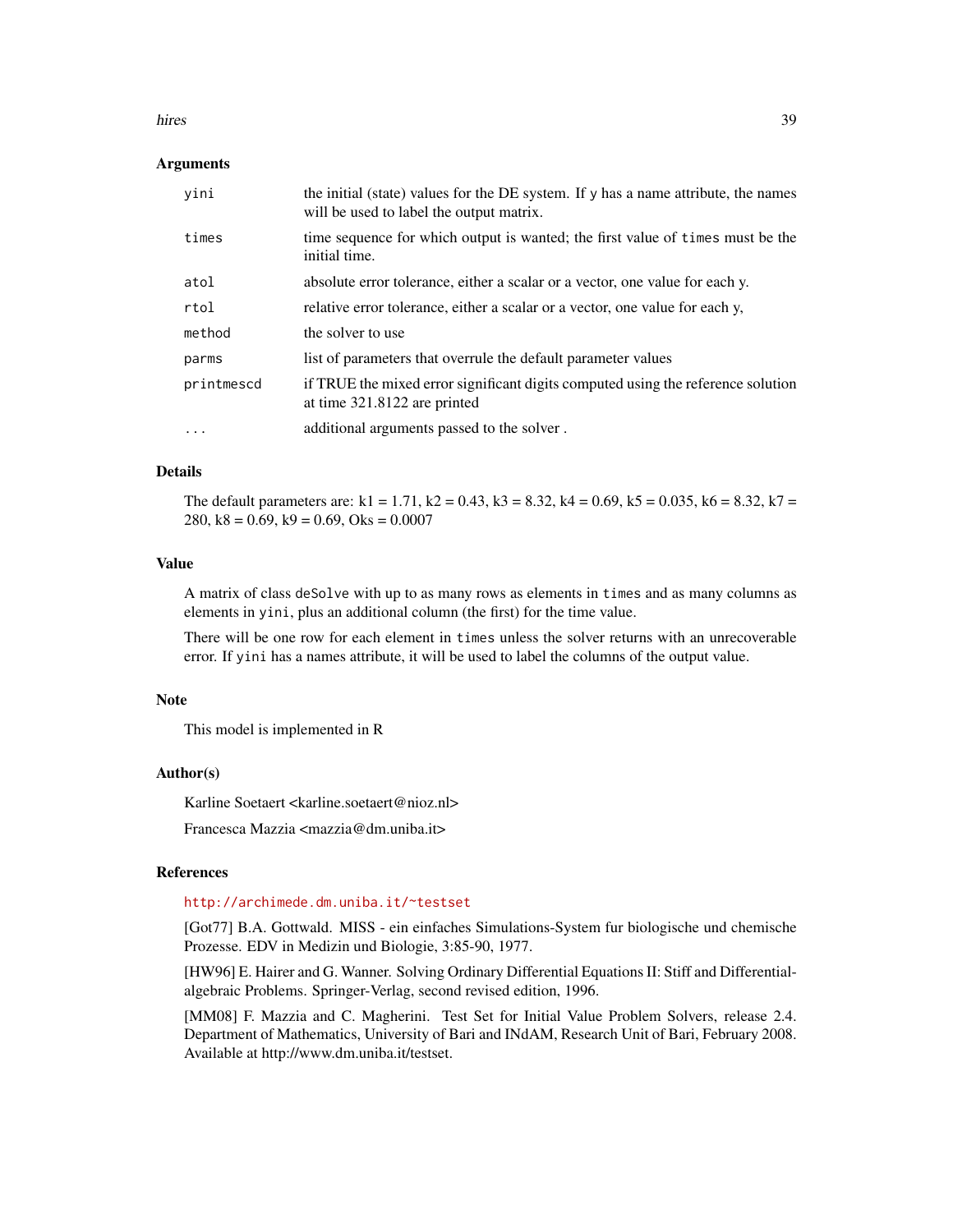## Arguments

| | |
|---|---|
| `yini` | the initial (state) values for the DE system. If `y` has a name attribute, the names will be used to label the output matrix. |
| `times` | time sequence for which output is wanted; the first value of `times` must be the initial time. |
| `atol` | absolute error tolerance, either a scalar or a vector, one value for each y. |
| `rtol` | relative error tolerance, either a scalar or a vector, one value for each y, |
| `method` | the solver to use |
| `parms` | list of parameters that overrule the default parameter values |
| `printmescd` | if TRUE the mixed error significant digits computed using the reference solution at time 321.8122 are printed |
| `...` | additional arguments passed to the solver . |

## Details

The default parameters are: k1 = 1.71, k2 = 0.43, k3 = 8.32, k4 = 0.69, k5 = 0.035, k6 = 8.32, k7 = 280, k8 = 0.69, k9 = 0.69, Oks = 0.0007

## Value

A matrix of class `deSolve` with up to as many rows as elements in `times` and as many columns as elements in `yini`, plus an additional column (the first) for the time value.

There will be one row for each element in `times` unless the solver returns with an unrecoverable error. If `yini` has a names attribute, it will be used to label the columns of the output value.

## Note

This model is implemented in R

## Author(s)

Karline Soetaert <karline.soetaert@nioz.nl>

Francesca Mazzia <mazzia@dm.uniba.it>

## References

http://archimede.dm.uniba.it/~testset

[Got77] B.A. Gottwald. MISS - ein einfaches Simulations-System fur biologische und chemische Prozesse. EDV in Medizin und Biologie, 3:85-90, 1977.

[HW96] E. Hairer and G. Wanner. Solving Ordinary Differential Equations II: Stiff and Differential-algebraic Problems. Springer-Verlag, second revised edition, 1996.

[MM08] F. Mazzia and C. Magherini. Test Set for Initial Value Problem Solvers, release 2.4. Department of Mathematics, University of Bari and INdAM, Research Unit of Bari, February 2008. Available at http://www.dm.uniba.it/testset.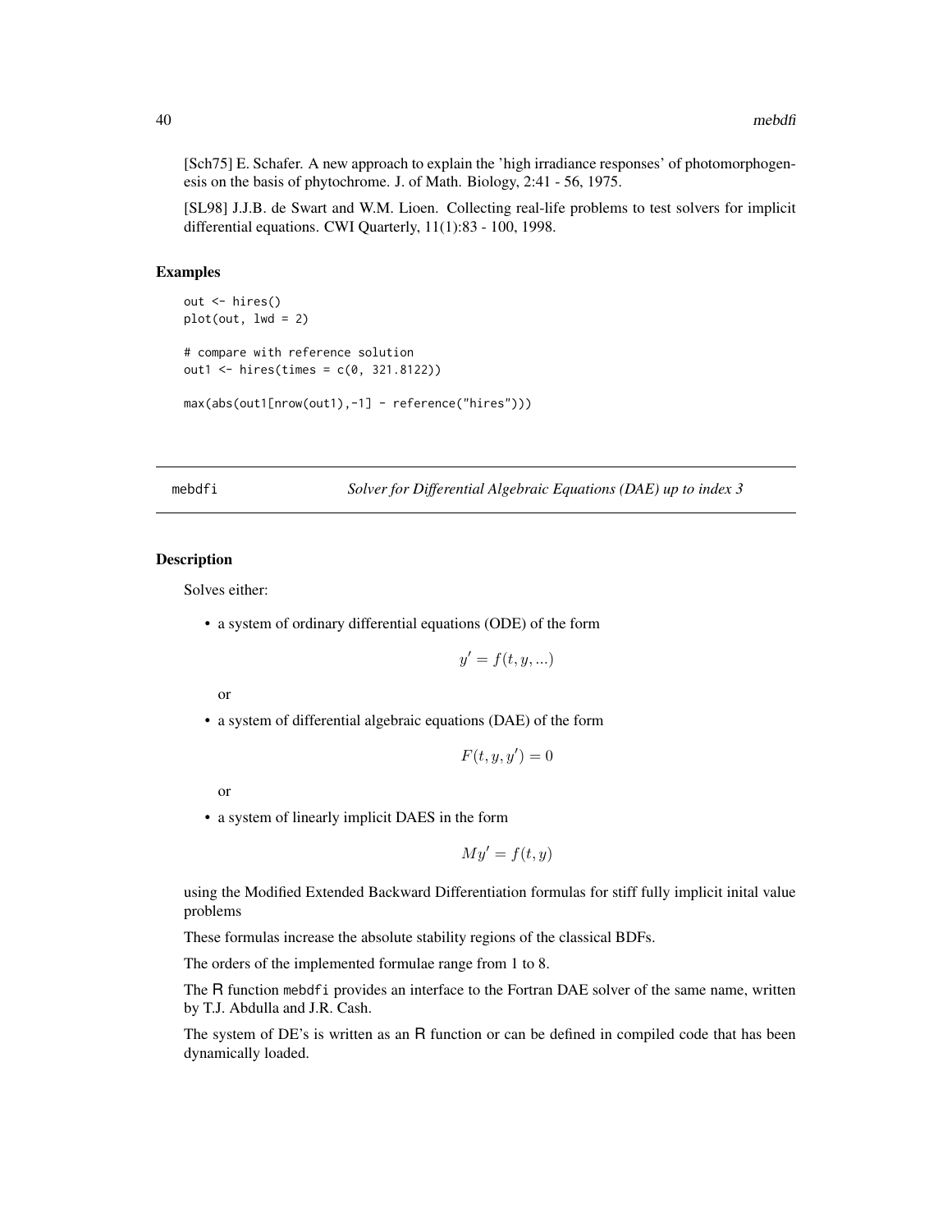[Sch75] E. Schafer. A new approach to explain the 'high irradiance responses' of photomorphogenesis on the basis of phytochrome. J. of Math. Biology, 2:41 - 56, 1975.

[SL98] J.J.B. de Swart and W.M. Lioen. Collecting real-life problems to test solvers for implicit differential equations. CWI Quarterly, 11(1):83 - 100, 1998.

### Examples

```
out <- hires()
plot(out, lwd = 2)

# compare with reference solution
out1 <- hires(times = c(0, 321.8122))

max(abs(out1[nrow(out1),-1] - reference("hires")))
```

---

## mebdfi — *Solver for Differential Algebraic Equations (DAE) up to index 3*

---

### Description

Solves either:

- a system of ordinary differential equations (ODE) of the form

$$y' = f(t, y, ...)$$

  or

- a system of differential algebraic equations (DAE) of the form

$$F(t, y, y') = 0$$

  or

- a system of linearly implicit DAES in the form

$$My' = f(t, y)$$

using the Modified Extended Backward Differentiation formulas for stiff fully implicit inital value problems

These formulas increase the absolute stability regions of the classical BDFs.

The orders of the implemented formulae range from 1 to 8.

The R function mebdfi provides an interface to the Fortran DAE solver of the same name, written by T.J. Abdulla and J.R. Cash.

The system of DE's is written as an R function or can be defined in compiled code that has been dynamically loaded.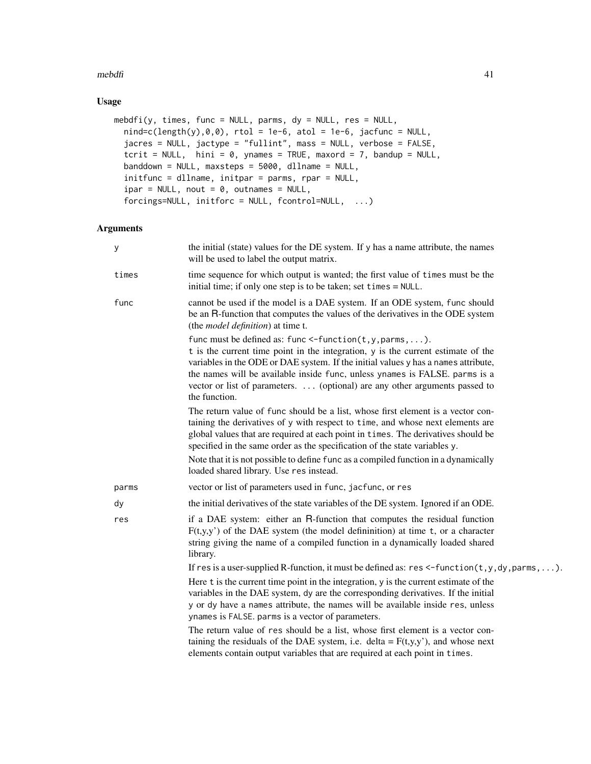## Usage

```
mebdfi(y, times, func = NULL, parms, dy = NULL, res = NULL,
  nind=c(length(y),0,0), rtol = 1e-6, atol = 1e-6, jacfunc = NULL,
  jacres = NULL, jactype = "fullint", mass = NULL, verbose = FALSE,
  tcrit = NULL,  hini = 0, ynames = TRUE, maxord = 7, bandup = NULL,
  banddown = NULL, maxsteps = 5000, dllname = NULL,
  initfunc = dllname, initpar = parms, rpar = NULL,
  ipar = NULL, nout = 0, outnames = NULL,
  forcings=NULL, initforc = NULL, fcontrol=NULL,  ...)
```

## Arguments

| | |
|---|---|
| y | the initial (state) values for the DE system. If y has a name attribute, the names will be used to label the output matrix. |
| times | time sequence for which output is wanted; the first value of times must be the initial time; if only one step is to be taken; set times = NULL. |
| func | cannot be used if the model is a DAE system. If an ODE system, func should be an R-function that computes the values of the derivatives in the ODE system (the *model definition*) at time t.<br><br>func must be defined as: func <-function(t,y,parms,...).<br>t is the current time point in the integration, y is the current estimate of the variables in the ODE or DAE system. If the initial values y has a names attribute, the names will be available inside func, unless ynames is FALSE. parms is a vector or list of parameters. ... (optional) are any other arguments passed to the function.<br><br>The return value of func should be a list, whose first element is a vector containing the derivatives of y with respect to time, and whose next elements are global values that are required at each point in times. The derivatives should be specified in the same order as the specification of the state variables y.<br><br>Note that it is not possible to define func as a compiled function in a dynamically loaded shared library. Use res instead. |
| parms | vector or list of parameters used in func, jacfunc, or res |
| dy | the initial derivatives of the state variables of the DE system. Ignored if an ODE. |
| res | if a DAE system: either an R-function that computes the residual function F(t,y,y') of the DAE system (the model defininition) at time t, or a character string giving the name of a compiled function in a dynamically loaded shared library.<br><br>If res is a user-supplied R-function, it must be defined as: res <-function(t,y,dy,parms,...).<br><br>Here t is the current time point in the integration, y is the current estimate of the variables in the DAE system, dy are the corresponding derivatives. If the initial y or dy have a names attribute, the names will be available inside res, unless ynames is FALSE. parms is a vector of parameters.<br><br>The return value of res should be a list, whose first element is a vector containing the residuals of the DAE system, i.e. delta = F(t,y,y'), and whose next elements contain output variables that are required at each point in times. |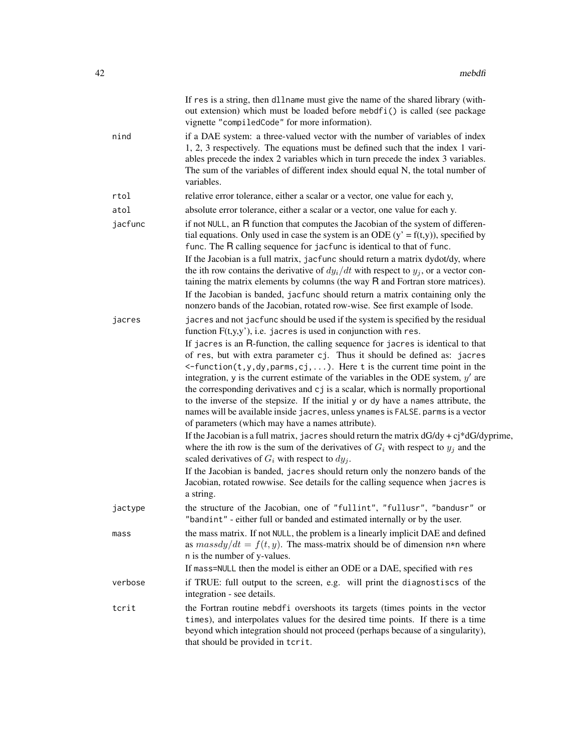If res is a string, then `dllname` must give the name of the shared library (without extension) which must be loaded before `mebdfi()` is called (see package vignette `"compiledCode"` for more information).

`nind`
: if a DAE system: a three-valued vector with the number of variables of index 1, 2, 3 respectively. The equations must be defined such that the index 1 variables precede the index 2 variables which in turn precede the index 3 variables. The sum of the variables of different index should equal N, the total number of variables.

`rtol`
: relative error tolerance, either a scalar or a vector, one value for each y,

`atol`
: absolute error tolerance, either a scalar or a vector, one value for each y.

`jacfunc`
: if not `NULL`, an R function that computes the Jacobian of the system of differential equations. Only used in case the system is an ODE (y' = f(t,y)), specified by `func`. The R calling sequence for `jacfunc` is identical to that of `func`.

  If the Jacobian is a full matrix, `jacfunc` should return a matrix dydot/dy, where the ith row contains the derivative of $dy_i/dt$ with respect to $y_j$, or a vector containing the matrix elements by columns (the way R and Fortran store matrices).

  If the Jacobian is banded, `jacfunc` should return a matrix containing only the nonzero bands of the Jacobian, rotated row-wise. See first example of lsode.

`jacres`
: `jacres` and not `jacfunc` should be used if the system is specified by the residual function F(t,y,y'), i.e. `jacres` is used in conjunction with `res`.

  If `jacres` is an R-function, the calling sequence for `jacres` is identical to that of `res`, but with extra parameter `cj`. Thus it should be defined as: `jacres <-function(t,y,dy,parms,cj,...)`. Here `t` is the current time point in the integration, `y` is the current estimate of the variables in the ODE system, $y'$ are the corresponding derivatives and `cj` is a scalar, which is normally proportional to the inverse of the stepsize. If the initial `y` or `dy` have a `names` attribute, the names will be available inside `jacres`, unless `ynames` is `FALSE`. `parms` is a vector of parameters (which may have a names attribute).

  If the Jacobian is a full matrix, `jacres` should return the matrix dG/dy + cj*dG/dyprime, where the ith row is the sum of the derivatives of $G_i$ with respect to $y_j$ and the scaled derivatives of $G_i$ with respect to $dy_j$.

  If the Jacobian is banded, `jacres` should return only the nonzero bands of the Jacobian, rotated rowwise. See details for the calling sequence when `jacres` is a string.

`jactype`
: the structure of the Jacobian, one of `"fullint"`, `"fullusr"`, `"bandusr"` or `"bandint"` - either full or banded and estimated internally or by the user.

`mass`
: the mass matrix. If not `NULL`, the problem is a linearly implicit DAE and defined as $massdy/dt = f(t, y)$. The mass-matrix should be of dimension `n*n` where `n` is the number of y-values.

  If `mass=NULL` then the model is either an ODE or a DAE, specified with `res`

`verbose`
: if TRUE: full output to the screen, e.g. will print the `diagnostiscs` of the integration - see details.

`tcrit`
: the Fortran routine `mebdfi` overshoots its targets (times points in the vector `times`), and interpolates values for the desired time points. If there is a time beyond which integration should not proceed (perhaps because of a singularity), that should be provided in `tcrit`.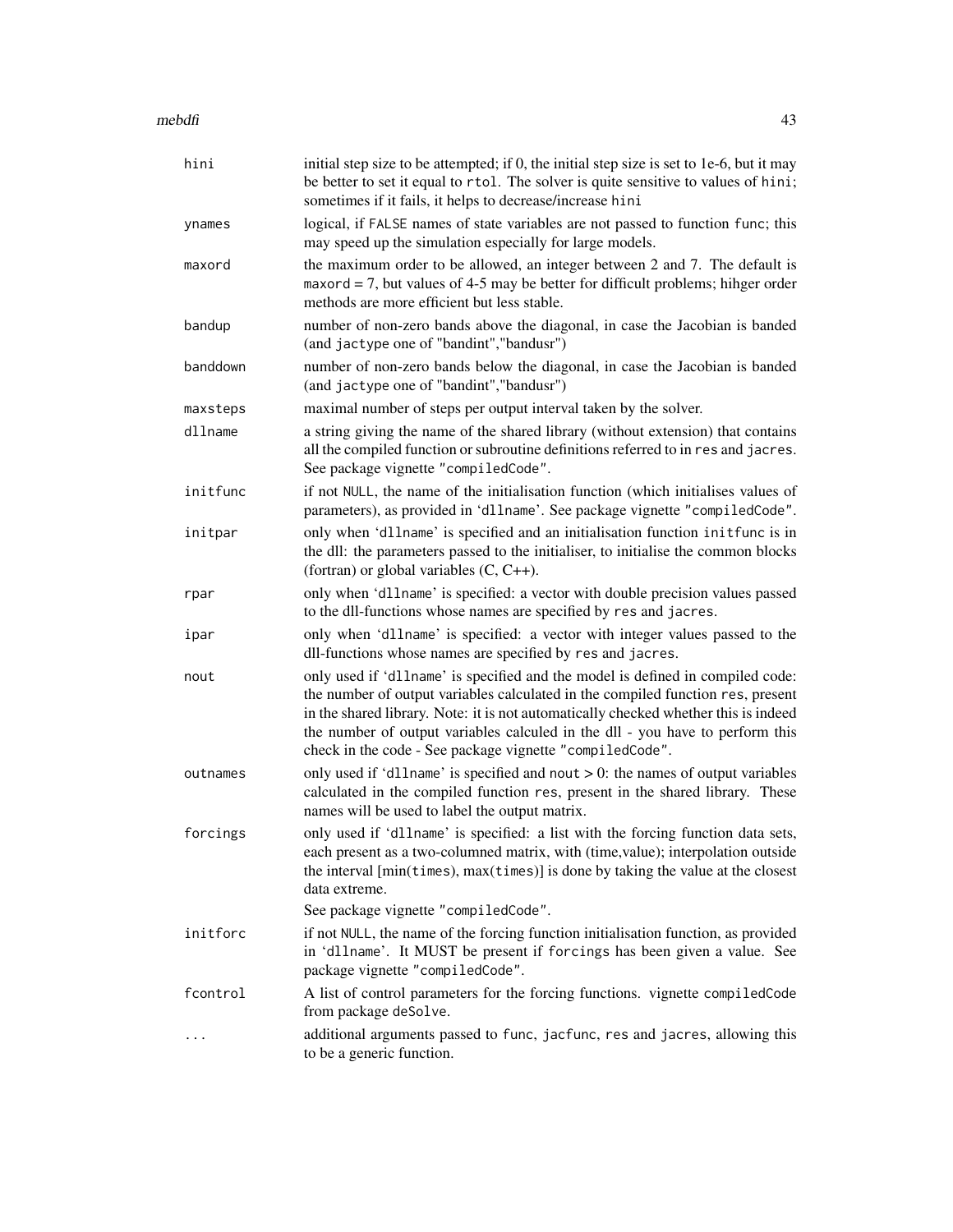| | |
|---|---|
| hini | initial step size to be attempted; if 0, the initial step size is set to 1e-6, but it may be better to set it equal to `rtol`. The solver is quite sensitive to values of `hini`; sometimes if it fails, it helps to decrease/increase `hini` |
| ynames | logical, if `FALSE` names of state variables are not passed to function `func`; this may speed up the simulation especially for large models. |
| maxord | the maximum order to be allowed, an integer between 2 and 7. The default is `maxord` = 7, but values of 4-5 may be better for difficult problems; hihger order methods are more efficient but less stable. |
| bandup | number of non-zero bands above the diagonal, in case the Jacobian is banded (and `jactype` one of "bandint","bandusr") |
| banddown | number of non-zero bands below the diagonal, in case the Jacobian is banded (and `jactype` one of "bandint","bandusr") |
| maxsteps | maximal number of steps per output interval taken by the solver. |
| dllname | a string giving the name of the shared library (without extension) that contains all the compiled function or subroutine definitions referred to in `res` and `jacres`. See package vignette `"compiledCode"`. |
| initfunc | if not `NULL`, the name of the initialisation function (which initialises values of parameters), as provided in '`dllname`'. See package vignette `"compiledCode"`. |
| initpar | only when '`dllname`' is specified and an initialisation function `initfunc` is in the dll: the parameters passed to the initialiser, to initialise the common blocks (fortran) or global variables (C, C++). |
| rpar | only when '`dllname`' is specified: a vector with double precision values passed to the dll-functions whose names are specified by `res` and `jacres`. |
| ipar | only when '`dllname`' is specified: a vector with integer values passed to the dll-functions whose names are specified by `res` and `jacres`. |
| nout | only used if '`dllname`' is specified and the model is defined in compiled code: the number of output variables calculated in the compiled function `res`, present in the shared library. Note: it is not automatically checked whether this is indeed the number of output variables calculed in the dll - you have to perform this check in the code - See package vignette `"compiledCode"`. |
| outnames | only used if '`dllname`' is specified and `nout` > 0: the names of output variables calculated in the compiled function `res`, present in the shared library. These names will be used to label the output matrix. |
| forcings | only used if '`dllname`' is specified: a list with the forcing function data sets, each present as a two-columned matrix, with (time,value); interpolation outside the interval [min(`times`), max(`times`)] is done by taking the value at the closest data extreme. See package vignette `"compiledCode"`. |
| initforc | if not `NULL`, the name of the forcing function initialisation function, as provided in '`dllname`'. It MUST be present if `forcings` has been given a value. See package vignette `"compiledCode"`. |
| fcontrol | A list of control parameters for the forcing functions. vignette `compiledCode` from package `deSolve`. |
| ... | additional arguments passed to `func`, `jacfunc`, `res` and `jacres`, allowing this to be a generic function. |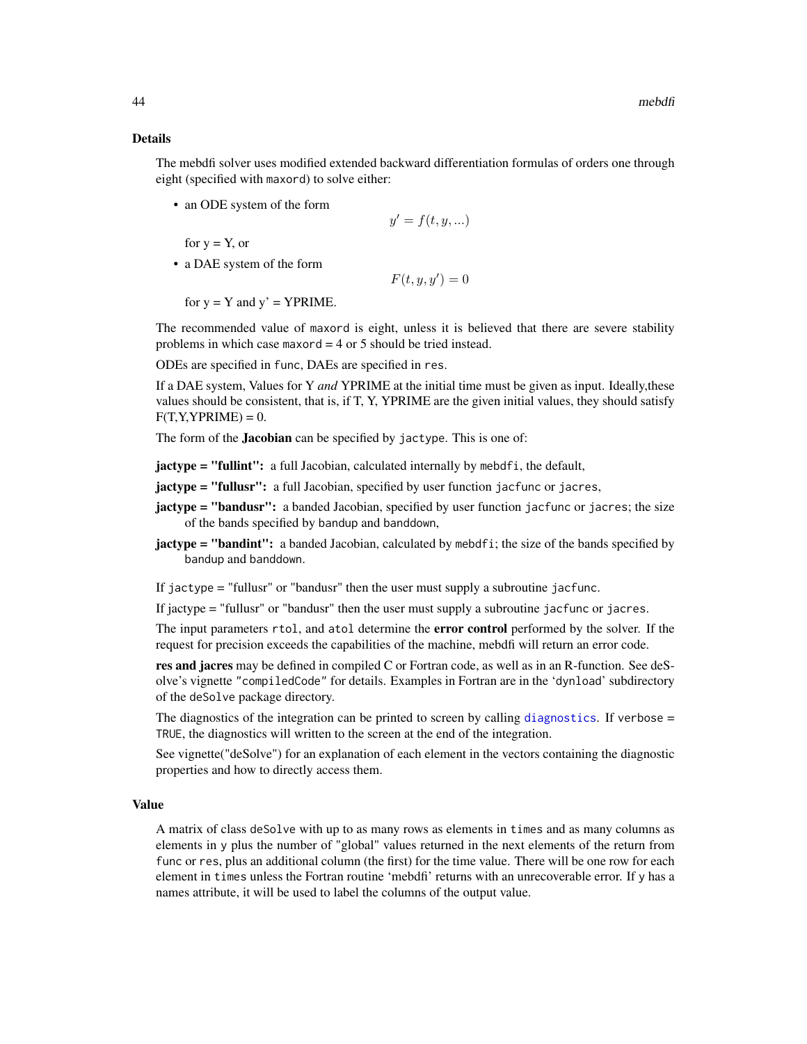## Details

The mebdfi solver uses modified extended backward differentiation formulas of orders one through eight (specified with `maxord`) to solve either:

- an ODE system of the form

$$y' = f(t, y, ...)$$

  for y = Y, or

- a DAE system of the form

$$F(t, y, y') = 0$$

  for y = Y and y' = YPRIME.

The recommended value of `maxord` is eight, unless it is believed that there are severe stability problems in which case `maxord` = 4 or 5 should be tried instead.

ODEs are specified in `func`, DAEs are specified in `res`.

If a DAE system, Values for Y *and* YPRIME at the initial time must be given as input. Ideally,these values should be consistent, that is, if T, Y, YPRIME are the given initial values, they should satisfy F(T,Y,YPRIME) = 0.

The form of the **Jacobian** can be specified by `jactype`. This is one of:

**jactype = "fullint":** a full Jacobian, calculated internally by `mebdfi`, the default,

**jactype = "fullusr":** a full Jacobian, specified by user function `jacfunc` or `jacres`,

**jactype = "bandusr":** a banded Jacobian, specified by user function `jacfunc` or `jacres`; the size of the bands specified by `bandup` and `banddown`,

**jactype = "bandint":** a banded Jacobian, calculated by `mebdfi`; the size of the bands specified by `bandup` and `banddown`.

If `jactype` = "fullusr" or "bandusr" then the user must supply a subroutine `jacfunc`.

If jactype = "fullusr" or "bandusr" then the user must supply a subroutine `jacfunc` or `jacres`.

The input parameters `rtol`, and `atol` determine the **error control** performed by the solver. If the request for precision exceeds the capabilities of the machine, mebdfi will return an error code.

**res and jacres** may be defined in compiled C or Fortran code, as well as in an R-function. See deSolve's vignette `"compiledCode"` for details. Examples in Fortran are in the 'dynload' subdirectory of the `deSolve` package directory.

The diagnostics of the integration can be printed to screen by calling `diagnostics`. If `verbose = TRUE`, the diagnostics will written to the screen at the end of the integration.

See vignette("deSolve") for an explanation of each element in the vectors containing the diagnostic properties and how to directly access them.

## Value

A matrix of class `deSolve` with up to as many rows as elements in `times` and as many columns as elements in `y` plus the number of "global" values returned in the next elements of the return from `func` or `res`, plus an additional column (the first) for the time value. There will be one row for each element in `times` unless the Fortran routine 'mebdfi' returns with an unrecoverable error. If `y` has a names attribute, it will be used to label the columns of the output value.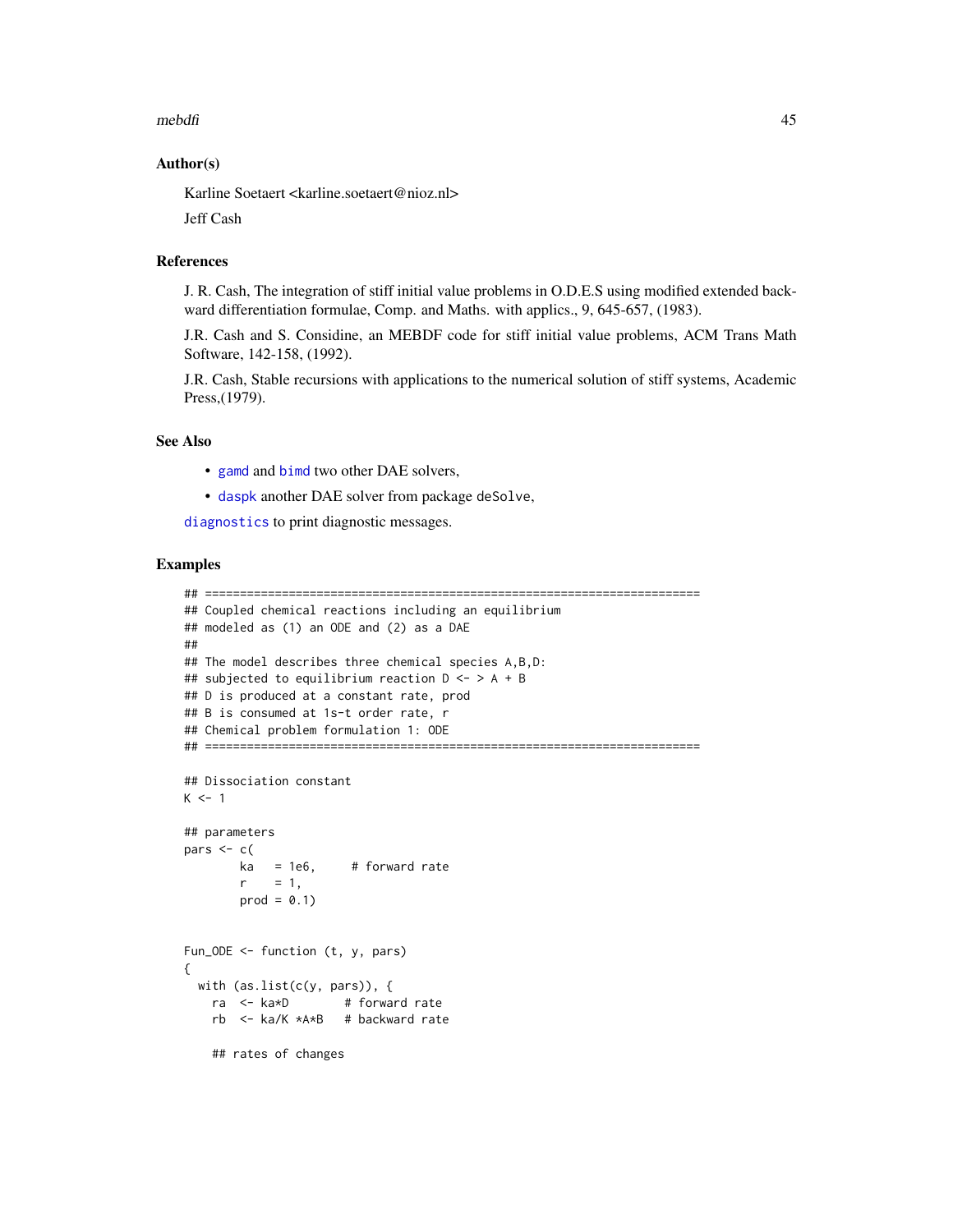### Author(s)

Karline Soetaert <karline.soetaert@nioz.nl>

Jeff Cash

### References

J. R. Cash, The integration of stiff initial value problems in O.D.E.S using modified extended backward differentiation formulae, Comp. and Maths. with applics., 9, 645-657, (1983).

J.R. Cash and S. Considine, an MEBDF code for stiff initial value problems, ACM Trans Math Software, 142-158, (1992).

J.R. Cash, Stable recursions with applications to the numerical solution of stiff systems, Academic Press,(1979).

### See Also

- `gamd` and `bimd` two other DAE solvers,
- `daspk` another DAE solver from package `deSolve`,

`diagnostics` to print diagnostic messages.

### Examples

```
## =======================================================================
## Coupled chemical reactions including an equilibrium
## modeled as (1) an ODE and (2) as a DAE
##
## The model describes three chemical species A,B,D:
## subjected to equilibrium reaction D <- > A + B
## D is produced at a constant rate, prod
## B is consumed at 1s-t order rate, r
## Chemical problem formulation 1: ODE
## =======================================================================

## Dissociation constant
K <- 1

## parameters
pars <- c(
        ka   = 1e6,     # forward rate
        r    = 1,
        prod = 0.1)


Fun_ODE <- function (t, y, pars)
{
  with (as.list(c(y, pars)), {
    ra  <- ka*D        # forward rate
    rb  <- ka/K *A*B   # backward rate

    ## rates of changes
```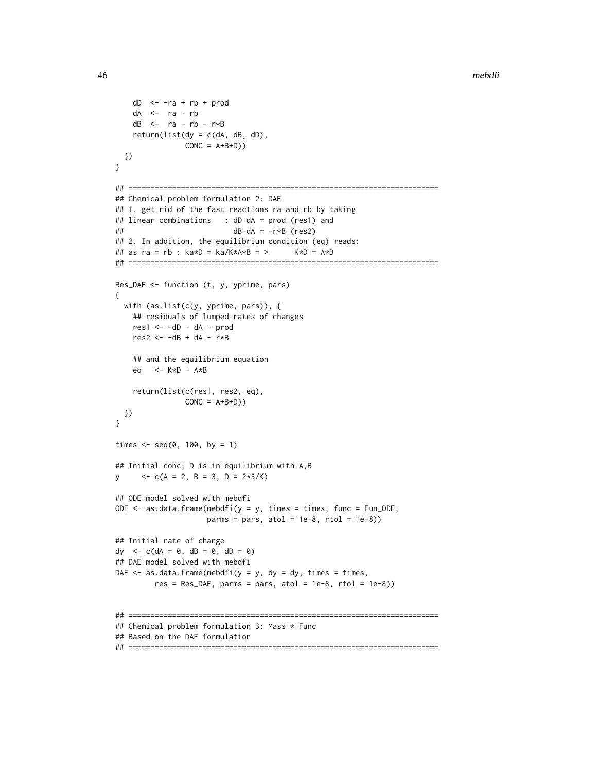```
    dD  <- -ra + rb + prod
    dA  <-  ra - rb
    dB  <-  ra - rb - r*B
    return(list(dy = c(dA, dB, dD),
                CONC = A+B+D))
  })
}

## =======================================================================
## Chemical problem formulation 2: DAE
## 1. get rid of the fast reactions ra and rb by taking
## linear combinations   : dD+dA = prod (res1) and
##                          dB-dA = -r*B (res2)
## 2. In addition, the equilibrium condition (eq) reads:
## as ra = rb : ka*D = ka/K*A*B = >      K*D = A*B
## =======================================================================

Res_DAE <- function (t, y, yprime, pars)
{
  with (as.list(c(y, yprime, pars)), {
    ## residuals of lumped rates of changes
    res1 <- -dD - dA + prod
    res2 <- -dB + dA - r*B

    ## and the equilibrium equation
    eq   <- K*D - A*B

    return(list(c(res1, res2, eq),
                CONC = A+B+D))
  })
}

times <- seq(0, 100, by = 1)

## Initial conc; D is in equilibrium with A,B
y     <- c(A = 2, B = 3, D = 2*3/K)

## ODE model solved with mebdfi
ODE <- as.data.frame(mebdfi(y = y, times = times, func = Fun_ODE,
                     parms = pars, atol = 1e-8, rtol = 1e-8))

## Initial rate of change
dy  <- c(dA = 0, dB = 0, dD = 0)
## DAE model solved with mebdfi
DAE <- as.data.frame(mebdfi(y = y, dy = dy, times = times,
         res = Res_DAE, parms = pars, atol = 1e-8, rtol = 1e-8))


## =======================================================================
## Chemical problem formulation 3: Mass * Func
## Based on the DAE formulation
## =======================================================================
```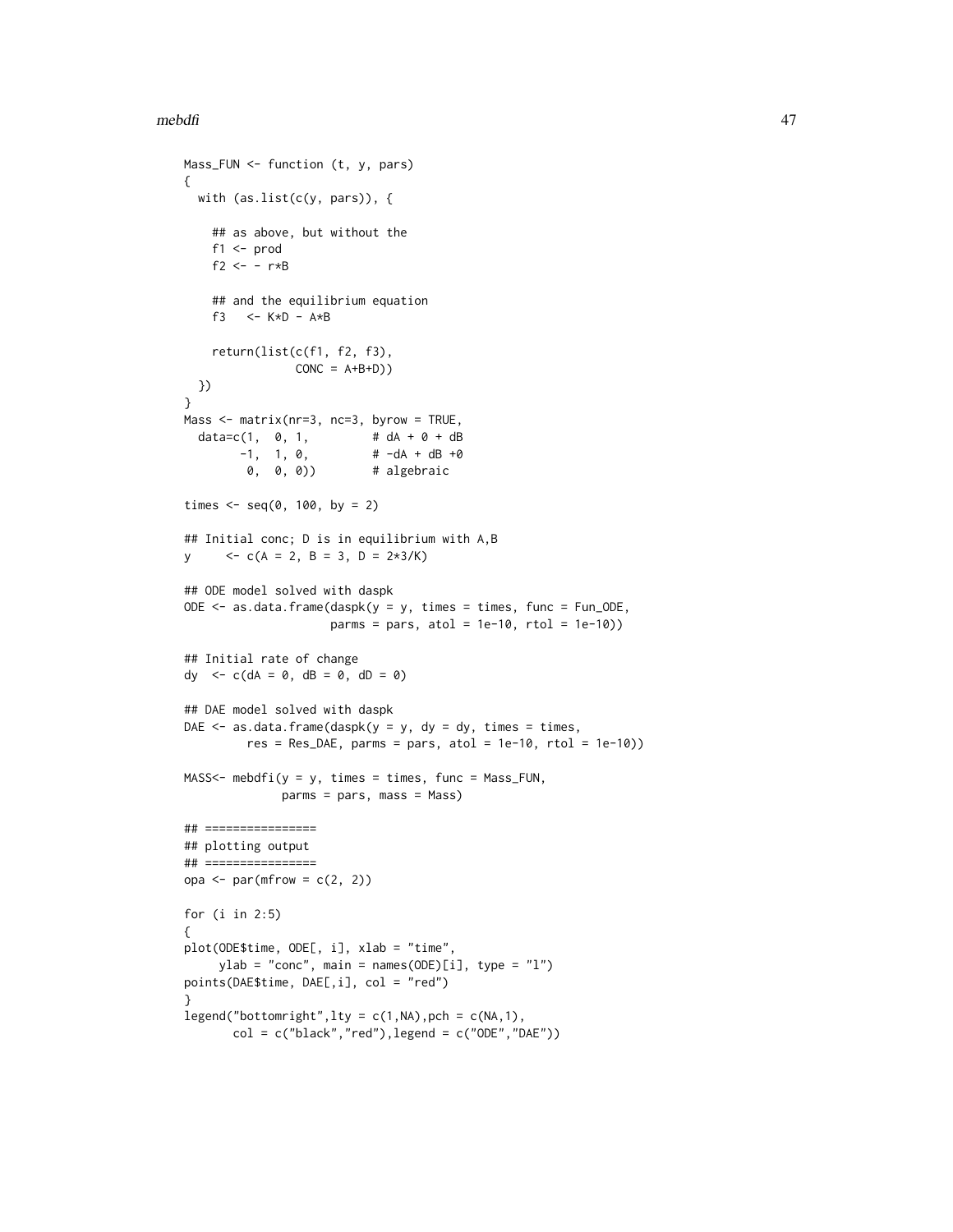```
Mass_FUN <- function (t, y, pars)
{
  with (as.list(c(y, pars)), {

    ## as above, but without the
    f1 <- prod
    f2 <- - r*B

    ## and the equilibrium equation
    f3   <- K*D - A*B

    return(list(c(f1, f2, f3),
                CONC = A+B+D))
  })
}
Mass <- matrix(nr=3, nc=3, byrow = TRUE,
  data=c(1,  0, 1,         # dA + 0 + dB
        -1,  1, 0,         # -dA + dB +0
         0,  0, 0))        # algebraic

times <- seq(0, 100, by = 2)

## Initial conc; D is in equilibrium with A,B
y     <- c(A = 2, B = 3, D = 2*3/K)

## ODE model solved with daspk
ODE <- as.data.frame(daspk(y = y, times = times, func = Fun_ODE,
                     parms = pars, atol = 1e-10, rtol = 1e-10))

## Initial rate of change
dy  <- c(dA = 0, dB = 0, dD = 0)

## DAE model solved with daspk
DAE <- as.data.frame(daspk(y = y, dy = dy, times = times,
         res = Res_DAE, parms = pars, atol = 1e-10, rtol = 1e-10))

MASS<- mebdfi(y = y, times = times, func = Mass_FUN,
              parms = pars, mass = Mass)

## ================
## plotting output
## ================
opa <- par(mfrow = c(2, 2))

for (i in 2:5)
{
plot(ODE$time, ODE[, i], xlab = "time",
     ylab = "conc", main = names(ODE)[i], type = "l")
points(DAE$time, DAE[,i], col = "red")
}
legend("bottomright",lty = c(1,NA),pch = c(NA,1),
       col = c("black","red"),legend = c("ODE","DAE"))
```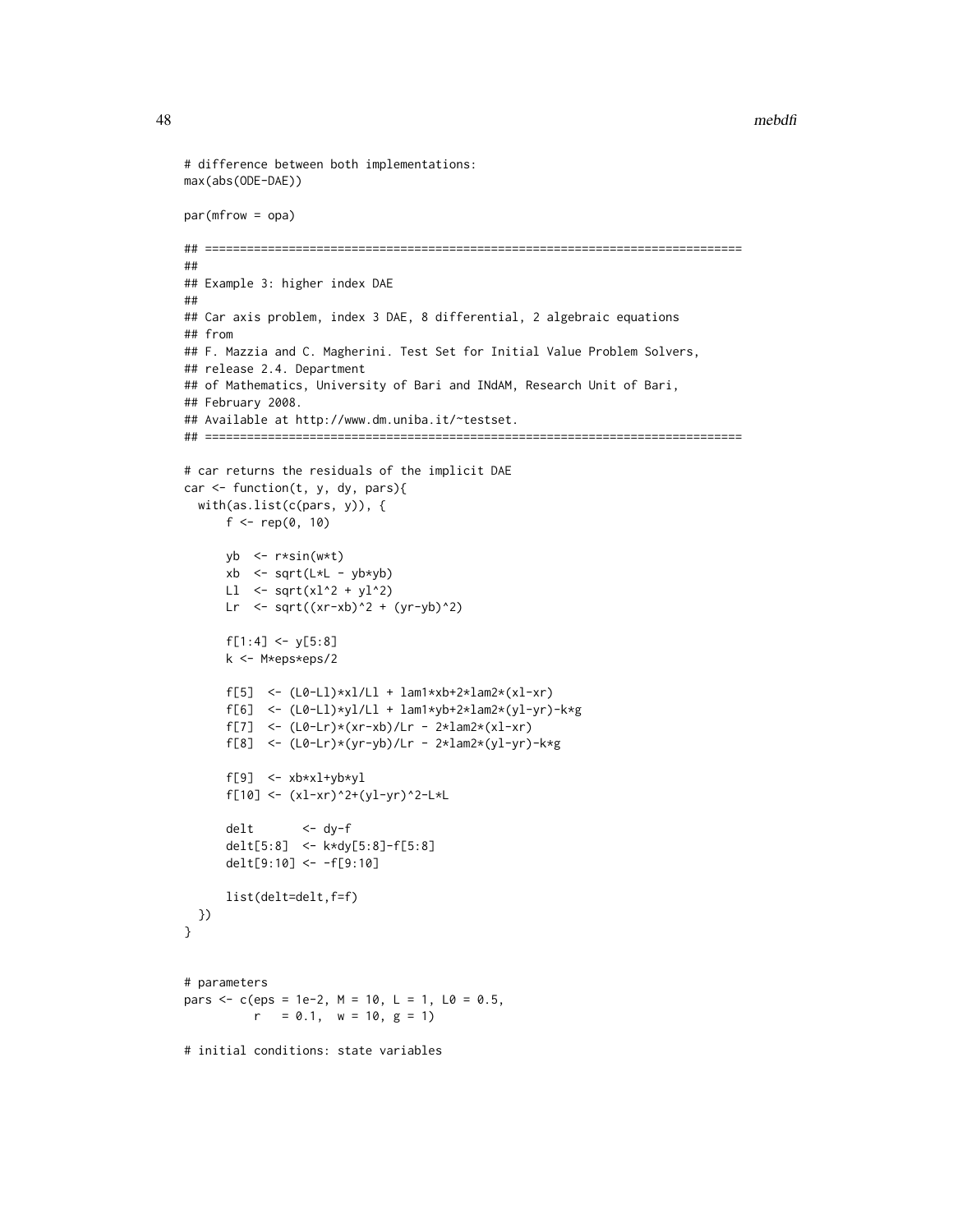```
# difference between both implementations:
max(abs(ODE-DAE))

par(mfrow = opa)

## =============================================================================
##
## Example 3: higher index DAE
##
## Car axis problem, index 3 DAE, 8 differential, 2 algebraic equations
## from
## F. Mazzia and C. Magherini. Test Set for Initial Value Problem Solvers,
## release 2.4. Department
## of Mathematics, University of Bari and INdAM, Research Unit of Bari,
## February 2008.
## Available at http://www.dm.uniba.it/~testset.
## =============================================================================

# car returns the residuals of the implicit DAE
car <- function(t, y, dy, pars){
  with(as.list(c(pars, y)), {
      f <- rep(0, 10)

      yb  <- r*sin(w*t)
      xb  <- sqrt(L*L - yb*yb)
      Ll  <- sqrt(xl^2 + yl^2)
      Lr  <- sqrt((xr-xb)^2 + (yr-yb)^2)

      f[1:4] <- y[5:8]
      k <- M*eps*eps/2

      f[5]  <- (L0-Ll)*xl/Ll + lam1*xb+2*lam2*(xl-xr)
      f[6]  <- (L0-Ll)*yl/Ll + lam1*yb+2*lam2*(yl-yr)-k*g
      f[7]  <- (L0-Lr)*(xr-xb)/Lr - 2*lam2*(xl-xr)
      f[8]  <- (L0-Lr)*(yr-yb)/Lr - 2*lam2*(yl-yr)-k*g

      f[9]  <- xb*xl+yb*yl
      f[10] <- (xl-xr)^2+(yl-yr)^2-L*L

      delt       <- dy-f
      delt[5:8]  <- k*dy[5:8]-f[5:8]
      delt[9:10] <- -f[9:10]

      list(delt=delt,f=f)
  })
}


# parameters
pars <- c(eps = 1e-2, M = 10, L = 1, L0 = 0.5,
          r   = 0.1,  w = 10, g = 1)

# initial conditions: state variables
```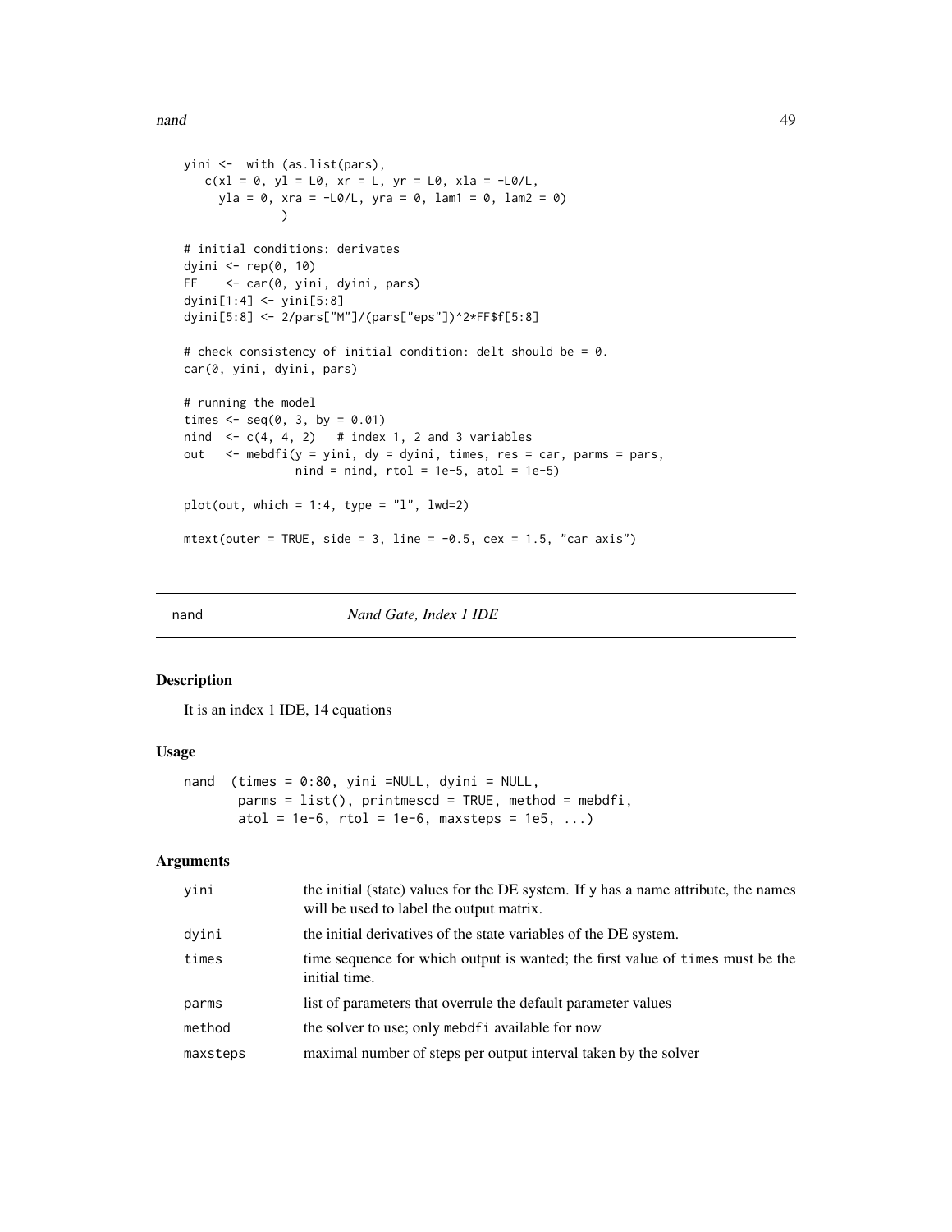```
yini <-  with (as.list(pars),
   c(xl = 0, yl = L0, xr = L, yr = L0, xla = -L0/L,
     yla = 0, xra = -L0/L, yra = 0, lam1 = 0, lam2 = 0)
             )

# initial conditions: derivates
dyini <- rep(0, 10)
FF    <- car(0, yini, dyini, pars)
dyini[1:4] <- yini[5:8]
dyini[5:8] <- 2/pars["M"]/(pars["eps"])^2*FF$f[5:8]

# check consistency of initial condition: delt should be = 0.
car(0, yini, dyini, pars)

# running the model
times <- seq(0, 3, by = 0.01)
nind  <- c(4, 4, 2)   # index 1, 2 and 3 variables
out   <- mebdfi(y = yini, dy = dyini, times, res = car, parms = pars,
                nind = nind, rtol = 1e-5, atol = 1e-5)

plot(out, which = 1:4, type = "l", lwd=2)

mtext(outer = TRUE, side = 3, line = -0.5, cex = 1.5, "car axis")
```

---

nand *Nand Gate, Index 1 IDE*

---

## Description

It is an index 1 IDE, 14 equations

## Usage

```
nand  (times = 0:80, yini =NULL, dyini = NULL,
       parms = list(), printmescd = TRUE, method = mebdfi,
       atol = 1e-6, rtol = 1e-6, maxsteps = 1e5, ...)
```

## Arguments

| | |
|---|---|
| yini | the initial (state) values for the DE system. If y has a name attribute, the names will be used to label the output matrix. |
| dyini | the initial derivatives of the state variables of the DE system. |
| times | time sequence for which output is wanted; the first value of times must be the initial time. |
| parms | list of parameters that overrule the default parameter values |
| method | the solver to use; only mebdfi available for now |
| maxsteps | maximal number of steps per output interval taken by the solver |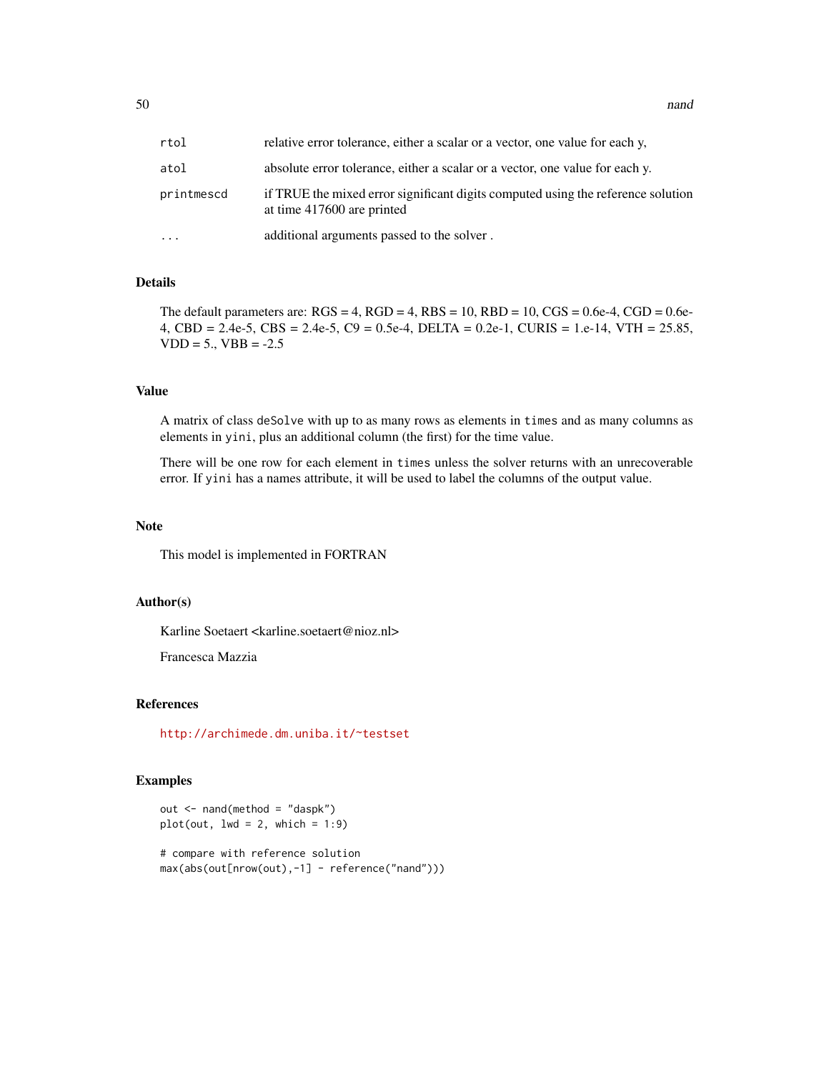| | |
|---|---|
| rtol | relative error tolerance, either a scalar or a vector, one value for each y, |
| atol | absolute error tolerance, either a scalar or a vector, one value for each y. |
| printmescd | if TRUE the mixed error significant digits computed using the reference solution at time 417600 are printed |
| ... | additional arguments passed to the solver . |

## Details

The default parameters are: RGS = 4, RGD = 4, RBS = 10, RBD = 10, CGS = 0.6e-4, CGD = 0.6e-4, CBD = 2.4e-5, CBS = 2.4e-5, C9 = 0.5e-4, DELTA = 0.2e-1, CURIS = 1.e-14, VTH = 25.85, VDD = 5., VBB = -2.5

## Value

A matrix of class `deSolve` with up to as many rows as elements in `times` and as many columns as elements in `yini`, plus an additional column (the first) for the time value.

There will be one row for each element in `times` unless the solver returns with an unrecoverable error. If `yini` has a names attribute, it will be used to label the columns of the output value.

## Note

This model is implemented in FORTRAN

## Author(s)

Karline Soetaert <karline.soetaert@nioz.nl>

Francesca Mazzia

## References

http://archimede.dm.uniba.it/~testset

## Examples

```
out <- nand(method = "daspk")
plot(out, lwd = 2, which = 1:9)

# compare with reference solution
max(abs(out[nrow(out),-1] - reference("nand")))
```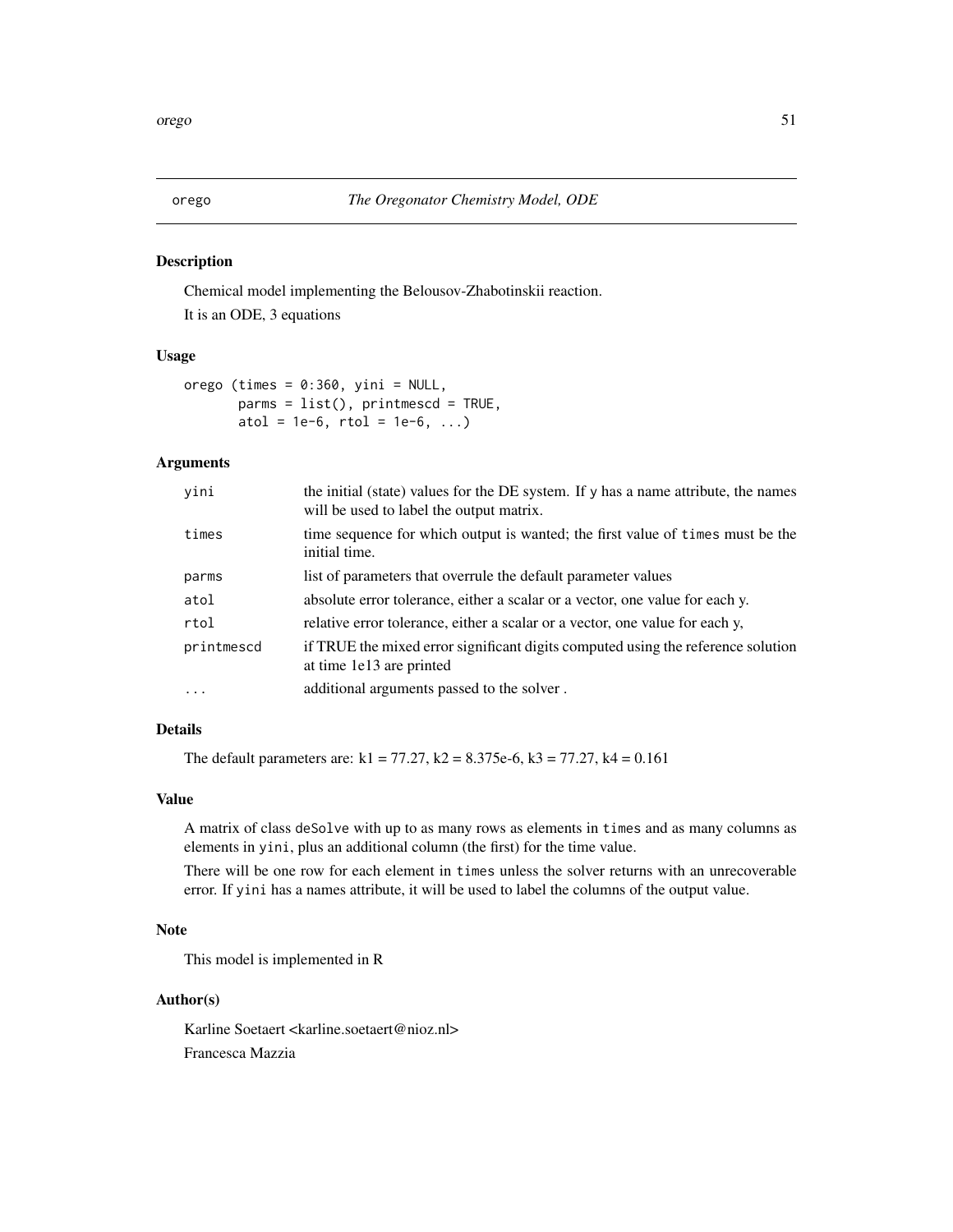## orego *The Oregonator Chemistry Model, ODE*

### Description

Chemical model implementing the Belousov-Zhabotinskii reaction.

It is an ODE, 3 equations

### Usage

```
orego (times = 0:360, yini = NULL,
       parms = list(), printmescd = TRUE,
       atol = 1e-6, rtol = 1e-6, ...)
```

### Arguments

| | |
|---|---|
| yini | the initial (state) values for the DE system. If y has a name attribute, the names will be used to label the output matrix. |
| times | time sequence for which output is wanted; the first value of times must be the initial time. |
| parms | list of parameters that overrule the default parameter values |
| atol | absolute error tolerance, either a scalar or a vector, one value for each y. |
| rtol | relative error tolerance, either a scalar or a vector, one value for each y, |
| printmescd | if TRUE the mixed error significant digits computed using the reference solution at time 1e13 are printed |
| ... | additional arguments passed to the solver . |

### Details

The default parameters are: k1 = 77.27, k2 = 8.375e-6, k3 = 77.27, k4 = 0.161

### Value

A matrix of class deSolve with up to as many rows as elements in times and as many columns as elements in yini, plus an additional column (the first) for the time value.

There will be one row for each element in times unless the solver returns with an unrecoverable error. If yini has a names attribute, it will be used to label the columns of the output value.

### Note

This model is implemented in R

### Author(s)

Karline Soetaert <karline.soetaert@nioz.nl>

Francesca Mazzia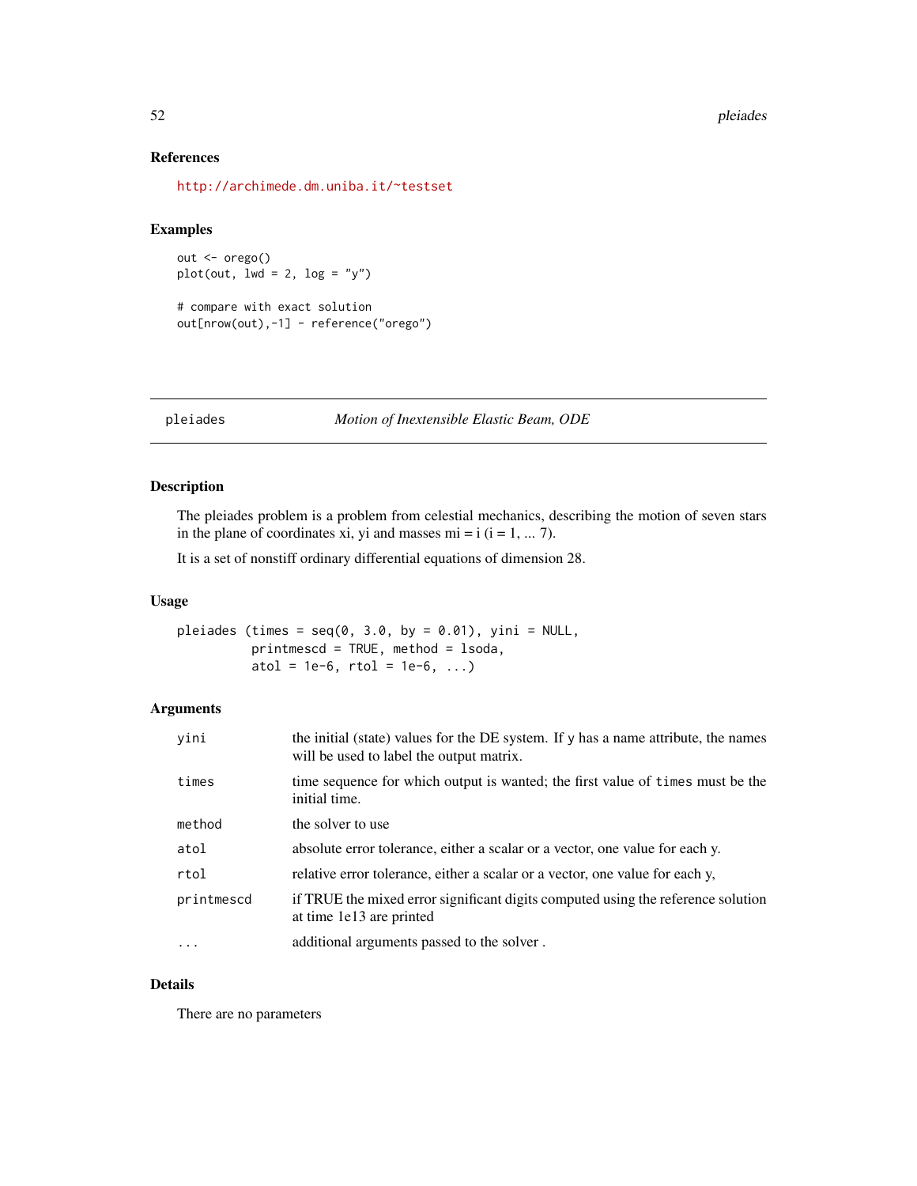### References

http://archimede.dm.uniba.it/~testset

### Examples

```
out <- orego()
plot(out, lwd = 2, log = "y")

# compare with exact solution
out[nrow(out),-1] - reference("orego")
```

---

## pleiades — *Motion of Inextensible Elastic Beam, ODE*

### Description

The pleiades problem is a problem from celestial mechanics, describing the motion of seven stars in the plane of coordinates xi, yi and masses mi = i (i = 1, ... 7).

It is a set of nonstiff ordinary differential equations of dimension 28.

### Usage

```
pleiades (times = seq(0, 3.0, by = 0.01), yini = NULL,
          printmescd = TRUE, method = lsoda,
          atol = 1e-6, rtol = 1e-6, ...)
```

### Arguments

| | |
|---|---|
| yini | the initial (state) values for the DE system. If y has a name attribute, the names will be used to label the output matrix. |
| times | time sequence for which output is wanted; the first value of times must be the initial time. |
| method | the solver to use |
| atol | absolute error tolerance, either a scalar or a vector, one value for each y. |
| rtol | relative error tolerance, either a scalar or a vector, one value for each y, |
| printmescd | if TRUE the mixed error significant digits computed using the reference solution at time 1e13 are printed |
| ... | additional arguments passed to the solver . |

### Details

There are no parameters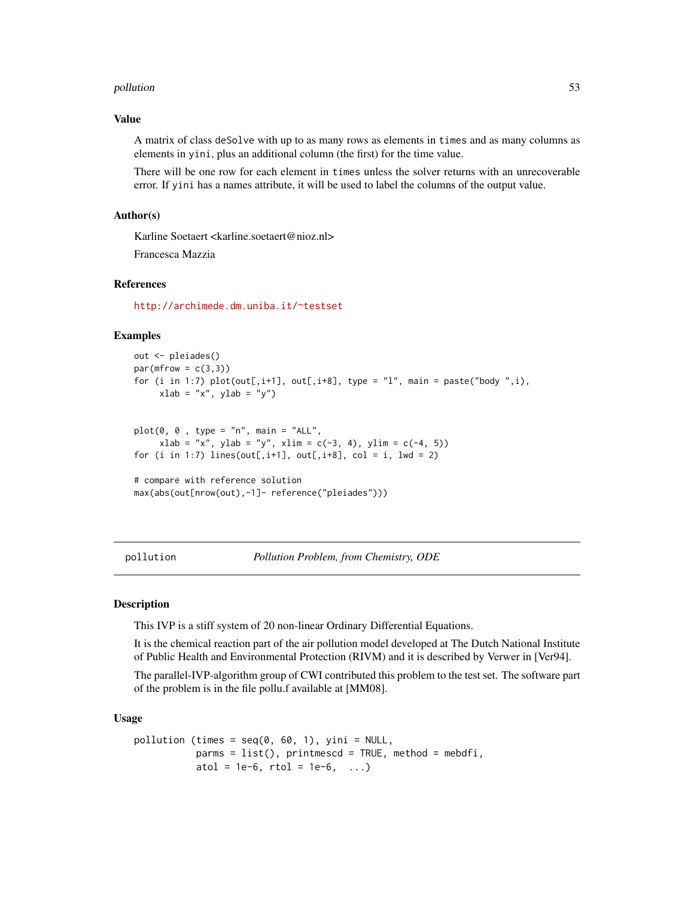### Value

A matrix of class deSolve with up to as many rows as elements in times and as many columns as elements in yini, plus an additional column (the first) for the time value.

There will be one row for each element in times unless the solver returns with an unrecoverable error. If yini has a names attribute, it will be used to label the columns of the output value.

### Author(s)

Karline Soetaert <karline.soetaert@nioz.nl>

Francesca Mazzia

### References

http://archimede.dm.uniba.it/~testset

### Examples

```
out <- pleiades()
par(mfrow = c(3,3))
for (i in 1:7) plot(out[,i+1], out[,i+8], type = "l", main = paste("body ",i),
     xlab = "x", ylab = "y")


plot(0, 0 , type = "n", main = "ALL",
     xlab = "x", ylab = "y", xlim = c(-3, 4), ylim = c(-4, 5))
for (i in 1:7) lines(out[,i+1], out[,i+8], col = i, lwd = 2)

# compare with reference solution
max(abs(out[nrow(out),-1]- reference("pleiades")))
```

---

## pollution — *Pollution Problem, from Chemistry, ODE*

### Description

This IVP is a stiff system of 20 non-linear Ordinary Differential Equations.

It is the chemical reaction part of the air pollution model developed at The Dutch National Institute of Public Health and Environmental Protection (RIVM) and it is described by Verwer in [Ver94].

The parallel-IVP-algorithm group of CWI contributed this problem to the test set. The software part of the problem is in the file pollu.f available at [MM08].

### Usage

```
pollution (times = seq(0, 60, 1), yini = NULL,
           parms = list(), printmescd = TRUE, method = mebdfi,
           atol = 1e-6, rtol = 1e-6,  ...)
```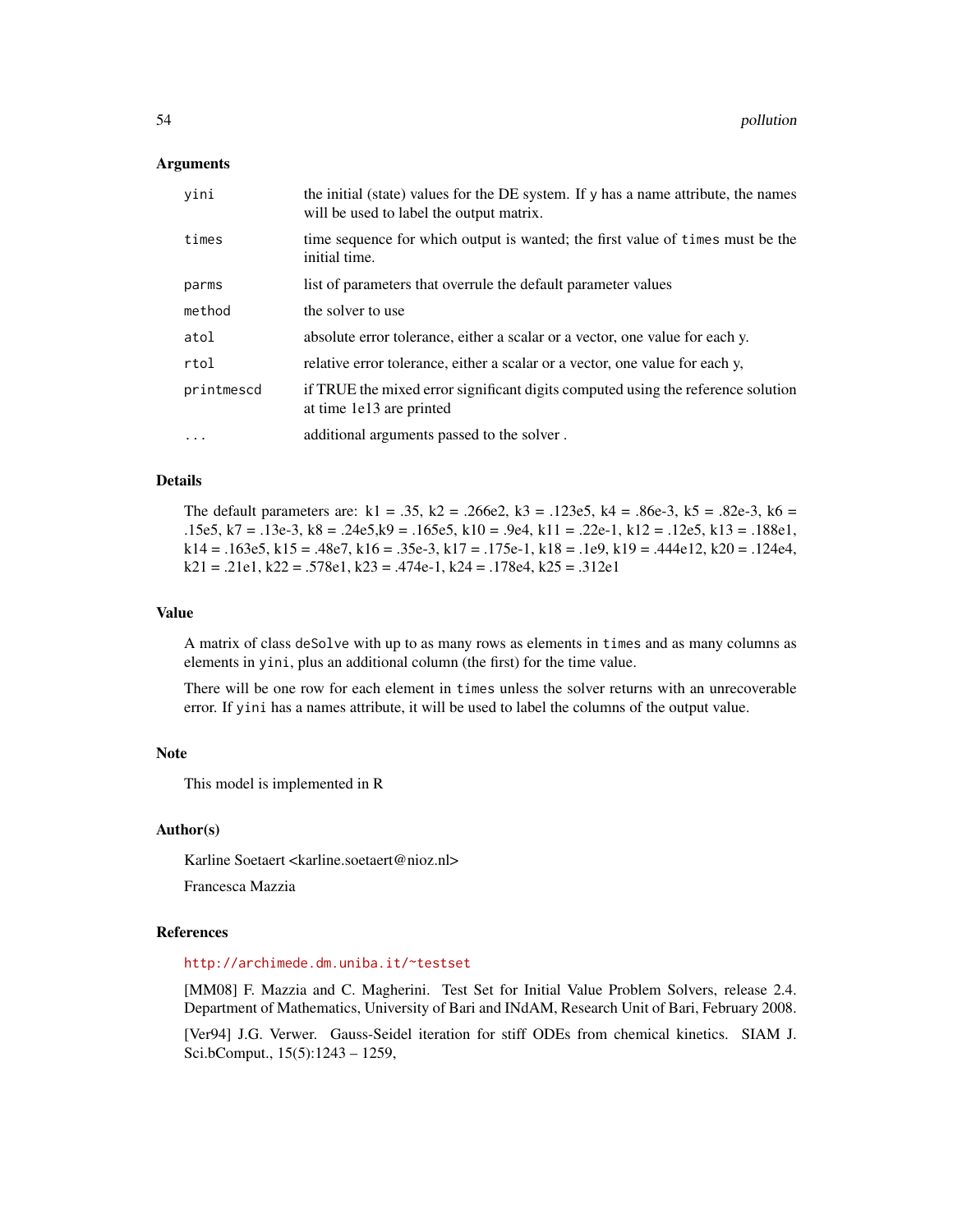### Arguments

| | |
|---|---|
| `yini` | the initial (state) values for the DE system. If `y` has a name attribute, the names will be used to label the output matrix. |
| `times` | time sequence for which output is wanted; the first value of `times` must be the initial time. |
| `parms` | list of parameters that overrule the default parameter values |
| `method` | the solver to use |
| `atol` | absolute error tolerance, either a scalar or a vector, one value for each y. |
| `rtol` | relative error tolerance, either a scalar or a vector, one value for each y, |
| `printmescd` | if TRUE the mixed error significant digits computed using the reference solution at time 1e13 are printed |
| `...` | additional arguments passed to the solver . |

### Details

The default parameters are: k1 = .35, k2 = .266e2, k3 = .123e5, k4 = .86e-3, k5 = .82e-3, k6 = .15e5, k7 = .13e-3, k8 = .24e5,k9 = .165e5, k10 = .9e4, k11 = .22e-1, k12 = .12e5, k13 = .188e1, k14 = .163e5, k15 = .48e7, k16 = .35e-3, k17 = .175e-1, k18 = .1e9, k19 = .444e12, k20 = .124e4, k21 = .21e1, k22 = .578e1, k23 = .474e-1, k24 = .178e4, k25 = .312e1

### Value

A matrix of class `deSolve` with up to as many rows as elements in `times` and as many columns as elements in `yini`, plus an additional column (the first) for the time value.

There will be one row for each element in `times` unless the solver returns with an unrecoverable error. If `yini` has a names attribute, it will be used to label the columns of the output value.

### Note

This model is implemented in R

### Author(s)

Karline Soetaert <karline.soetaert@nioz.nl>

Francesca Mazzia

### References

http://archimede.dm.uniba.it/~testset

[MM08] F. Mazzia and C. Magherini. Test Set for Initial Value Problem Solvers, release 2.4. Department of Mathematics, University of Bari and INdAM, Research Unit of Bari, February 2008.

[Ver94] J.G. Verwer. Gauss-Seidel iteration for stiff ODEs from chemical kinetics. SIAM J. Sci.bComput., 15(5):1243 – 1259,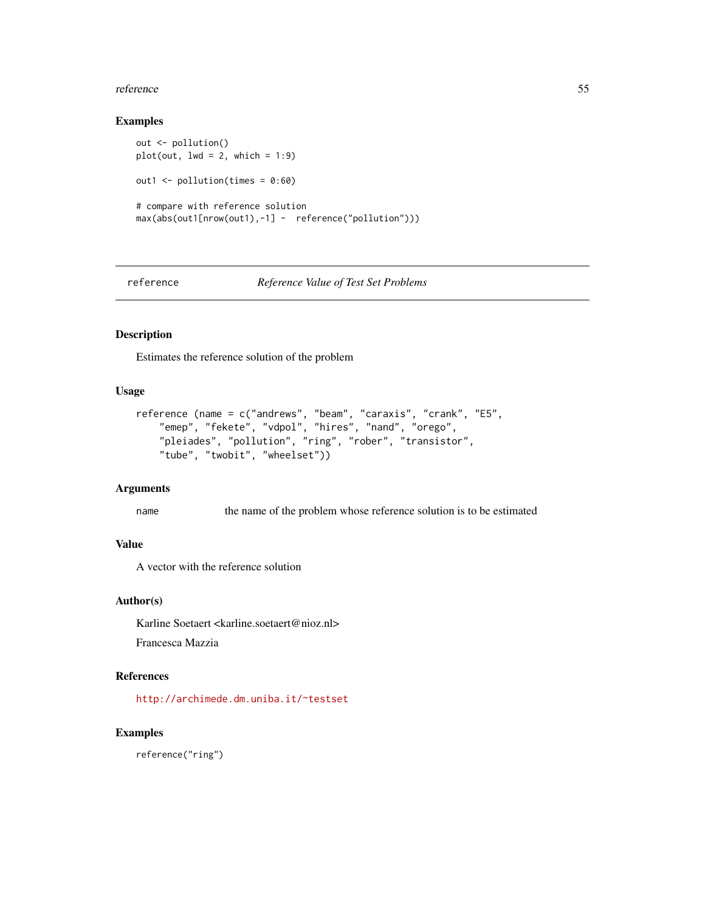### Examples

```
out <- pollution()
plot(out, lwd = 2, which = 1:9)

out1 <- pollution(times = 0:60)

# compare with reference solution
max(abs(out1[nrow(out1),-1] -  reference("pollution")))
```

---

## reference *Reference Value of Test Set Problems*

---

### Description

Estimates the reference solution of the problem

### Usage

```
reference (name = c("andrews", "beam", "caraxis", "crank", "E5",
    "emep", "fekete", "vdpol", "hires", "nand", "orego",
    "pleiades", "pollution", "ring", "rober", "transistor",
    "tube", "twobit", "wheelset"))
```

### Arguments

| | |
|---|---|
| name | the name of the problem whose reference solution is to be estimated |

### Value

A vector with the reference solution

### Author(s)

Karline Soetaert <karline.soetaert@nioz.nl>

Francesca Mazzia

### References

http://archimede.dm.uniba.it/~testset

### Examples

```
reference("ring")
```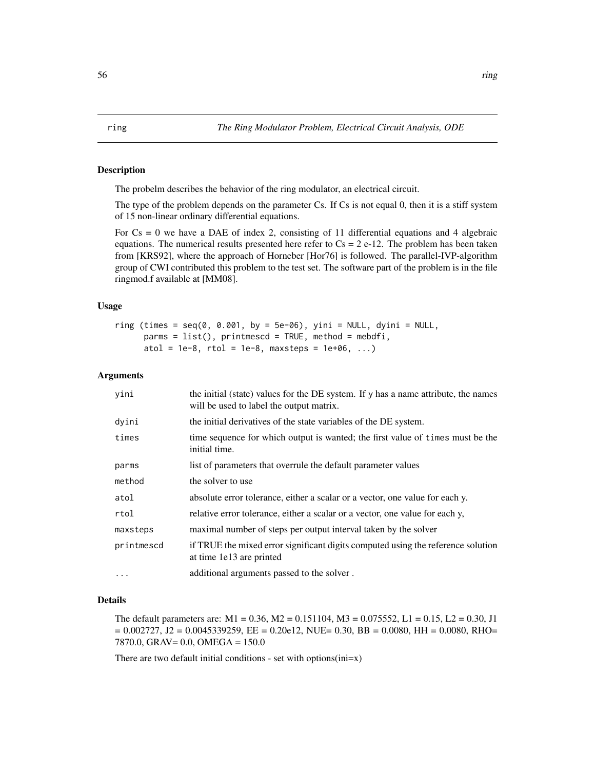ring *The Ring Modulator Problem, Electrical Circuit Analysis, ODE*

## Description

The probelm describes the behavior of the ring modulator, an electrical circuit.

The type of the problem depends on the parameter Cs. If Cs is not equal 0, then it is a stiff system of 15 non-linear ordinary differential equations.

For Cs = 0 we have a DAE of index 2, consisting of 11 differential equations and 4 algebraic equations. The numerical results presented here refer to Cs = 2 e-12. The problem has been taken from [KRS92], where the approach of Horneber [Hor76] is followed. The parallel-IVP-algorithm group of CWI contributed this problem to the test set. The software part of the problem is in the file ringmod.f available at [MM08].

## Usage

```
ring (times = seq(0, 0.001, by = 5e-06), yini = NULL, dyini = NULL,
      parms = list(), printmescd = TRUE, method = mebdfi,
      atol = 1e-8, rtol = 1e-8, maxsteps = 1e+06, ...)
```

## Arguments

| | |
|---|---|
| yini | the initial (state) values for the DE system. If y has a name attribute, the names will be used to label the output matrix. |
| dyini | the initial derivatives of the state variables of the DE system. |
| times | time sequence for which output is wanted; the first value of times must be the initial time. |
| parms | list of parameters that overrule the default parameter values |
| method | the solver to use |
| atol | absolute error tolerance, either a scalar or a vector, one value for each y. |
| rtol | relative error tolerance, either a scalar or a vector, one value for each y, |
| maxsteps | maximal number of steps per output interval taken by the solver |
| printmescd | if TRUE the mixed error significant digits computed using the reference solution at time 1e13 are printed |
| ... | additional arguments passed to the solver . |

## Details

The default parameters are: M1 = 0.36, M2 = 0.151104, M3 = 0.075552, L1 = 0.15, L2 = 0.30, J1 = 0.002727, J2 = 0.0045339259, EE = 0.20e12, NUE= 0.30, BB = 0.0080, HH = 0.0080, RHO= 7870.0, GRAV= 0.0, OMEGA = 150.0

There are two default initial conditions - set with options(ini=x)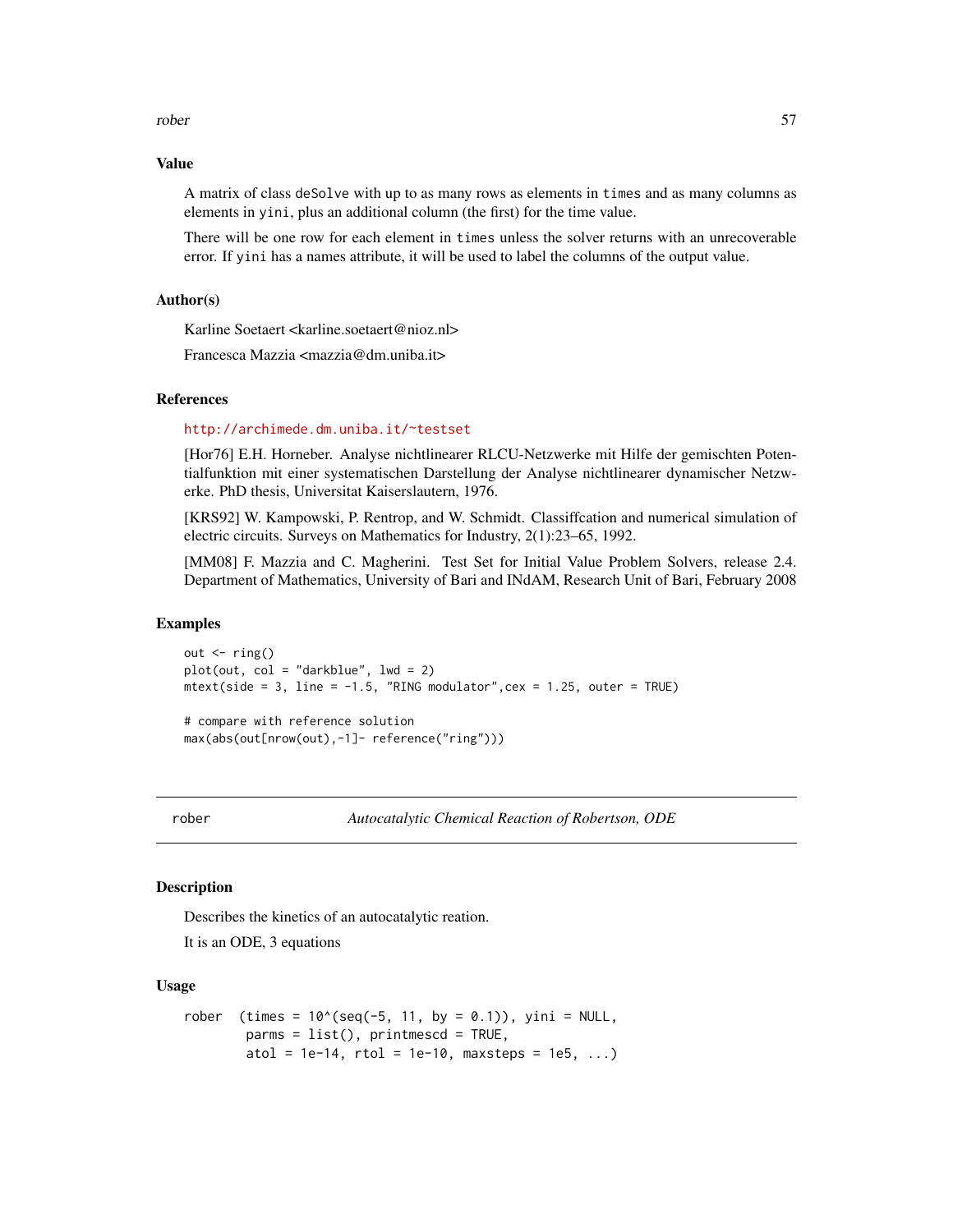### Value

A matrix of class `deSolve` with up to as many rows as elements in `times` and as many columns as elements in `yini`, plus an additional column (the first) for the time value.

There will be one row for each element in `times` unless the solver returns with an unrecoverable error. If `yini` has a names attribute, it will be used to label the columns of the output value.

### Author(s)

Karline Soetaert <karline.soetaert@nioz.nl>

Francesca Mazzia <mazzia@dm.uniba.it>

### References

http://archimede.dm.uniba.it/~testset

[Hor76] E.H. Horneber. Analyse nichtlinearer RLCU-Netzwerke mit Hilfe der gemischten Potentialfunktion mit einer systematischen Darstellung der Analyse nichtlinearer dynamischer Netzwerke. PhD thesis, Universitat Kaiserslautern, 1976.

[KRS92] W. Kampowski, P. Rentrop, and W. Schmidt. Classiffcation and numerical simulation of electric circuits. Surveys on Mathematics for Industry, 2(1):23–65, 1992.

[MM08] F. Mazzia and C. Magherini. Test Set for Initial Value Problem Solvers, release 2.4. Department of Mathematics, University of Bari and INdAM, Research Unit of Bari, February 2008

### Examples

```
out <- ring()
plot(out, col = "darkblue", lwd = 2)
mtext(side = 3, line = -1.5, "RING modulator",cex = 1.25, outer = TRUE)

# compare with reference solution
max(abs(out[nrow(out),-1]- reference("ring")))
```

---

## rober — *Autocatalytic Chemical Reaction of Robertson, ODE*

### Description

Describes the kinetics of an autocatalytic reation.

It is an ODE, 3 equations

### Usage

```
rober  (times = 10^(seq(-5, 11, by = 0.1)), yini = NULL,
        parms = list(), printmescd = TRUE,
        atol = 1e-14, rtol = 1e-10, maxsteps = 1e5, ...)
```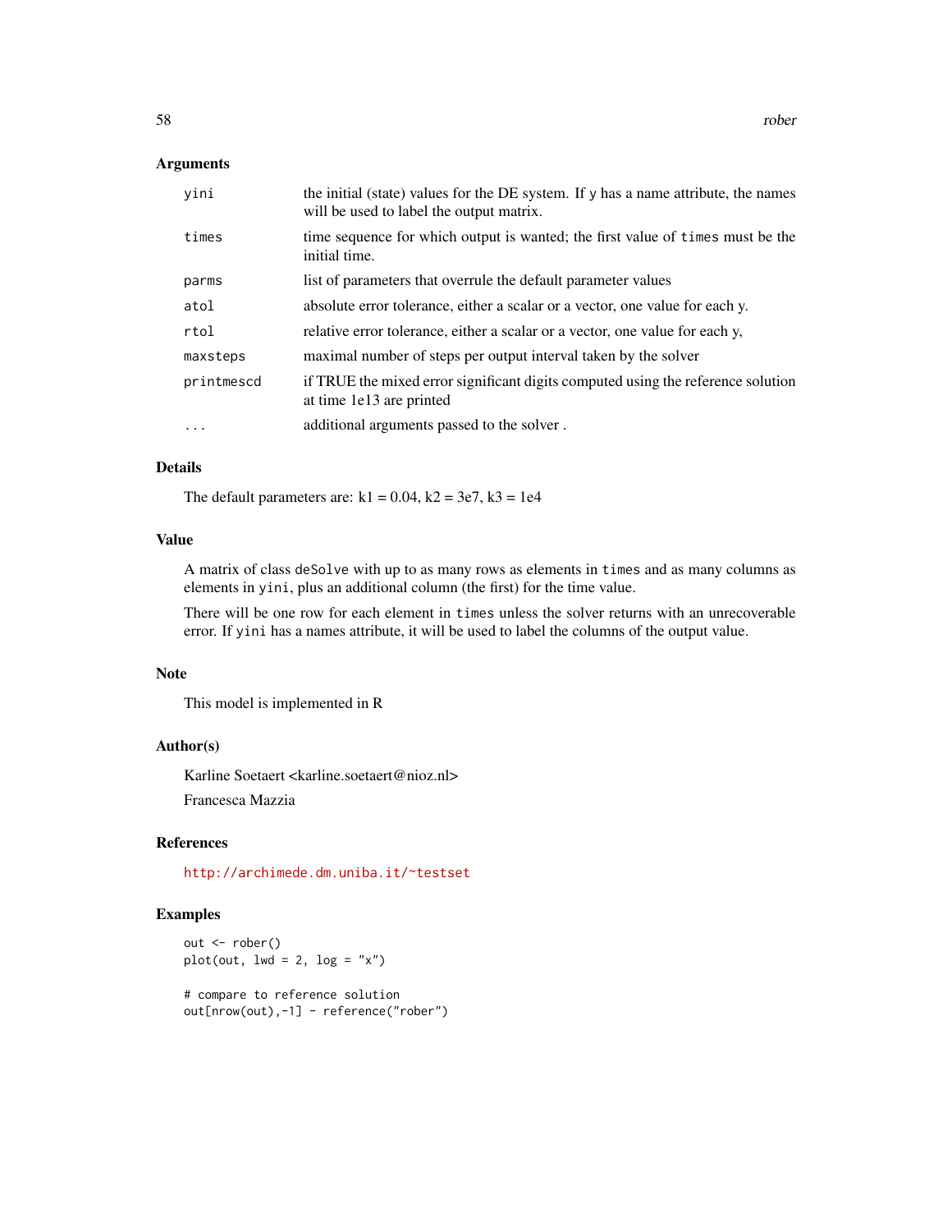### Arguments

| | |
|---|---|
| `yini` | the initial (state) values for the DE system. If y has a name attribute, the names will be used to label the output matrix. |
| `times` | time sequence for which output is wanted; the first value of `times` must be the initial time. |
| `parms` | list of parameters that overrule the default parameter values |
| `atol` | absolute error tolerance, either a scalar or a vector, one value for each y. |
| `rtol` | relative error tolerance, either a scalar or a vector, one value for each y, |
| `maxsteps` | maximal number of steps per output interval taken by the solver |
| `printmescd` | if TRUE the mixed error significant digits computed using the reference solution at time 1e13 are printed |
| `...` | additional arguments passed to the solver . |

### Details

The default parameters are: k1 = 0.04, k2 = 3e7, k3 = 1e4

### Value

A matrix of class `deSolve` with up to as many rows as elements in `times` and as many columns as elements in `yini`, plus an additional column (the first) for the time value.

There will be one row for each element in `times` unless the solver returns with an unrecoverable error. If `yini` has a names attribute, it will be used to label the columns of the output value.

### Note

This model is implemented in R

### Author(s)

Karline Soetaert <karline.soetaert@nioz.nl>

Francesca Mazzia

### References

http://archimede.dm.uniba.it/~testset

### Examples

```
out <- rober()
plot(out, lwd = 2, log = "x")

# compare to reference solution
out[nrow(out),-1] - reference("rober")
```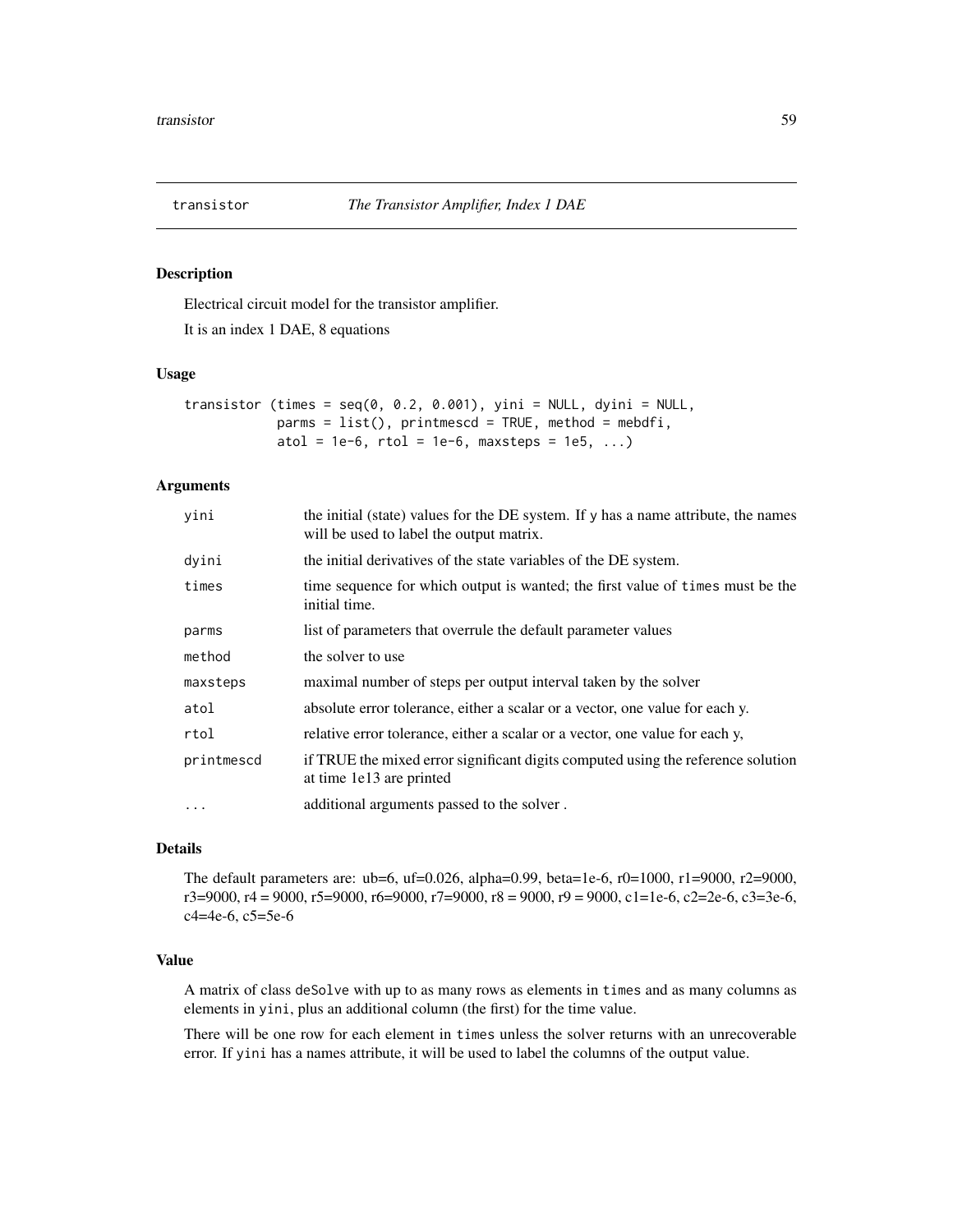# transistor — *The Transistor Amplifier, Index 1 DAE*

## Description

Electrical circuit model for the transistor amplifier.

It is an index 1 DAE, 8 equations

## Usage

```
transistor (times = seq(0, 0.2, 0.001), yini = NULL, dyini = NULL,
            parms = list(), printmescd = TRUE, method = mebdfi,
            atol = 1e-6, rtol = 1e-6, maxsteps = 1e5, ...)
```

## Arguments

| | |
|---|---|
| `yini` | the initial (state) values for the DE system. If y has a name attribute, the names will be used to label the output matrix. |
| `dyini` | the initial derivatives of the state variables of the DE system. |
| `times` | time sequence for which output is wanted; the first value of `times` must be the initial time. |
| `parms` | list of parameters that overrule the default parameter values |
| `method` | the solver to use |
| `maxsteps` | maximal number of steps per output interval taken by the solver |
| `atol` | absolute error tolerance, either a scalar or a vector, one value for each y. |
| `rtol` | relative error tolerance, either a scalar or a vector, one value for each y, |
| `printmescd` | if TRUE the mixed error significant digits computed using the reference solution at time 1e13 are printed |
| `...` | additional arguments passed to the solver . |

## Details

The default parameters are: ub=6, uf=0.026, alpha=0.99, beta=1e-6, r0=1000, r1=9000, r2=9000, r3=9000, r4 = 9000, r5=9000, r6=9000, r7=9000, r8 = 9000, r9 = 9000, c1=1e-6, c2=2e-6, c3=3e-6, c4=4e-6, c5=5e-6

## Value

A matrix of class `deSolve` with up to as many rows as elements in `times` and as many columns as elements in `yini`, plus an additional column (the first) for the time value.

There will be one row for each element in `times` unless the solver returns with an unrecoverable error. If `yini` has a names attribute, it will be used to label the columns of the output value.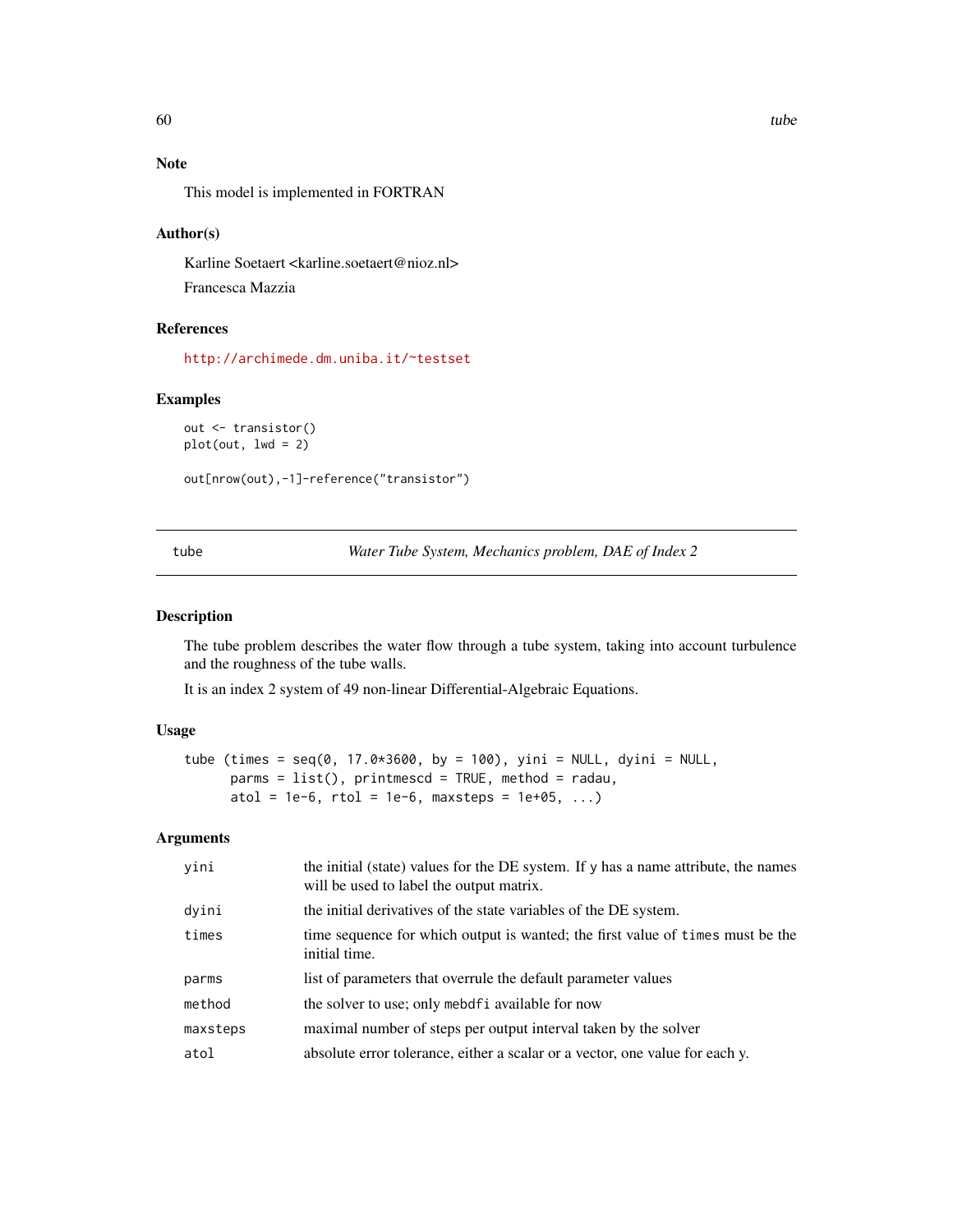## Note

This model is implemented in FORTRAN

## Author(s)

Karline Soetaert <karline.soetaert@nioz.nl>

Francesca Mazzia

## References

http://archimede.dm.uniba.it/~testset

## Examples

```
out <- transistor()
plot(out, lwd = 2)

out[nrow(out),-1]-reference("transistor")
```

---

# tube — *Water Tube System, Mechanics problem, DAE of Index 2*

## Description

The tube problem describes the water flow through a tube system, taking into account turbulence and the roughness of the tube walls.

It is an index 2 system of 49 non-linear Differential-Algebraic Equations.

## Usage

```
tube (times = seq(0, 17.0*3600, by = 100), yini = NULL, dyini = NULL,
      parms = list(), printmescd = TRUE, method = radau,
      atol = 1e-6, rtol = 1e-6, maxsteps = 1e+05, ...)
```

## Arguments

| | |
|---|---|
| yini | the initial (state) values for the DE system. If y has a name attribute, the names will be used to label the output matrix. |
| dyini | the initial derivatives of the state variables of the DE system. |
| times | time sequence for which output is wanted; the first value of times must be the initial time. |
| parms | list of parameters that overrule the default parameter values |
| method | the solver to use; only mebdfi available for now |
| maxsteps | maximal number of steps per output interval taken by the solver |
| atol | absolute error tolerance, either a scalar or a vector, one value for each y. |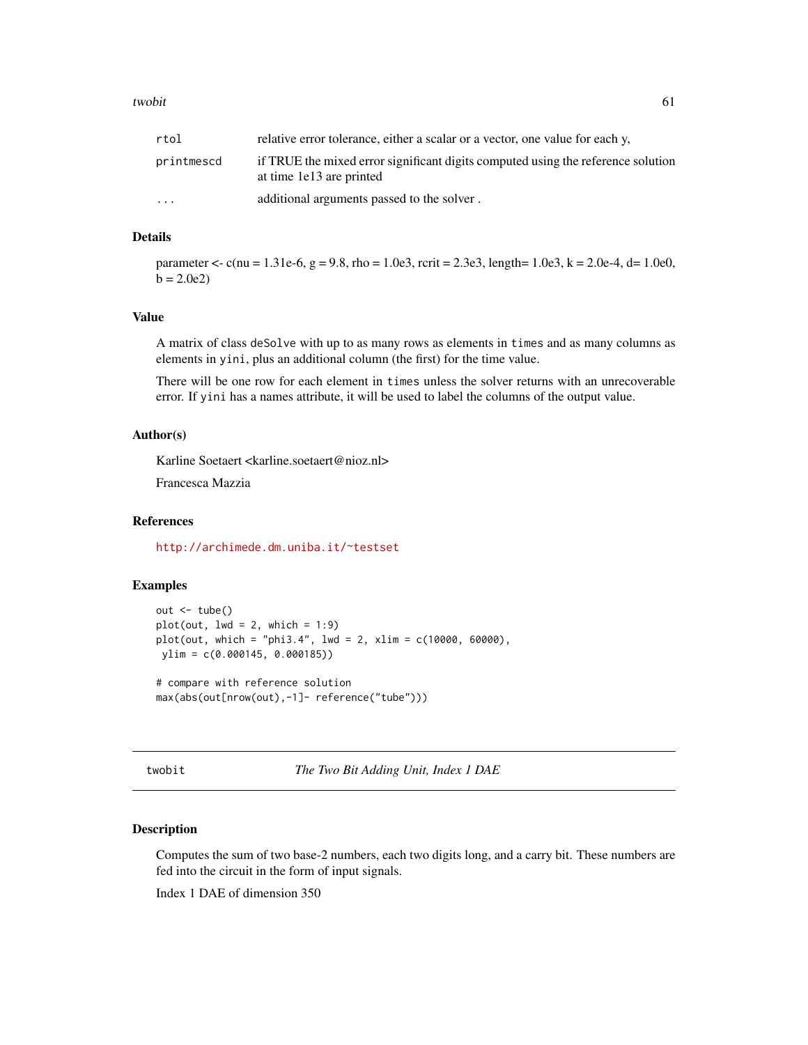| | |
|---|---|
| rtol | relative error tolerance, either a scalar or a vector, one value for each y, |
| printmescd | if TRUE the mixed error significant digits computed using the reference solution at time 1e13 are printed |
| ... | additional arguments passed to the solver . |

### Details

parameter <- c(nu = 1.31e-6, g = 9.8, rho = 1.0e3, rcrit = 2.3e3, length= 1.0e3, k = 2.0e-4, d= 1.0e0, b = 2.0e2)

### Value

A matrix of class `deSolve` with up to as many rows as elements in `times` and as many columns as elements in `yini`, plus an additional column (the first) for the time value.

There will be one row for each element in `times` unless the solver returns with an unrecoverable error. If `yini` has a names attribute, it will be used to label the columns of the output value.

### Author(s)

Karline Soetaert <karline.soetaert@nioz.nl>

Francesca Mazzia

### References

http://archimede.dm.uniba.it/~testset

### Examples

```
out <- tube()
plot(out, lwd = 2, which = 1:9)
plot(out, which = "phi3.4", lwd = 2, xlim = c(10000, 60000),
 ylim = c(0.000145, 0.000185))

# compare with reference solution
max(abs(out[nrow(out),-1]- reference("tube")))
```

---

## twobit — *The Two Bit Adding Unit, Index 1 DAE*

### Description

Computes the sum of two base-2 numbers, each two digits long, and a carry bit. These numbers are fed into the circuit in the form of input signals.

Index 1 DAE of dimension 350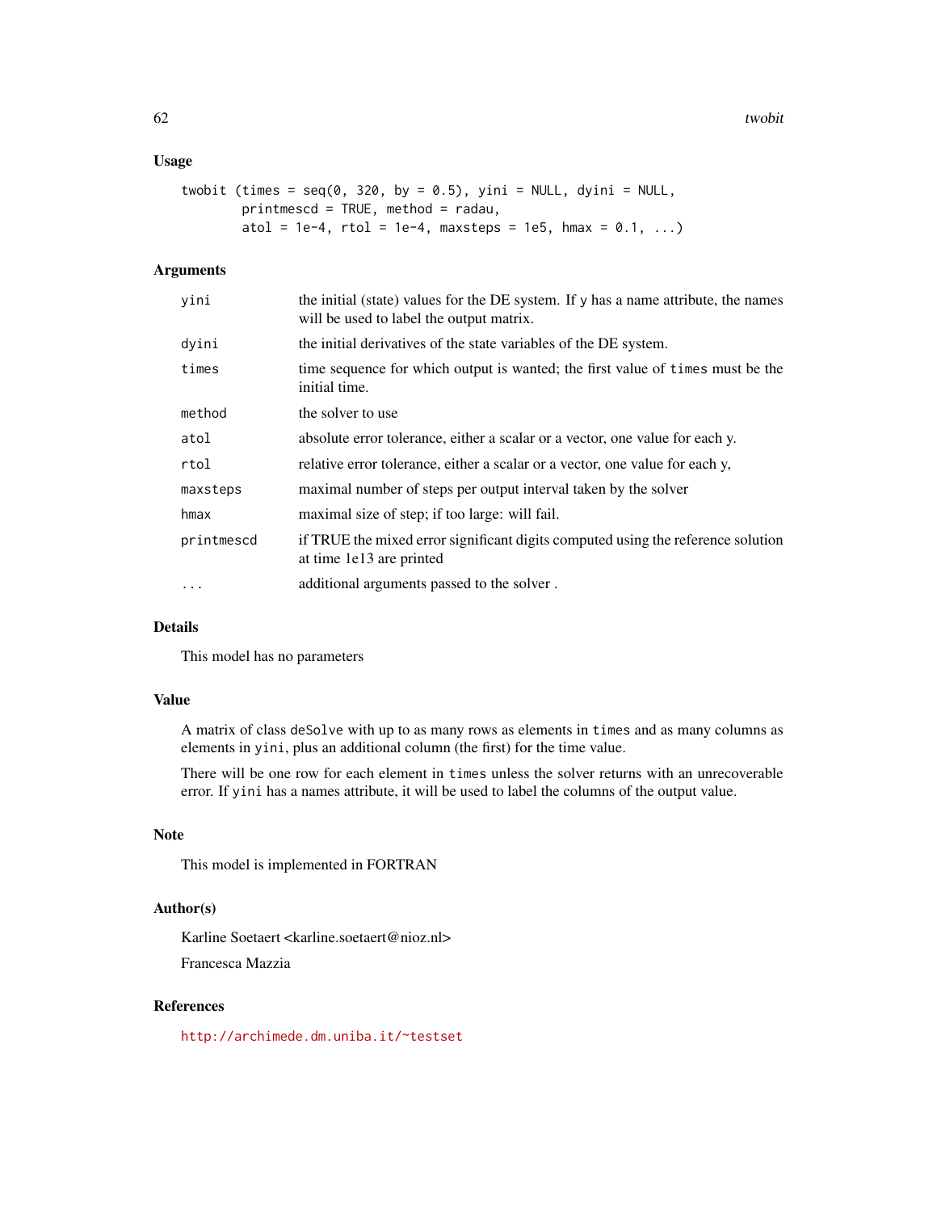## Usage

```
twobit (times = seq(0, 320, by = 0.5), yini = NULL, dyini = NULL,
        printmescd = TRUE, method = radau,
        atol = 1e-4, rtol = 1e-4, maxsteps = 1e5, hmax = 0.1, ...)
```

## Arguments

| | |
|---|---|
| `yini` | the initial (state) values for the DE system. If y has a name attribute, the names will be used to label the output matrix. |
| `dyini` | the initial derivatives of the state variables of the DE system. |
| `times` | time sequence for which output is wanted; the first value of `times` must be the initial time. |
| `method` | the solver to use |
| `atol` | absolute error tolerance, either a scalar or a vector, one value for each y. |
| `rtol` | relative error tolerance, either a scalar or a vector, one value for each y, |
| `maxsteps` | maximal number of steps per output interval taken by the solver |
| `hmax` | maximal size of step; if too large: will fail. |
| `printmescd` | if TRUE the mixed error significant digits computed using the reference solution at time 1e13 are printed |
| `...` | additional arguments passed to the solver . |

## Details

This model has no parameters

## Value

A matrix of class `deSolve` with up to as many rows as elements in `times` and as many columns as elements in `yini`, plus an additional column (the first) for the time value.

There will be one row for each element in `times` unless the solver returns with an unrecoverable error. If `yini` has a names attribute, it will be used to label the columns of the output value.

## Note

This model is implemented in FORTRAN

## Author(s)

Karline Soetaert <karline.soetaert@nioz.nl>

Francesca Mazzia

## References

http://archimede.dm.uniba.it/~testset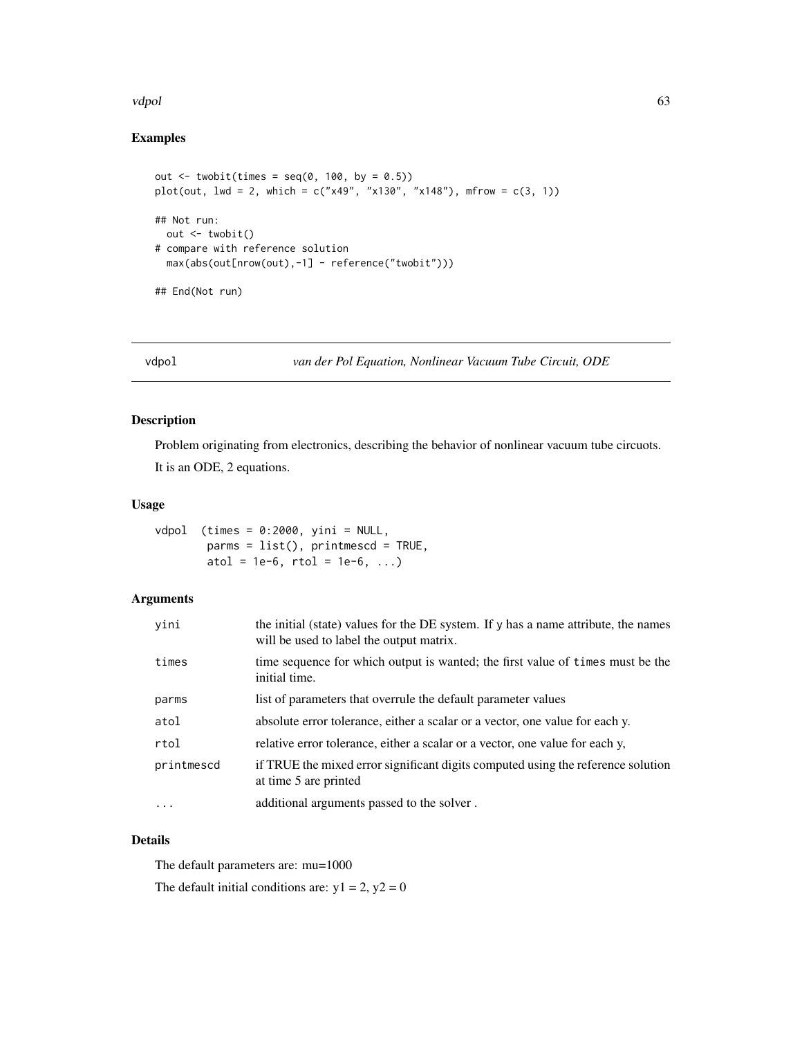## Examples

```
out <- twobit(times = seq(0, 100, by = 0.5))
plot(out, lwd = 2, which = c("x49", "x130", "x148"), mfrow = c(3, 1))

## Not run:
  out <- twobit()
# compare with reference solution
  max(abs(out[nrow(out),-1] - reference("twobit")))

## End(Not run)
```

---

# vdpol — *van der Pol Equation, Nonlinear Vacuum Tube Circuit, ODE*

---

## Description

Problem originating from electronics, describing the behavior of nonlinear vacuum tube circuots.

It is an ODE, 2 equations.

## Usage

```
vdpol  (times = 0:2000, yini = NULL,
        parms = list(), printmescd = TRUE,
        atol = 1e-6, rtol = 1e-6, ...)
```

## Arguments

| | |
|---|---|
| yini | the initial (state) values for the DE system. If y has a name attribute, the names will be used to label the output matrix. |
| times | time sequence for which output is wanted; the first value of times must be the initial time. |
| parms | list of parameters that overrule the default parameter values |
| atol | absolute error tolerance, either a scalar or a vector, one value for each y. |
| rtol | relative error tolerance, either a scalar or a vector, one value for each y, |
| printmescd | if TRUE the mixed error significant digits computed using the reference solution at time 5 are printed |
| ... | additional arguments passed to the solver . |

## Details

The default parameters are: mu=1000

The default initial conditions are: y1 = 2, y2 = 0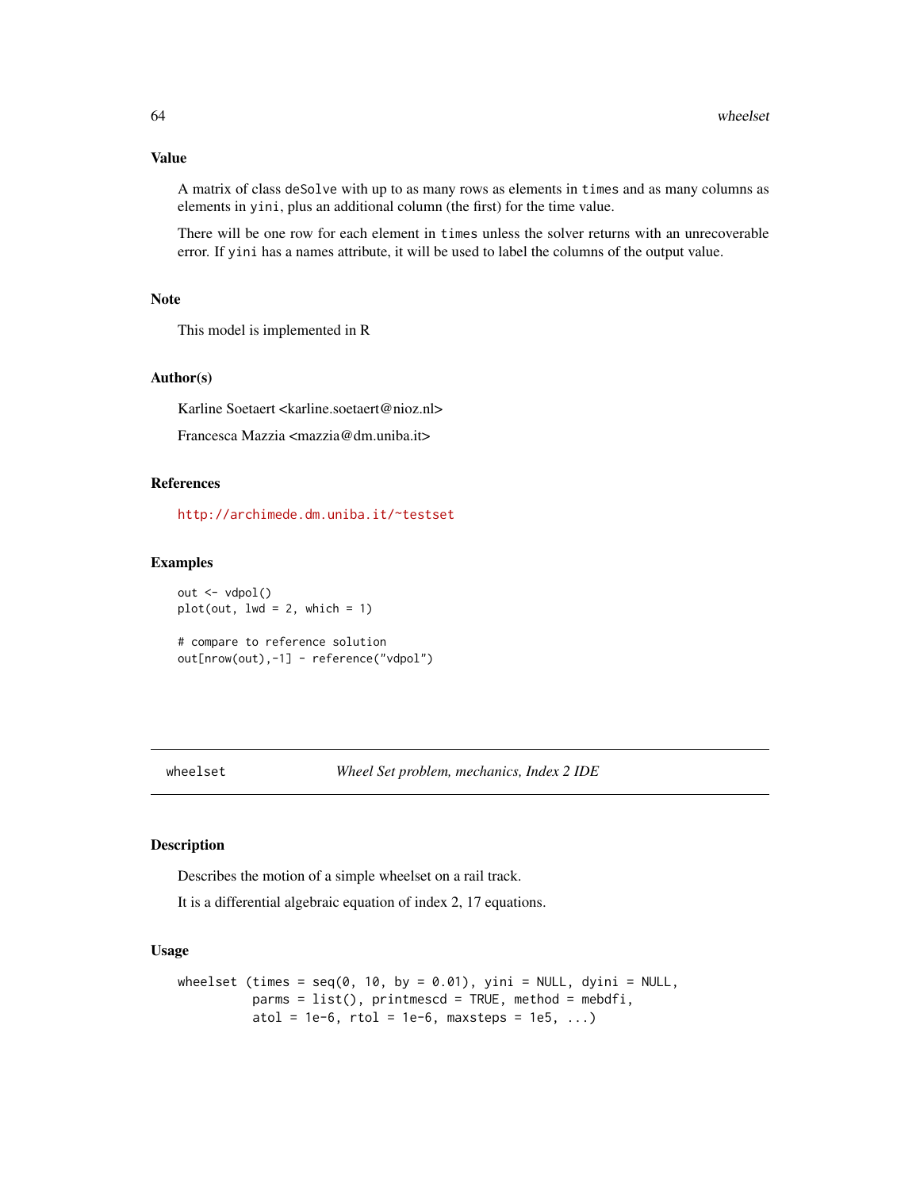## Value

A matrix of class `deSolve` with up to as many rows as elements in `times` and as many columns as elements in `yini`, plus an additional column (the first) for the time value.

There will be one row for each element in `times` unless the solver returns with an unrecoverable error. If `yini` has a names attribute, it will be used to label the columns of the output value.

## Note

This model is implemented in R

## Author(s)

Karline Soetaert <karline.soetaert@nioz.nl>

Francesca Mazzia <mazzia@dm.uniba.it>

## References

http://archimede.dm.uniba.it/~testset

## Examples

```
out <- vdpol()
plot(out, lwd = 2, which = 1)

# compare to reference solution
out[nrow(out),-1] - reference("vdpol")
```

---

# wheelset — *Wheel Set problem, mechanics, Index 2 IDE*

## Description

Describes the motion of a simple wheelset on a rail track.

It is a differential algebraic equation of index 2, 17 equations.

## Usage

```
wheelset (times = seq(0, 10, by = 0.01), yini = NULL, dyini = NULL,
          parms = list(), printmescd = TRUE, method = mebdfi,
          atol = 1e-6, rtol = 1e-6, maxsteps = 1e5, ...)
```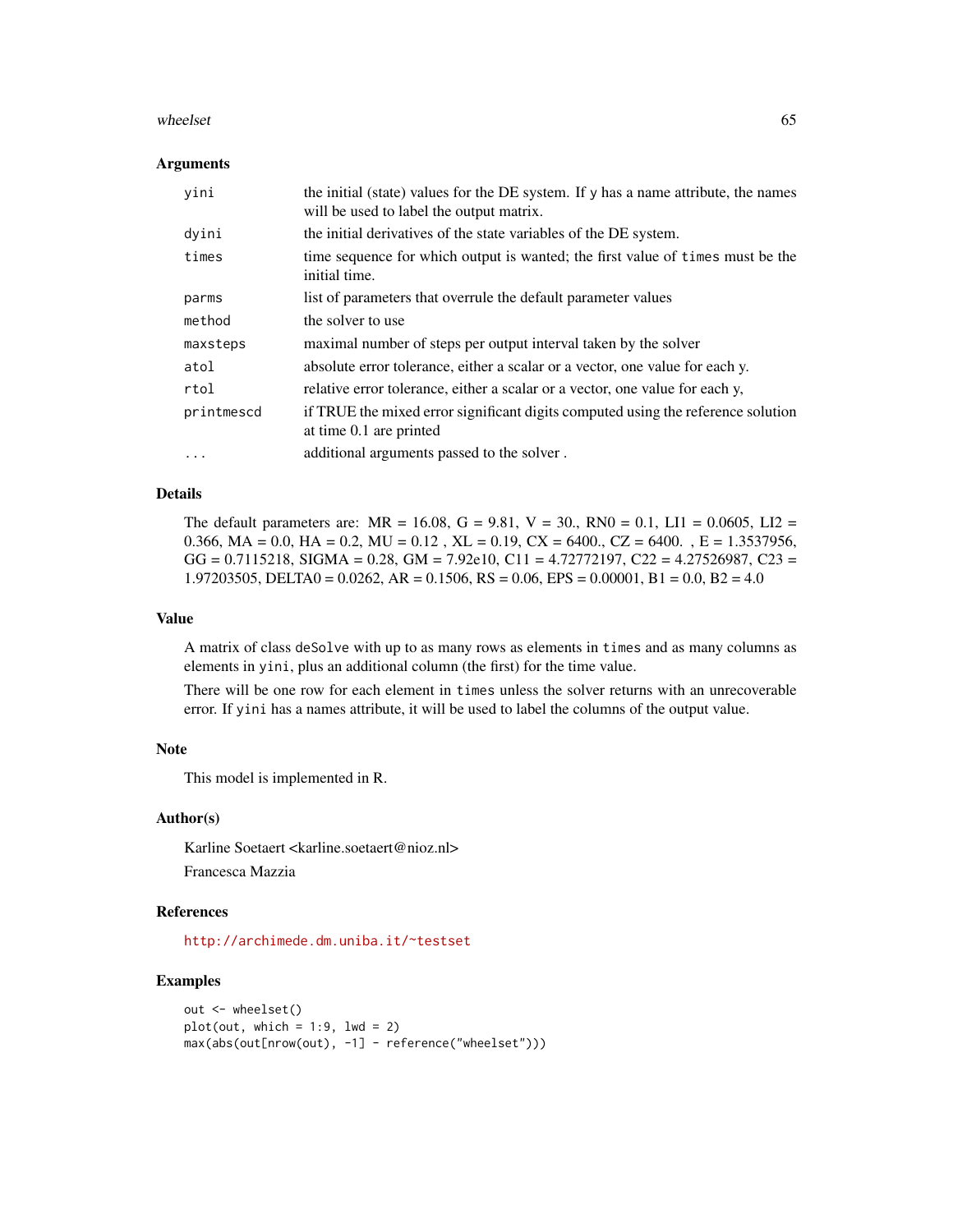### Arguments

| | |
|---|---|
| `yini` | the initial (state) values for the DE system. If y has a name attribute, the names will be used to label the output matrix. |
| `dyini` | the initial derivatives of the state variables of the DE system. |
| `times` | time sequence for which output is wanted; the first value of `times` must be the initial time. |
| `parms` | list of parameters that overrule the default parameter values |
| `method` | the solver to use |
| `maxsteps` | maximal number of steps per output interval taken by the solver |
| `atol` | absolute error tolerance, either a scalar or a vector, one value for each y. |
| `rtol` | relative error tolerance, either a scalar or a vector, one value for each y, |
| `printmescd` | if TRUE the mixed error significant digits computed using the reference solution at time 0.1 are printed |
| `...` | additional arguments passed to the solver . |

### Details

The default parameters are: MR = 16.08, G = 9.81, V = 30., RN0 = 0.1, LI1 = 0.0605, LI2 = 0.366, MA = 0.0, HA = 0.2, MU = 0.12 , XL = 0.19, CX = 6400., CZ = 6400. , E = 1.3537956, GG = 0.7115218, SIGMA = 0.28, GM = 7.92e10, C11 = 4.72772197, C22 = 4.27526987, C23 = 1.97203505, DELTA0 = 0.0262, AR = 0.1506, RS = 0.06, EPS = 0.00001, B1 = 0.0, B2 = 4.0

### Value

A matrix of class `deSolve` with up to as many rows as elements in `times` and as many columns as elements in `yini`, plus an additional column (the first) for the time value.

There will be one row for each element in `times` unless the solver returns with an unrecoverable error. If `yini` has a names attribute, it will be used to label the columns of the output value.

### Note

This model is implemented in R.

### Author(s)

Karline Soetaert <karline.soetaert@nioz.nl>

Francesca Mazzia

### References

http://archimede.dm.uniba.it/~testset

### Examples

```
out <- wheelset()
plot(out, which = 1:9, lwd = 2)
max(abs(out[nrow(out), -1] - reference("wheelset")))
```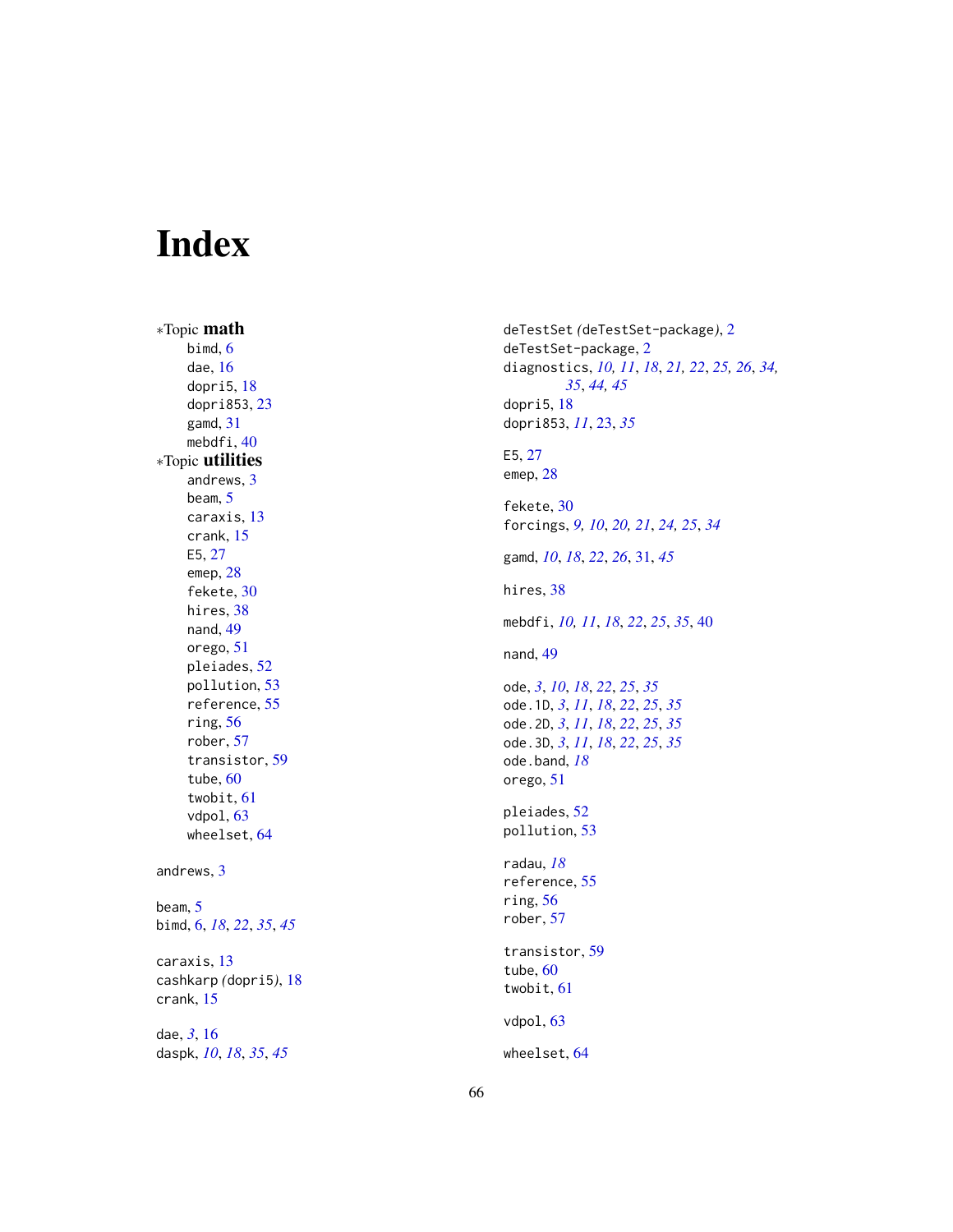# Index

∗Topic **math**
- bimd, 6
- dae, 16
- dopri5, 18
- dopri853, 23
- gamd, 31
- mebdfi, 40

∗Topic **utilities**
- andrews, 3
- beam, 5
- caraxis, 13
- crank, 15
- E5, 27
- emep, 28
- fekete, 30
- hires, 38
- nand, 49
- orego, 51
- pleiades, 52
- pollution, 53
- reference, 55
- ring, 56
- rober, 57
- transistor, 59
- tube, 60
- twobit, 61
- vdpol, 63
- wheelset, 64

andrews, 3

beam, 5
bimd, 6, *18*, *22*, *35*, *45*

caraxis, 13
cashkarp *(*dopri5*)*, 18
crank, 15

dae, *3*, 16
daspk, *10*, *18*, *35*, *45*
deTestSet *(*deTestSet-package*)*, 2
deTestSet-package, 2
diagnostics, *10, 11*, *18*, *21, 22*, *25, 26*, *34, 35*, *44, 45*
dopri5, 18
dopri853, *11*, 23, *35*

E5, 27
emep, 28

fekete, 30
forcings, *9, 10*, *20, 21*, *24, 25*, *34*

gamd, *10*, *18*, *22*, *26*, 31, *45*

hires, 38

mebdfi, *10, 11*, *18*, *22*, *25*, *35*, 40

nand, 49

ode, *3*, *10*, *18*, *22*, *25*, *35*
ode.1D, *3*, *11*, *18*, *22*, *25*, *35*
ode.2D, *3*, *11*, *18*, *22*, *25*, *35*
ode.3D, *3*, *11*, *18*, *22*, *25*, *35*
ode.band, *18*
orego, 51

pleiades, 52
pollution, 53

radau, *18*
reference, 55
ring, 56
rober, 57

transistor, 59
tube, 60
twobit, 61

vdpol, 63

wheelset, 64